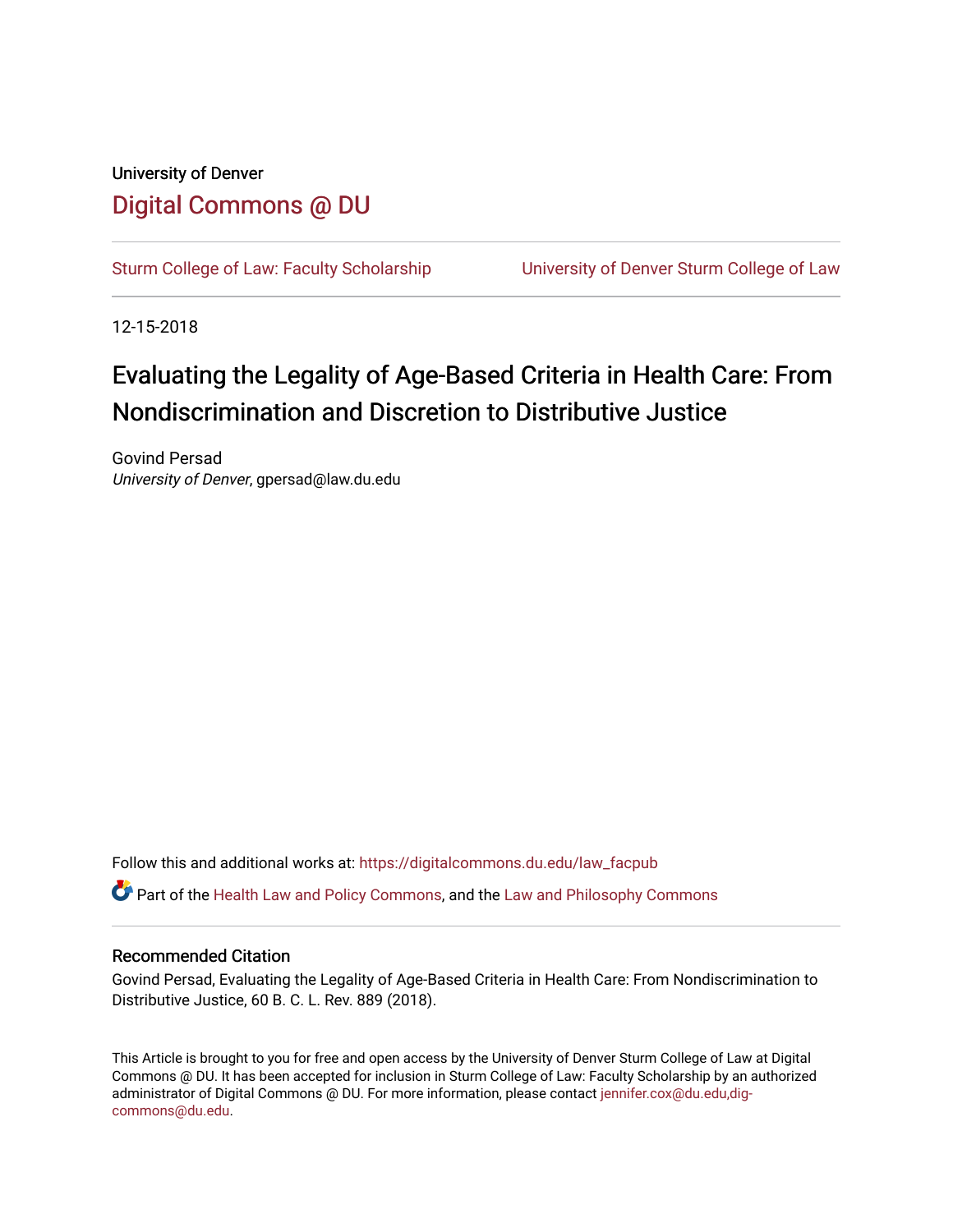University of Denver

# Digital Commons @ DU

Sturm College of Law: Faculty Scholarship | University of Denver Sturm College of Law

12-15-2018

# Evaluating the Legality of Age-Based Criteria in Health Care: From Nondiscrimination and Discretion to Distributive Justice

Govind Persad
*University of Denver*, gpersad@law.du.edu

Follow this and additional works at: https://digitalcommons.du.edu/law_facpub

Part of the Health Law and Policy Commons, and the Law and Philosophy Commons

## Recommended Citation

Govind Persad, Evaluating the Legality of Age-Based Criteria in Health Care: From Nondiscrimination to Distributive Justice, 60 B. C. L. Rev. 889 (2018).

This Article is brought to you for free and open access by the University of Denver Sturm College of Law at Digital Commons @ DU. It has been accepted for inclusion in Sturm College of Law: Faculty Scholarship by an authorized administrator of Digital Commons @ DU. For more information, please contact jennifer.cox@du.edu,dig-commons@du.edu.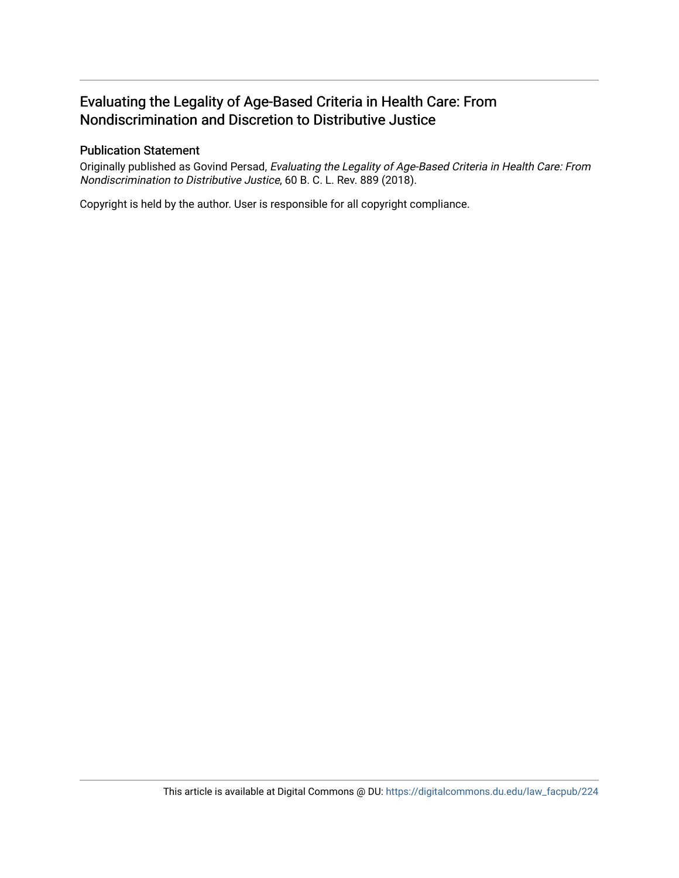# Evaluating the Legality of Age-Based Criteria in Health Care: From Nondiscrimination and Discretion to Distributive Justice

## Publication Statement

Originally published as Govind Persad, *Evaluating the Legality of Age-Based Criteria in Health Care: From Nondiscrimination to Distributive Justice*, 60 B. C. L. Rev. 889 (2018).

Copyright is held by the author. User is responsible for all copyright compliance.

This article is available at Digital Commons @ DU: https://digitalcommons.du.edu/law_facpub/224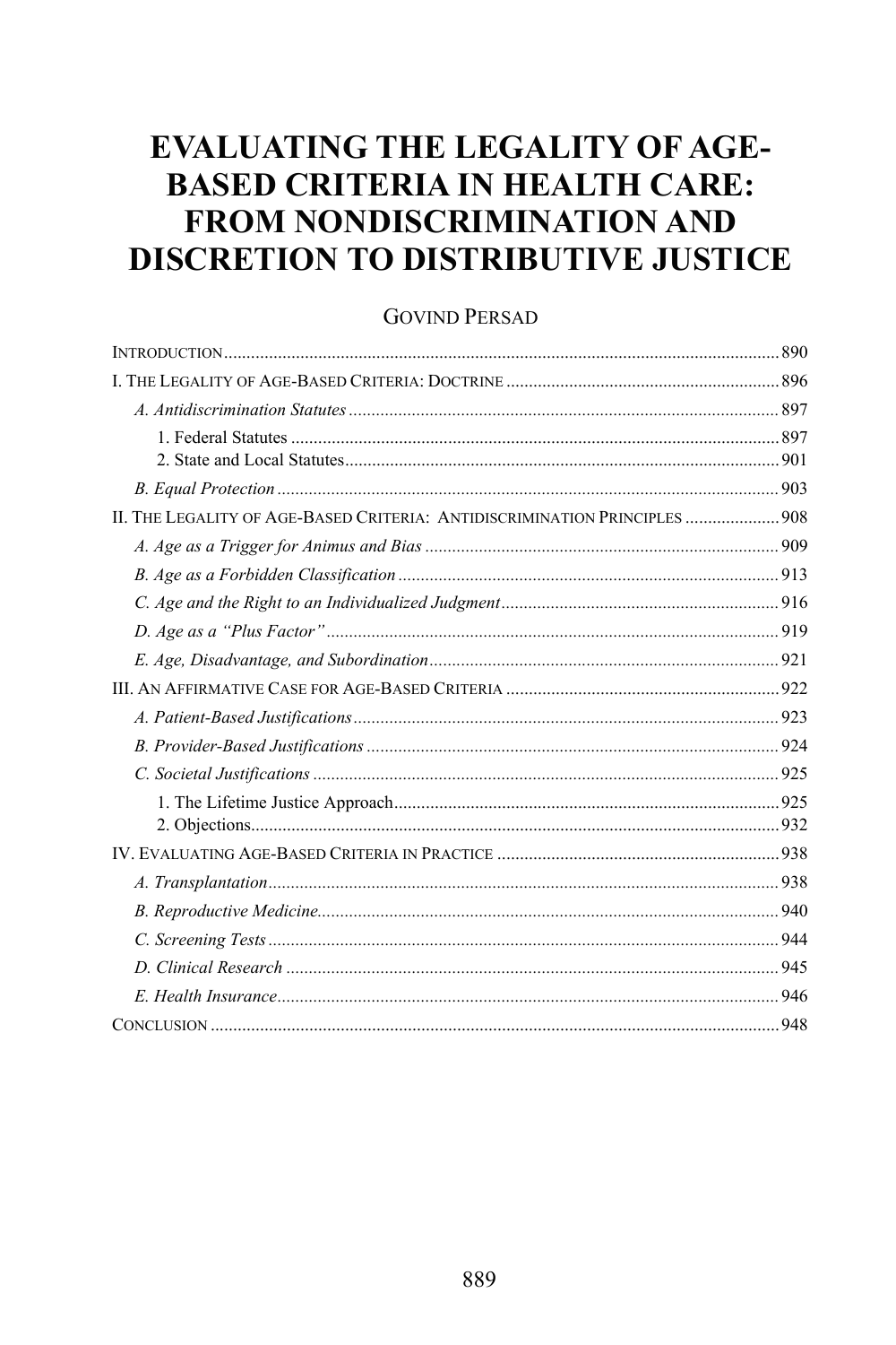# EVALUATING THE LEGALITY OF AGE-BASED CRITERIA IN HEALTH CARE: FROM NONDISCRIMINATION AND DISCRETION TO DISTRIBUTIVE JUSTICE

GOVIND PERSAD

INTRODUCTION .......... 890

I. THE LEGALITY OF AGE-BASED CRITERIA: DOCTRINE .......... 896

- *A. Antidiscrimination Statutes* .......... 897
  - 1. Federal Statutes .......... 897
  - 2. State and Local Statutes .......... 901
- *B. Equal Protection* .......... 903

II. THE LEGALITY OF AGE-BASED CRITERIA: ANTIDISCRIMINATION PRINCIPLES .......... 908

- *A. Age as a Trigger for Animus and Bias* .......... 909
- *B. Age as a Forbidden Classification* .......... 913
- *C. Age and the Right to an Individualized Judgment* .......... 916
- *D. Age as a "Plus Factor"* .......... 919
- *E. Age, Disadvantage, and Subordination* .......... 921

III. AN AFFIRMATIVE CASE FOR AGE-BASED CRITERIA .......... 922

- *A. Patient-Based Justifications* .......... 923
- *B. Provider-Based Justifications* .......... 924
- *C. Societal Justifications* .......... 925
  - 1. The Lifetime Justice Approach .......... 925
  - 2. Objections .......... 932

IV. EVALUATING AGE-BASED CRITERIA IN PRACTICE .......... 938

- *A. Transplantation* .......... 938
- *B. Reproductive Medicine* .......... 940
- *C. Screening Tests* .......... 944
- *D. Clinical Research* .......... 945
- *E. Health Insurance* .......... 946

CONCLUSION .......... 948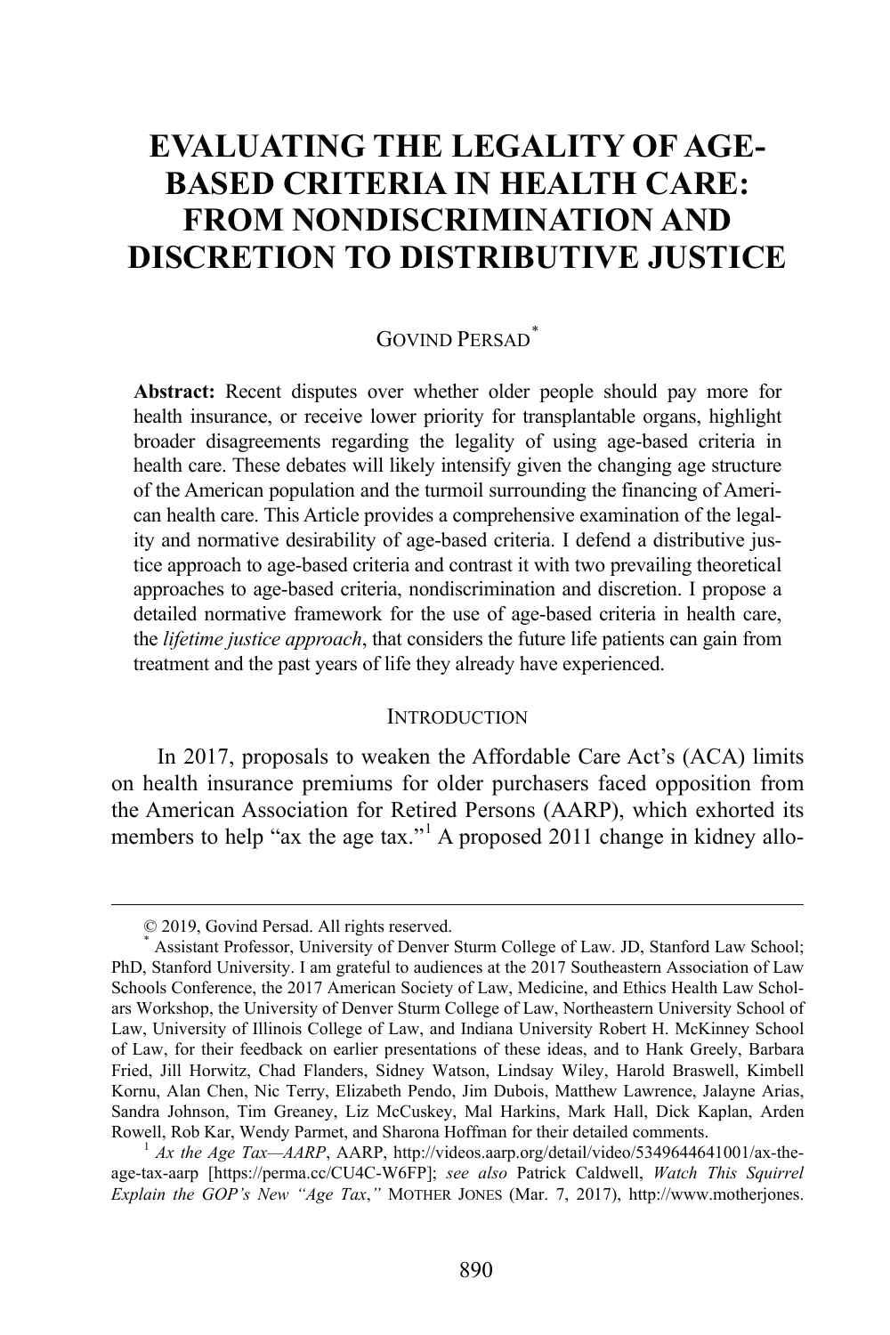# EVALUATING THE LEGALITY OF AGE-BASED CRITERIA IN HEALTH CARE: FROM NONDISCRIMINATION AND DISCRETION TO DISTRIBUTIVE JUSTICE

GOVIND PERSAD[*]

**Abstract:** Recent disputes over whether older people should pay more for health insurance, or receive lower priority for transplantable organs, highlight broader disagreements regarding the legality of using age-based criteria in health care. These debates will likely intensify given the changing age structure of the American population and the turmoil surrounding the financing of American health care. This Article provides a comprehensive examination of the legality and normative desirability of age-based criteria. I defend a distributive justice approach to age-based criteria and contrast it with two prevailing theoretical approaches to age-based criteria, nondiscrimination and discretion. I propose a detailed normative framework for the use of age-based criteria in health care, the *lifetime justice approach*, that considers the future life patients can gain from treatment and the past years of life they already have experienced.

## INTRODUCTION

In 2017, proposals to weaken the Affordable Care Act's (ACA) limits on health insurance premiums for older purchasers faced opposition from the American Association for Retired Persons (AARP), which exhorted its members to help "ax the age tax."[1] A proposed 2011 change in kidney allo-

---

© 2019, Govind Persad. All rights reserved.

[*] Assistant Professor, University of Denver Sturm College of Law. JD, Stanford Law School; PhD, Stanford University. I am grateful to audiences at the 2017 Southeastern Association of Law Schools Conference, the 2017 American Society of Law, Medicine, and Ethics Health Law Scholars Workshop, the University of Denver Sturm College of Law, Northeastern University School of Law, University of Illinois College of Law, and Indiana University Robert H. McKinney School of Law, for their feedback on earlier presentations of these ideas, and to Hank Greely, Barbara Fried, Jill Horwitz, Chad Flanders, Sidney Watson, Lindsay Wiley, Harold Braswell, Kimbell Kornu, Alan Chen, Nic Terry, Elizabeth Pendo, Jim Dubois, Matthew Lawrence, Jalayne Arias, Sandra Johnson, Tim Greaney, Liz McCuskey, Mal Harkins, Mark Hall, Dick Kaplan, Arden Rowell, Rob Kar, Wendy Parmet, and Sharona Hoffman for their detailed comments.

[1] *Ax the Age Tax—AARP*, AARP, http://videos.aarp.org/detail/video/5349644641001/ax-the-age-tax-aarp [https://perma.cc/CU4C-W6FP]; *see also* Patrick Caldwell, *Watch This Squirrel Explain the GOP's New "Age Tax*,*"* MOTHER JONES (Mar. 7, 2017), http://www.motherjones.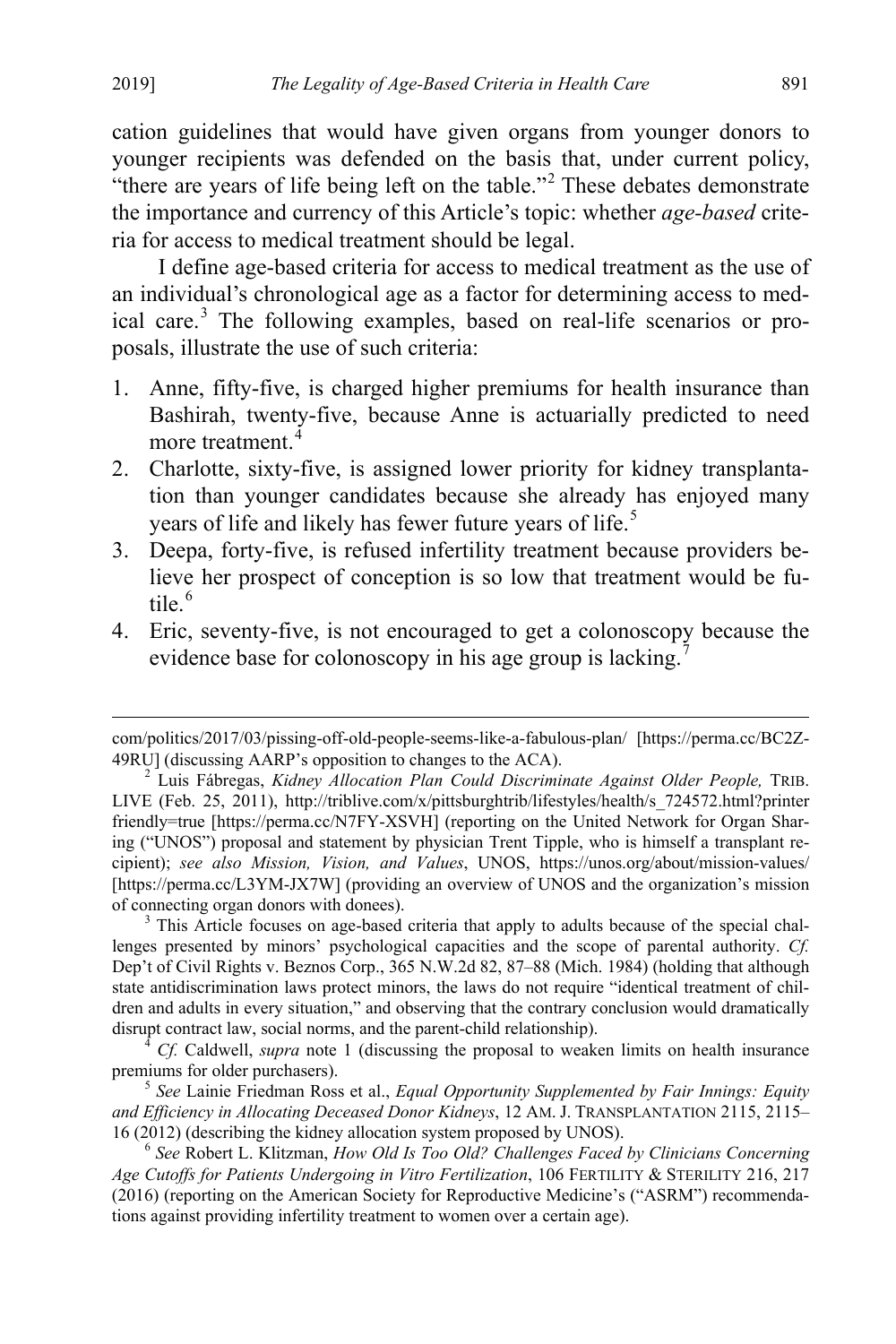cation guidelines that would have given organs from younger donors to younger recipients was defended on the basis that, under current policy, "there are years of life being left on the table."[2] These debates demonstrate the importance and currency of this Article's topic: whether *age-based* criteria for access to medical treatment should be legal.

I define age-based criteria for access to medical treatment as the use of an individual's chronological age as a factor for determining access to medical care.[3] The following examples, based on real-life scenarios or proposals, illustrate the use of such criteria:

1. Anne, fifty-five, is charged higher premiums for health insurance than Bashirah, twenty-five, because Anne is actuarially predicted to need more treatment.[4]
2. Charlotte, sixty-five, is assigned lower priority for kidney transplantation than younger candidates because she already has enjoyed many years of life and likely has fewer future years of life.[5]
3. Deepa, forty-five, is refused infertility treatment because providers believe her prospect of conception is so low that treatment would be futile.[6]
4. Eric, seventy-five, is not encouraged to get a colonoscopy because the evidence base for colonoscopy in his age group is lacking.[7]

---

com/politics/2017/03/pissing-off-old-people-seems-like-a-fabulous-plan/ [https://perma.cc/BC2Z-49RU] (discussing AARP's opposition to changes to the ACA).

[2] Luis Fábregas, *Kidney Allocation Plan Could Discriminate Against Older People,* TRIB. LIVE (Feb. 25, 2011), http://triblive.com/x/pittsburghtrib/lifestyles/health/s_724572.html?printer friendly=true [https://perma.cc/N7FY-XSVH] (reporting on the United Network for Organ Sharing ("UNOS") proposal and statement by physician Trent Tipple, who is himself a transplant recipient); *see also Mission, Vision, and Values*, UNOS, https://unos.org/about/mission-values/ [https://perma.cc/L3YM-JX7W] (providing an overview of UNOS and the organization's mission of connecting organ donors with donees).

[3] This Article focuses on age-based criteria that apply to adults because of the special challenges presented by minors' psychological capacities and the scope of parental authority. *Cf.* Dep't of Civil Rights v. Beznos Corp., 365 N.W.2d 82, 87–88 (Mich. 1984) (holding that although state antidiscrimination laws protect minors, the laws do not require "identical treatment of children and adults in every situation," and observing that the contrary conclusion would dramatically disrupt contract law, social norms, and the parent-child relationship).

[4] *Cf.* Caldwell, *supra* note 1 (discussing the proposal to weaken limits on health insurance premiums for older purchasers).

[5] *See* Lainie Friedman Ross et al., *Equal Opportunity Supplemented by Fair Innings: Equity and Efficiency in Allocating Deceased Donor Kidneys*, 12 AM. J. TRANSPLANTATION 2115, 2115–16 (2012) (describing the kidney allocation system proposed by UNOS).

[6] *See* Robert L. Klitzman, *How Old Is Too Old? Challenges Faced by Clinicians Concerning Age Cutoffs for Patients Undergoing in Vitro Fertilization*, 106 FERTILITY & STERILITY 216, 217 (2016) (reporting on the American Society for Reproductive Medicine's ("ASRM") recommendations against providing infertility treatment to women over a certain age).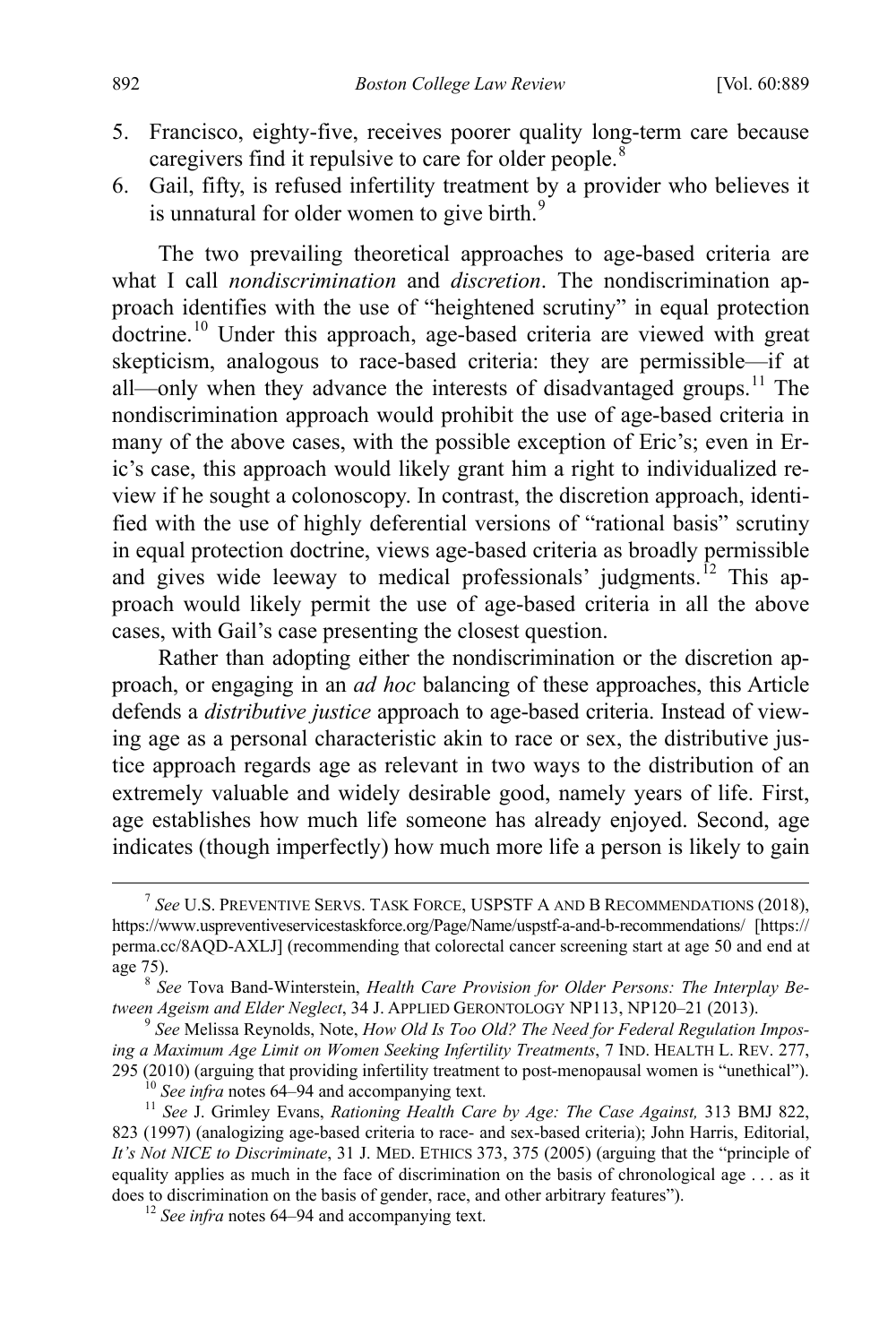5. Francisco, eighty-five, receives poorer quality long-term care because caregivers find it repulsive to care for older people.[8]
6. Gail, fifty, is refused infertility treatment by a provider who believes it is unnatural for older women to give birth.[9]

The two prevailing theoretical approaches to age-based criteria are what I call *nondiscrimination* and *discretion*. The nondiscrimination approach identifies with the use of "heightened scrutiny" in equal protection doctrine.[10] Under this approach, age-based criteria are viewed with great skepticism, analogous to race-based criteria: they are permissible—if at all—only when they advance the interests of disadvantaged groups.[11] The nondiscrimination approach would prohibit the use of age-based criteria in many of the above cases, with the possible exception of Eric's; even in Eric's case, this approach would likely grant him a right to individualized review if he sought a colonoscopy. In contrast, the discretion approach, identified with the use of highly deferential versions of "rational basis" scrutiny in equal protection doctrine, views age-based criteria as broadly permissible and gives wide leeway to medical professionals' judgments.[12] This approach would likely permit the use of age-based criteria in all the above cases, with Gail's case presenting the closest question.

Rather than adopting either the nondiscrimination or the discretion approach, or engaging in an *ad hoc* balancing of these approaches, this Article defends a *distributive justice* approach to age-based criteria. Instead of viewing age as a personal characteristic akin to race or sex, the distributive justice approach regards age as relevant in two ways to the distribution of an extremely valuable and widely desirable good, namely years of life. First, age establishes how much life someone has already enjoyed. Second, age indicates (though imperfectly) how much more life a person is likely to gain

---

[7] *See* U.S. PREVENTIVE SERVS. TASK FORCE, USPSTF A AND B RECOMMENDATIONS (2018), https://www.uspreventiveservicestaskforce.org/Page/Name/uspstf-a-and-b-recommendations/ [https://perma.cc/8AQD-AXLJ] (recommending that colorectal cancer screening start at age 50 and end at age 75).

[8] *See* Tova Band-Winterstein, *Health Care Provision for Older Persons: The Interplay Between Ageism and Elder Neglect*, 34 J. APPLIED GERONTOLOGY NP113, NP120–21 (2013).

[9] *See* Melissa Reynolds, Note, *How Old Is Too Old? The Need for Federal Regulation Imposing a Maximum Age Limit on Women Seeking Infertility Treatments*, 7 IND. HEALTH L. REV. 277, 295 (2010) (arguing that providing infertility treatment to post-menopausal women is "unethical").

[10] *See infra* notes 64–94 and accompanying text.

[11] *See* J. Grimley Evans, *Rationing Health Care by Age: The Case Against,* 313 BMJ 822, 823 (1997) (analogizing age-based criteria to race- and sex-based criteria); John Harris, Editorial, *It's Not NICE to Discriminate*, 31 J. MED. ETHICS 373, 375 (2005) (arguing that the "principle of equality applies as much in the face of discrimination on the basis of chronological age . . . as it does to discrimination on the basis of gender, race, and other arbitrary features").

[12] *See infra* notes 64–94 and accompanying text.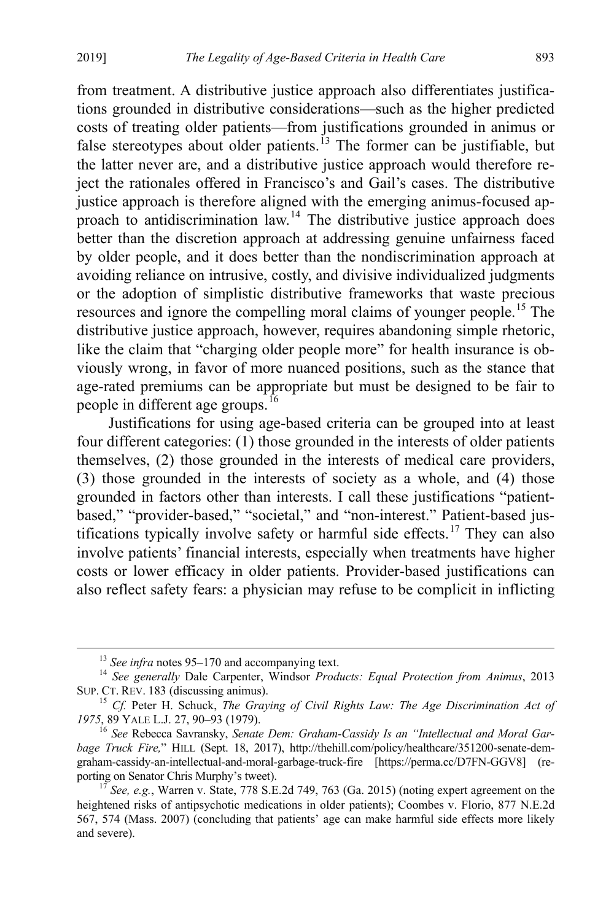from treatment. A distributive justice approach also differentiates justifications grounded in distributive considerations—such as the higher predicted costs of treating older patients—from justifications grounded in animus or false stereotypes about older patients.[13] The former can be justifiable, but the latter never are, and a distributive justice approach would therefore reject the rationales offered in Francisco's and Gail's cases. The distributive justice approach is therefore aligned with the emerging animus-focused approach to antidiscrimination law.[14] The distributive justice approach does better than the discretion approach at addressing genuine unfairness faced by older people, and it does better than the nondiscrimination approach at avoiding reliance on intrusive, costly, and divisive individualized judgments or the adoption of simplistic distributive frameworks that waste precious resources and ignore the compelling moral claims of younger people.[15] The distributive justice approach, however, requires abandoning simple rhetoric, like the claim that "charging older people more" for health insurance is obviously wrong, in favor of more nuanced positions, such as the stance that age-rated premiums can be appropriate but must be designed to be fair to people in different age groups.[16]

Justifications for using age-based criteria can be grouped into at least four different categories: (1) those grounded in the interests of older patients themselves, (2) those grounded in the interests of medical care providers, (3) those grounded in the interests of society as a whole, and (4) those grounded in factors other than interests. I call these justifications "patient-based," "provider-based," "societal," and "non-interest." Patient-based justifications typically involve safety or harmful side effects.[17] They can also involve patients' financial interests, especially when treatments have higher costs or lower efficacy in older patients. Provider-based justifications can also reflect safety fears: a physician may refuse to be complicit in inflicting

---

[13] *See infra* notes 95–170 and accompanying text.

[14] *See generally* Dale Carpenter, Windsor *Products: Equal Protection from Animus*, 2013 SUP. CT. REV. 183 (discussing animus).

[15] *Cf.* Peter H. Schuck, *The Graying of Civil Rights Law: The Age Discrimination Act of 1975*, 89 YALE L.J. 27, 90–93 (1979).

[16] *See* Rebecca Savransky, *Senate Dem: Graham-Cassidy Is an "Intellectual and Moral Garbage Truck Fire,"* HILL (Sept. 18, 2017), http://thehill.com/policy/healthcare/351200-senate-dem-graham-cassidy-an-intellectual-and-moral-garbage-truck-fire [https://perma.cc/D7FN-GGV8] (reporting on Senator Chris Murphy's tweet).

[17] *See, e.g.*, Warren v. State, 778 S.E.2d 749, 763 (Ga. 2015) (noting expert agreement on the heightened risks of antipsychotic medications in older patients); Coombes v. Florio, 877 N.E.2d 567, 574 (Mass. 2007) (concluding that patients' age can make harmful side effects more likely and severe).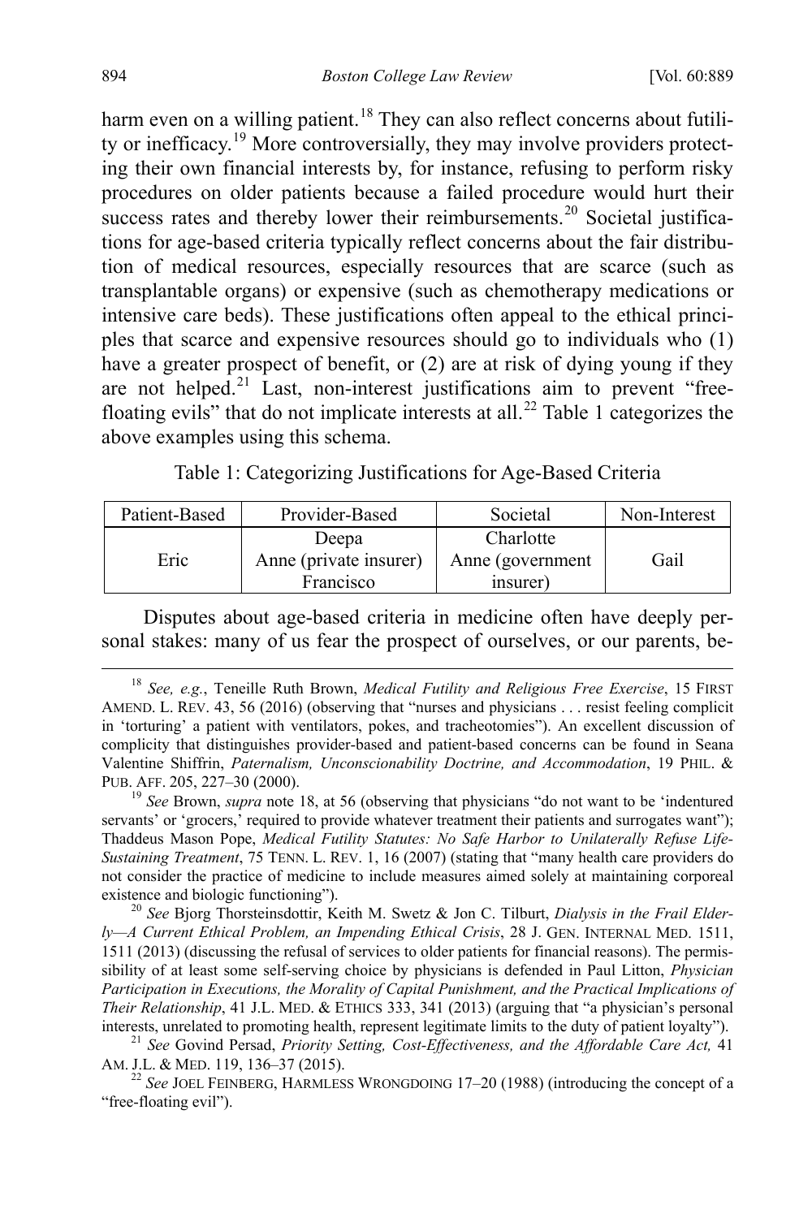harm even on a willing patient.[18] They can also reflect concerns about futility or inefficacy.[19] More controversially, they may involve providers protecting their own financial interests by, for instance, refusing to perform risky procedures on older patients because a failed procedure would hurt their success rates and thereby lower their reimbursements.[20] Societal justifications for age-based criteria typically reflect concerns about the fair distribution of medical resources, especially resources that are scarce (such as transplantable organs) or expensive (such as chemotherapy medications or intensive care beds). These justifications often appeal to the ethical principles that scarce and expensive resources should go to individuals who (1) have a greater prospect of benefit, or (2) are at risk of dying young if they are not helped.[21] Last, non-interest justifications aim to prevent "free-floating evils" that do not implicate interests at all.[22] Table 1 categorizes the above examples using this schema.

Table 1: Categorizing Justifications for Age-Based Criteria

| Patient-Based | Provider-Based | Societal | Non-Interest |
|---|---|---|---|
| Eric | Deepa<br>Anne (private insurer)<br>Francisco | Charlotte<br>Anne (government insurer) | Gail |

Disputes about age-based criteria in medicine often have deeply personal stakes: many of us fear the prospect of ourselves, or our parents, be-

---

[18] *See, e.g.*, Teneille Ruth Brown, *Medical Futility and Religious Free Exercise*, 15 FIRST AMEND. L. REV. 43, 56 (2016) (observing that "nurses and physicians . . . resist feeling complicit in 'torturing' a patient with ventilators, pokes, and tracheotomies"). An excellent discussion of complicity that distinguishes provider-based and patient-based concerns can be found in Seana Valentine Shiffrin, *Paternalism, Unconscionability Doctrine, and Accommodation*, 19 PHIL. & PUB. AFF. 205, 227–30 (2000).

[19] *See* Brown, *supra* note 18, at 56 (observing that physicians "do not want to be 'indentured servants' or 'grocers,' required to provide whatever treatment their patients and surrogates want"); Thaddeus Mason Pope, *Medical Futility Statutes: No Safe Harbor to Unilaterally Refuse Life-Sustaining Treatment*, 75 TENN. L. REV. 1, 16 (2007) (stating that "many health care providers do not consider the practice of medicine to include measures aimed solely at maintaining corporeal existence and biologic functioning").

[20] *See* Bjorg Thorsteinsdottir, Keith M. Swetz & Jon C. Tilburt, *Dialysis in the Frail Elderly—A Current Ethical Problem, an Impending Ethical Crisis*, 28 J. GEN. INTERNAL MED. 1511, 1511 (2013) (discussing the refusal of services to older patients for financial reasons). The permissibility of at least some self-serving choice by physicians is defended in Paul Litton, *Physician Participation in Executions, the Morality of Capital Punishment, and the Practical Implications of Their Relationship*, 41 J.L. MED. & ETHICS 333, 341 (2013) (arguing that "a physician's personal interests, unrelated to promoting health, represent legitimate limits to the duty of patient loyalty").

[21] *See* Govind Persad, *Priority Setting, Cost-Effectiveness, and the Affordable Care Act,* 41 AM. J.L. & MED. 119, 136–37 (2015).

[22] *See* JOEL FEINBERG, HARMLESS WRONGDOING 17–20 (1988) (introducing the concept of a "free-floating evil").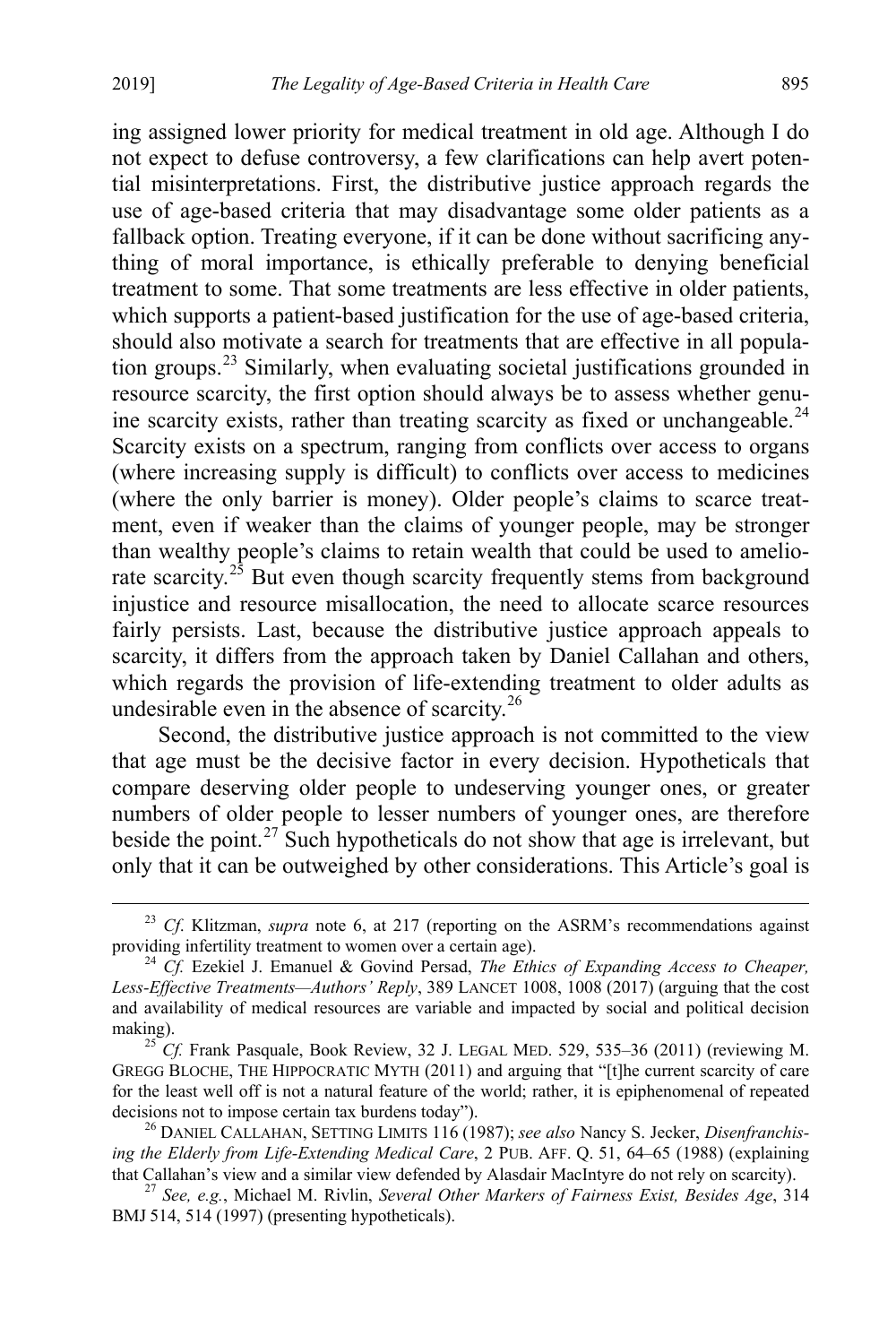ing assigned lower priority for medical treatment in old age. Although I do not expect to defuse controversy, a few clarifications can help avert potential misinterpretations. First, the distributive justice approach regards the use of age-based criteria that may disadvantage some older patients as a fallback option. Treating everyone, if it can be done without sacrificing anything of moral importance, is ethically preferable to denying beneficial treatment to some. That some treatments are less effective in older patients, which supports a patient-based justification for the use of age-based criteria, should also motivate a search for treatments that are effective in all population groups.[23] Similarly, when evaluating societal justifications grounded in resource scarcity, the first option should always be to assess whether genuine scarcity exists, rather than treating scarcity as fixed or unchangeable.[24] Scarcity exists on a spectrum, ranging from conflicts over access to organs (where increasing supply is difficult) to conflicts over access to medicines (where the only barrier is money). Older people's claims to scarce treatment, even if weaker than the claims of younger people, may be stronger than wealthy people's claims to retain wealth that could be used to ameliorate scarcity.[25] But even though scarcity frequently stems from background injustice and resource misallocation, the need to allocate scarce resources fairly persists. Last, because the distributive justice approach appeals to scarcity, it differs from the approach taken by Daniel Callahan and others, which regards the provision of life-extending treatment to older adults as undesirable even in the absence of scarcity.[26]

Second, the distributive justice approach is not committed to the view that age must be the decisive factor in every decision. Hypotheticals that compare deserving older people to undeserving younger ones, or greater numbers of older people to lesser numbers of younger ones, are therefore beside the point.[27] Such hypotheticals do not show that age is irrelevant, but only that it can be outweighed by other considerations. This Article's goal is

---

[23] *Cf.* Klitzman, *supra* note 6, at 217 (reporting on the ASRM's recommendations against providing infertility treatment to women over a certain age).

[24] *Cf.* Ezekiel J. Emanuel & Govind Persad, *The Ethics of Expanding Access to Cheaper, Less-Effective Treatments—Authors' Reply*, 389 LANCET 1008, 1008 (2017) (arguing that the cost and availability of medical resources are variable and impacted by social and political decision making).

[25] *Cf.* Frank Pasquale, Book Review, 32 J. LEGAL MED. 529, 535–36 (2011) (reviewing M. GREGG BLOCHE, THE HIPPOCRATIC MYTH (2011) and arguing that "[t]he current scarcity of care for the least well off is not a natural feature of the world; rather, it is epiphenomenal of repeated decisions not to impose certain tax burdens today").

[26] DANIEL CALLAHAN, SETTING LIMITS 116 (1987); *see also* Nancy S. Jecker, *Disenfranchising the Elderly from Life-Extending Medical Care*, 2 PUB. AFF. Q. 51, 64–65 (1988) (explaining that Callahan's view and a similar view defended by Alasdair MacIntyre do not rely on scarcity).

[27] *See, e.g.*, Michael M. Rivlin, *Several Other Markers of Fairness Exist, Besides Age*, 314 BMJ 514, 514 (1997) (presenting hypotheticals).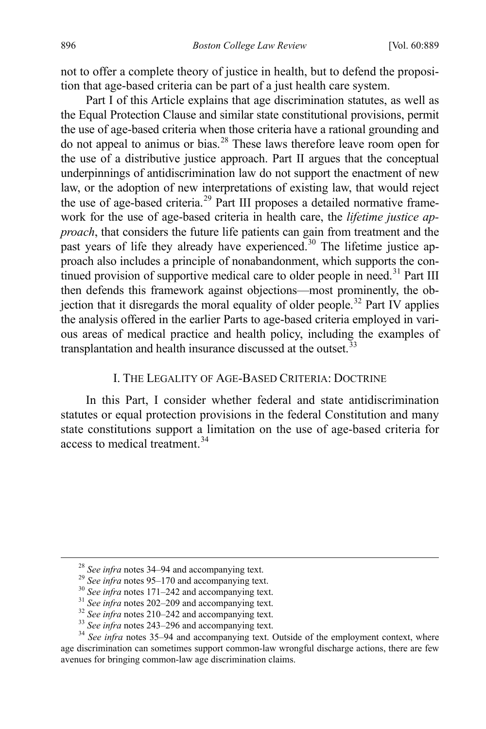not to offer a complete theory of justice in health, but to defend the proposition that age-based criteria can be part of a just health care system.

Part I of this Article explains that age discrimination statutes, as well as the Equal Protection Clause and similar state constitutional provisions, permit the use of age-based criteria when those criteria have a rational grounding and do not appeal to animus or bias.[28] These laws therefore leave room open for the use of a distributive justice approach. Part II argues that the conceptual underpinnings of antidiscrimination law do not support the enactment of new law, or the adoption of new interpretations of existing law, that would reject the use of age-based criteria.[29] Part III proposes a detailed normative framework for the use of age-based criteria in health care, the *lifetime justice approach*, that considers the future life patients can gain from treatment and the past years of life they already have experienced.[30] The lifetime justice approach also includes a principle of nonabandonment, which supports the continued provision of supportive medical care to older people in need.[31] Part III then defends this framework against objections—most prominently, the objection that it disregards the moral equality of older people.[32] Part IV applies the analysis offered in the earlier Parts to age-based criteria employed in various areas of medical practice and health policy, including the examples of transplantation and health insurance discussed at the outset.[33]

## I. The Legality of Age-Based Criteria: Doctrine

In this Part, I consider whether federal and state antidiscrimination statutes or equal protection provisions in the federal Constitution and many state constitutions support a limitation on the use of age-based criteria for access to medical treatment.[34]

---

[28] *See infra* notes 34–94 and accompanying text.

[29] *See infra* notes 95–170 and accompanying text.

[30] *See infra* notes 171–242 and accompanying text.

[31] *See infra* notes 202–209 and accompanying text.

[32] *See infra* notes 210–242 and accompanying text.

[33] *See infra* notes 243–296 and accompanying text.

[34] *See infra* notes 35–94 and accompanying text. Outside of the employment context, where age discrimination can sometimes support common-law wrongful discharge actions, there are few avenues for bringing common-law age discrimination claims.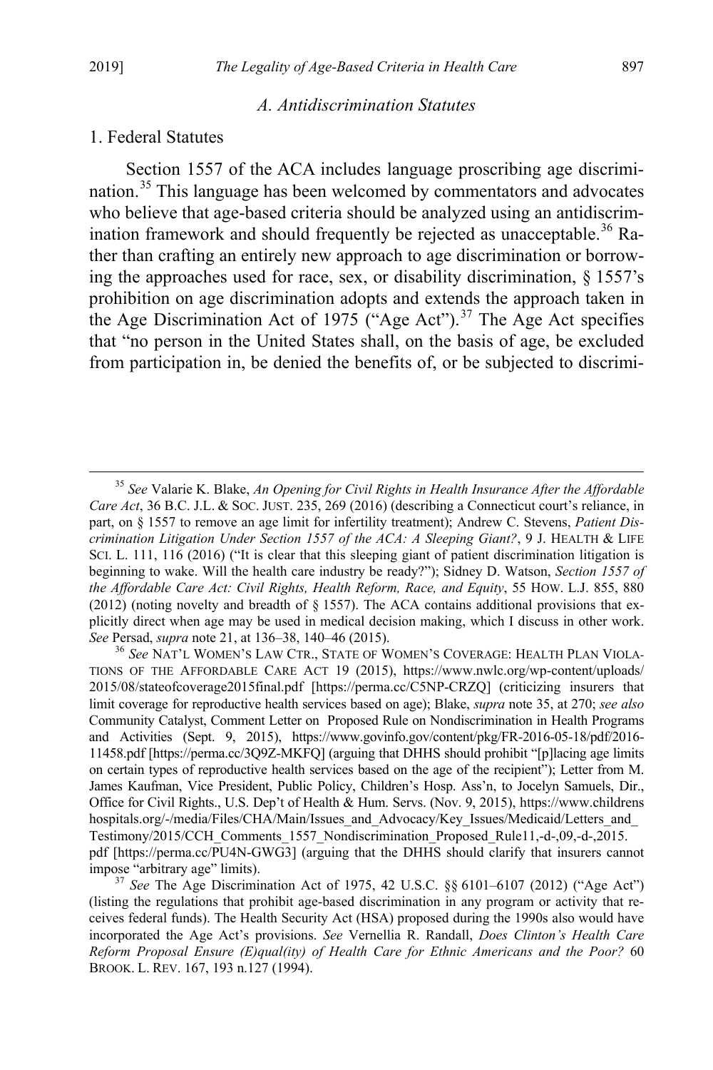### A. Antidiscrimination Statutes

#### 1. Federal Statutes

Section 1557 of the ACA includes language proscribing age discrimination.[35] This language has been welcomed by commentators and advocates who believe that age-based criteria should be analyzed using an antidiscrimination framework and should frequently be rejected as unacceptable.[36] Rather than crafting an entirely new approach to age discrimination or borrowing the approaches used for race, sex, or disability discrimination, § 1557's prohibition on age discrimination adopts and extends the approach taken in the Age Discrimination Act of 1975 ("Age Act").[37] The Age Act specifies that "no person in the United States shall, on the basis of age, be excluded from participation in, be denied the benefits of, or be subjected to discrimi-

---

[35] *See* Valarie K. Blake, *An Opening for Civil Rights in Health Insurance After the Affordable Care Act*, 36 B.C. J.L. & SOC. JUST. 235, 269 (2016) (describing a Connecticut court's reliance, in part, on § 1557 to remove an age limit for infertility treatment); Andrew C. Stevens, *Patient Discrimination Litigation Under Section 1557 of the ACA: A Sleeping Giant?*, 9 J. HEALTH & LIFE SCI. L. 111, 116 (2016) ("It is clear that this sleeping giant of patient discrimination litigation is beginning to wake. Will the health care industry be ready?"); Sidney D. Watson, *Section 1557 of the Affordable Care Act: Civil Rights, Health Reform, Race, and Equity*, 55 HOW. L.J. 855, 880 (2012) (noting novelty and breadth of § 1557). The ACA contains additional provisions that explicitly direct when age may be used in medical decision making, which I discuss in other work. *See* Persad, *supra* note 21, at 136–38, 140–46 (2015).

[36] *See* NAT'L WOMEN'S LAW CTR., STATE OF WOMEN'S COVERAGE: HEALTH PLAN VIOLATIONS OF THE AFFORDABLE CARE ACT 19 (2015), https://www.nwlc.org/wp-content/uploads/2015/08/stateofcoverage2015final.pdf [https://perma.cc/C5NP-CRZQ] (criticizing insurers that limit coverage for reproductive health services based on age); Blake, *supra* note 35, at 270; *see also* Community Catalyst, Comment Letter on Proposed Rule on Nondiscrimination in Health Programs and Activities (Sept. 9, 2015), https://www.govinfo.gov/content/pkg/FR-2016-05-18/pdf/2016-11458.pdf [https://perma.cc/3Q9Z-MKFQ] (arguing that DHHS should prohibit "[p]lacing age limits on certain types of reproductive health services based on the age of the recipient"); Letter from M. James Kaufman, Vice President, Public Policy, Children's Hosp. Ass'n, to Jocelyn Samuels, Dir., Office for Civil Rights., U.S. Dep't of Health & Hum. Servs. (Nov. 9, 2015), https://www.childrenshospitals.org/-/media/Files/CHA/Main/Issues_and_Advocacy/Key_Issues/Medicaid/Letters_and_Testimony/2015/CCH_Comments_1557_Nondiscrimination_Proposed_Rule11,-d-,09,-d-,2015.pdf [https://perma.cc/PU4N-GWG3] (arguing that the DHHS should clarify that insurers cannot impose "arbitrary age" limits).

[37] *See* The Age Discrimination Act of 1975, 42 U.S.C. §§ 6101–6107 (2012) ("Age Act") (listing the regulations that prohibit age-based discrimination in any program or activity that receives federal funds). The Health Security Act (HSA) proposed during the 1990s also would have incorporated the Age Act's provisions. *See* Vernellia R. Randall, *Does Clinton's Health Care Reform Proposal Ensure (E)qual(ity) of Health Care for Ethnic Americans and the Poor?* 60 BROOK. L. REV. 167, 193 n.127 (1994).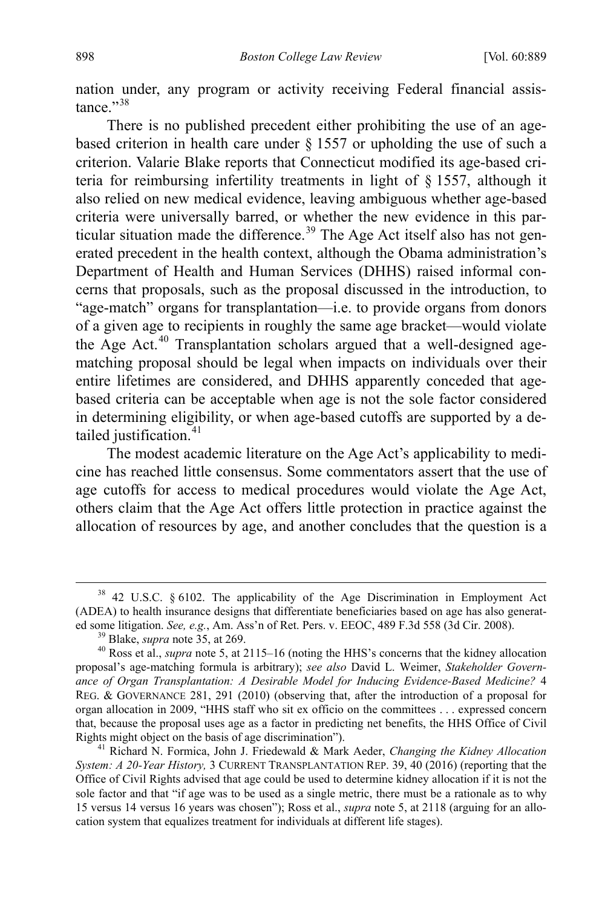nation under, any program or activity receiving Federal financial assistance."[38]

There is no published precedent either prohibiting the use of an age-based criterion in health care under § 1557 or upholding the use of such a criterion. Valarie Blake reports that Connecticut modified its age-based criteria for reimbursing infertility treatments in light of § 1557, although it also relied on new medical evidence, leaving ambiguous whether age-based criteria were universally barred, or whether the new evidence in this particular situation made the difference.[39] The Age Act itself also has not generated precedent in the health context, although the Obama administration's Department of Health and Human Services (DHHS) raised informal concerns that proposals, such as the proposal discussed in the introduction, to "age-match" organs for transplantation—i.e. to provide organs from donors of a given age to recipients in roughly the same age bracket—would violate the Age Act.[40] Transplantation scholars argued that a well-designed age-matching proposal should be legal when impacts on individuals over their entire lifetimes are considered, and DHHS apparently conceded that age-based criteria can be acceptable when age is not the sole factor considered in determining eligibility, or when age-based cutoffs are supported by a detailed justification.[41]

The modest academic literature on the Age Act's applicability to medicine has reached little consensus. Some commentators assert that the use of age cutoffs for access to medical procedures would violate the Age Act, others claim that the Age Act offers little protection in practice against the allocation of resources by age, and another concludes that the question is a

---

[38] 42 U.S.C. § 6102. The applicability of the Age Discrimination in Employment Act (ADEA) to health insurance designs that differentiate beneficiaries based on age has also generated some litigation. *See, e.g.*, Am. Ass'n of Ret. Pers. v. EEOC, 489 F.3d 558 (3d Cir. 2008).

[39] Blake, *supra* note 35, at 269.

[40] Ross et al., *supra* note 5, at 2115–16 (noting the HHS's concerns that the kidney allocation proposal's age-matching formula is arbitrary); *see also* David L. Weimer, *Stakeholder Governance of Organ Transplantation: A Desirable Model for Inducing Evidence-Based Medicine?* 4 REG. & GOVERNANCE 281, 291 (2010) (observing that, after the introduction of a proposal for organ allocation in 2009, "HHS staff who sit ex officio on the committees . . . expressed concern that, because the proposal uses age as a factor in predicting net benefits, the HHS Office of Civil Rights might object on the basis of age discrimination").

[41] Richard N. Formica, John J. Friedewald & Mark Aeder, *Changing the Kidney Allocation System: A 20-Year History,* 3 CURRENT TRANSPLANTATION REP. 39, 40 (2016) (reporting that the Office of Civil Rights advised that age could be used to determine kidney allocation if it is not the sole factor and that "if age was to be used as a single metric, there must be a rationale as to why 15 versus 14 versus 16 years was chosen"); Ross et al., *supra* note 5, at 2118 (arguing for an allocation system that equalizes treatment for individuals at different life stages).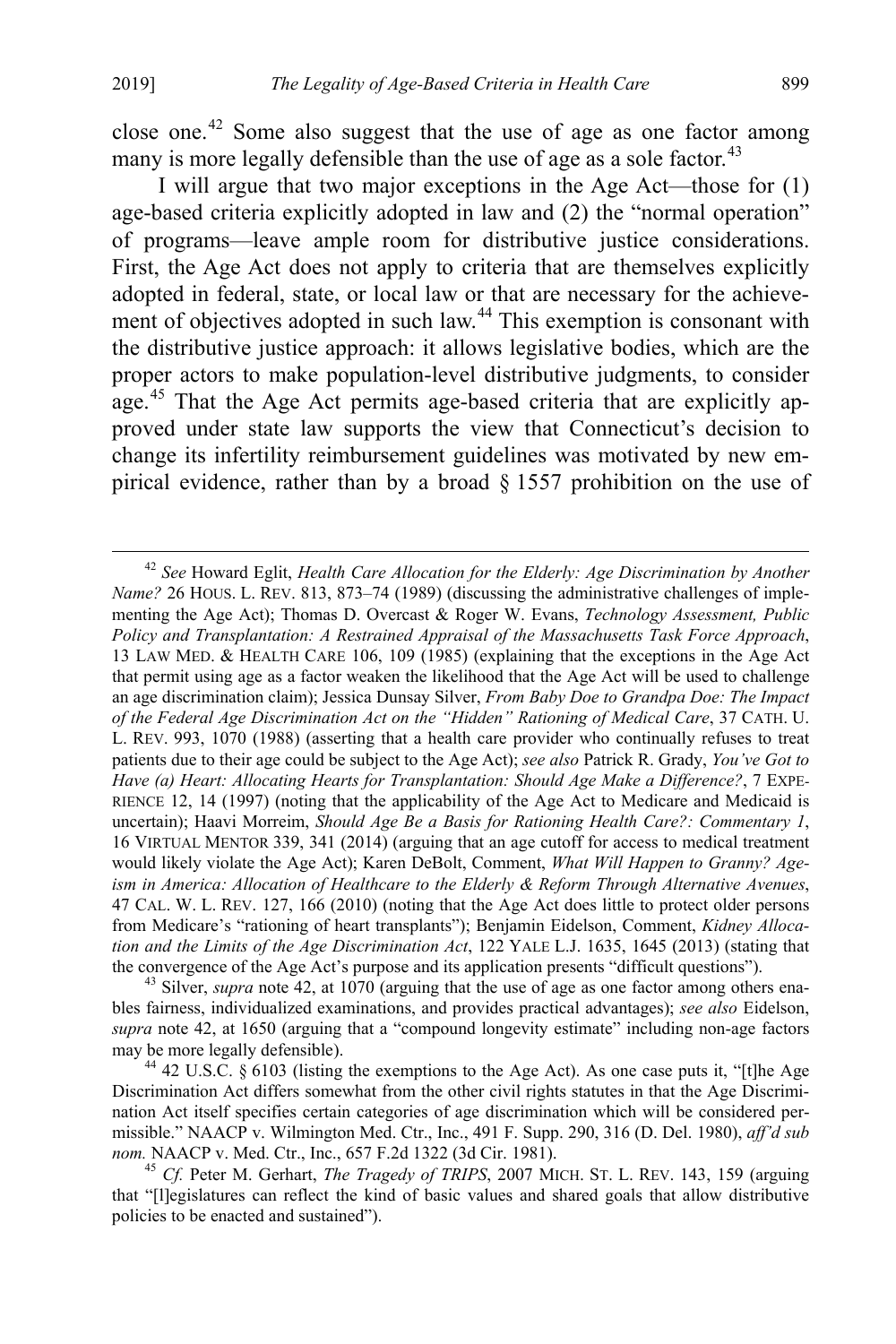close one.[42] Some also suggest that the use of age as one factor among many is more legally defensible than the use of age as a sole factor.[43]

I will argue that two major exceptions in the Age Act—those for (1) age-based criteria explicitly adopted in law and (2) the "normal operation" of programs—leave ample room for distributive justice considerations. First, the Age Act does not apply to criteria that are themselves explicitly adopted in federal, state, or local law or that are necessary for the achievement of objectives adopted in such law.[44] This exemption is consonant with the distributive justice approach: it allows legislative bodies, which are the proper actors to make population-level distributive judgments, to consider age.[45] That the Age Act permits age-based criteria that are explicitly approved under state law supports the view that Connecticut's decision to change its infertility reimbursement guidelines was motivated by new empirical evidence, rather than by a broad § 1557 prohibition on the use of

---

[42] *See* Howard Eglit, *Health Care Allocation for the Elderly: Age Discrimination by Another Name?* 26 HOUS. L. REV. 813, 873–74 (1989) (discussing the administrative challenges of implementing the Age Act); Thomas D. Overcast & Roger W. Evans, *Technology Assessment, Public Policy and Transplantation: A Restrained Appraisal of the Massachusetts Task Force Approach*, 13 LAW MED. & HEALTH CARE 106, 109 (1985) (explaining that the exceptions in the Age Act that permit using age as a factor weaken the likelihood that the Age Act will be used to challenge an age discrimination claim); Jessica Dunsay Silver, *From Baby Doe to Grandpa Doe: The Impact of the Federal Age Discrimination Act on the "Hidden" Rationing of Medical Care*, 37 CATH. U. L. REV. 993, 1070 (1988) (asserting that a health care provider who continually refuses to treat patients due to their age could be subject to the Age Act); *see also* Patrick R. Grady, *You've Got to Have (a) Heart: Allocating Hearts for Transplantation: Should Age Make a Difference?*, 7 EXPERIENCE 12, 14 (1997) (noting that the applicability of the Age Act to Medicare and Medicaid is uncertain); Haavi Morreim, *Should Age Be a Basis for Rationing Health Care?: Commentary 1*, 16 VIRTUAL MENTOR 339, 341 (2014) (arguing that an age cutoff for access to medical treatment would likely violate the Age Act); Karen DeBolt, Comment, *What Will Happen to Granny? Ageism in America: Allocation of Healthcare to the Elderly & Reform Through Alternative Avenues*, 47 CAL. W. L. REV. 127, 166 (2010) (noting that the Age Act does little to protect older persons from Medicare's "rationing of heart transplants"); Benjamin Eidelson, Comment, *Kidney Allocation and the Limits of the Age Discrimination Act*, 122 YALE L.J. 1635, 1645 (2013) (stating that the convergence of the Age Act's purpose and its application presents "difficult questions").

[43] Silver, *supra* note 42, at 1070 (arguing that the use of age as one factor among others enables fairness, individualized examinations, and provides practical advantages); *see also* Eidelson, *supra* note 42, at 1650 (arguing that a "compound longevity estimate" including non-age factors may be more legally defensible).

[44] 42 U.S.C. § 6103 (listing the exemptions to the Age Act). As one case puts it, "[t]he Age Discrimination Act differs somewhat from the other civil rights statutes in that the Age Discrimination Act itself specifies certain categories of age discrimination which will be considered permissible." NAACP v. Wilmington Med. Ctr., Inc., 491 F. Supp. 290, 316 (D. Del. 1980), *aff'd sub nom.* NAACP v. Med. Ctr., Inc., 657 F.2d 1322 (3d Cir. 1981).

[45] *Cf.* Peter M. Gerhart, *The Tragedy of TRIPS*, 2007 MICH. ST. L. REV. 143, 159 (arguing that "[l]egislatures can reflect the kind of basic values and shared goals that allow distributive policies to be enacted and sustained").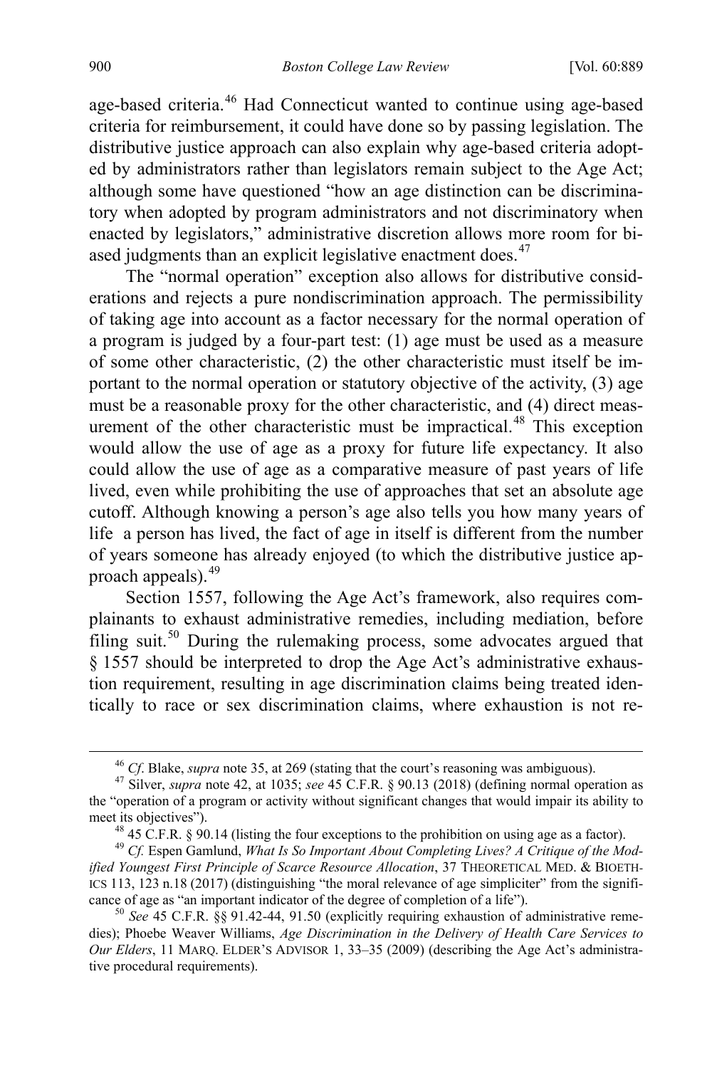age-based criteria.[46] Had Connecticut wanted to continue using age-based criteria for reimbursement, it could have done so by passing legislation. The distributive justice approach can also explain why age-based criteria adopted by administrators rather than legislators remain subject to the Age Act; although some have questioned "how an age distinction can be discriminatory when adopted by program administrators and not discriminatory when enacted by legislators," administrative discretion allows more room for biased judgments than an explicit legislative enactment does.[47]

The "normal operation" exception also allows for distributive considerations and rejects a pure nondiscrimination approach. The permissibility of taking age into account as a factor necessary for the normal operation of a program is judged by a four-part test: (1) age must be used as a measure of some other characteristic, (2) the other characteristic must itself be important to the normal operation or statutory objective of the activity, (3) age must be a reasonable proxy for the other characteristic, and (4) direct measurement of the other characteristic must be impractical.[48] This exception would allow the use of age as a proxy for future life expectancy. It also could allow the use of age as a comparative measure of past years of life lived, even while prohibiting the use of approaches that set an absolute age cutoff. Although knowing a person's age also tells you how many years of life a person has lived, the fact of age in itself is different from the number of years someone has already enjoyed (to which the distributive justice approach appeals).[49]

Section 1557, following the Age Act's framework, also requires complainants to exhaust administrative remedies, including mediation, before filing suit.[50] During the rulemaking process, some advocates argued that § 1557 should be interpreted to drop the Age Act's administrative exhaustion requirement, resulting in age discrimination claims being treated identically to race or sex discrimination claims, where exhaustion is not re-

---

[46] *Cf*. Blake, *supra* note 35, at 269 (stating that the court's reasoning was ambiguous).

[47] Silver, *supra* note 42, at 1035; *see* 45 C.F.R. § 90.13 (2018) (defining normal operation as the "operation of a program or activity without significant changes that would impair its ability to meet its objectives").

[48] 45 C.F.R. § 90.14 (listing the four exceptions to the prohibition on using age as a factor).

[49] *Cf.* Espen Gamlund, *What Is So Important About Completing Lives? A Critique of the Modified Youngest First Principle of Scarce Resource Allocation*, 37 THEORETICAL MED. & BIOETHICS 113, 123 n.18 (2017) (distinguishing "the moral relevance of age simpliciter" from the significance of age as "an important indicator of the degree of completion of a life").

[50] *See* 45 C.F.R. §§ 91.42-44, 91.50 (explicitly requiring exhaustion of administrative remedies); Phoebe Weaver Williams, *Age Discrimination in the Delivery of Health Care Services to Our Elders*, 11 MARQ. ELDER'S ADVISOR 1, 33–35 (2009) (describing the Age Act's administrative procedural requirements).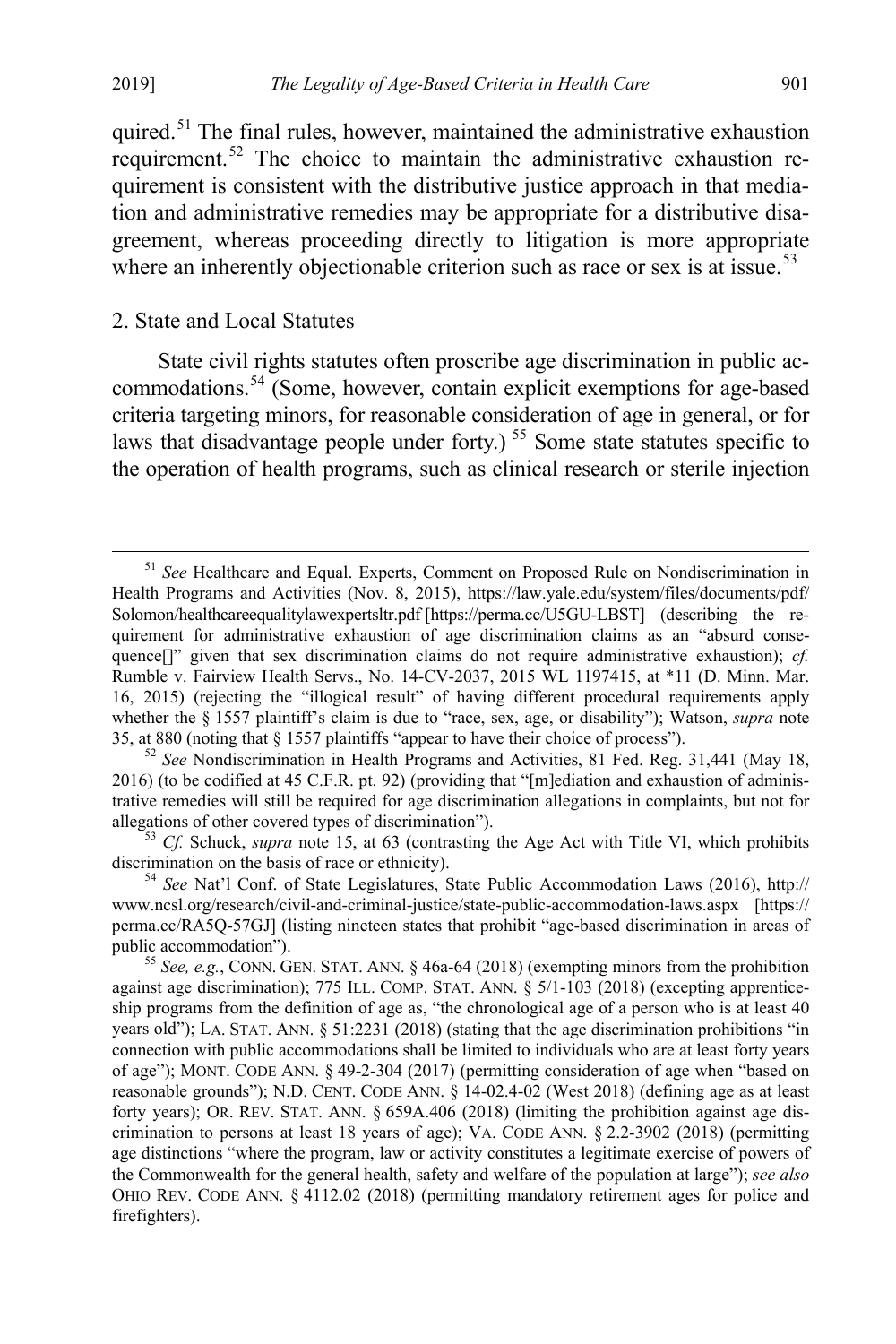quired.[51] The final rules, however, maintained the administrative exhaustion requirement.[52] The choice to maintain the administrative exhaustion requirement is consistent with the distributive justice approach in that mediation and administrative remedies may be appropriate for a distributive disagreement, whereas proceeding directly to litigation is more appropriate where an inherently objectionable criterion such as race or sex is at issue.[53]

### 2. State and Local Statutes

State civil rights statutes often proscribe age discrimination in public accommodations.[54] (Some, however, contain explicit exemptions for age-based criteria targeting minors, for reasonable consideration of age in general, or for laws that disadvantage people under forty.)[55] Some state statutes specific to the operation of health programs, such as clinical research or sterile injection

---

[51] *See* Healthcare and Equal. Experts, Comment on Proposed Rule on Nondiscrimination in Health Programs and Activities (Nov. 8, 2015), https://law.yale.edu/system/files/documents/pdf/Solomon/healthcareequalitylawexpertsltr.pdf [https://perma.cc/U5GU-LBST] (describing the requirement for administrative exhaustion of age discrimination claims as an "absurd consequence[]" given that sex discrimination claims do not require administrative exhaustion); *cf.* Rumble v. Fairview Health Servs., No. 14-CV-2037, 2015 WL 1197415, at *11 (D. Minn. Mar. 16, 2015) (rejecting the "illogical result" of having different procedural requirements apply whether the § 1557 plaintiff's claim is due to "race, sex, age, or disability"); Watson, *supra* note 35, at 880 (noting that § 1557 plaintiffs "appear to have their choice of process").

[52] *See* Nondiscrimination in Health Programs and Activities, 81 Fed. Reg. 31,441 (May 18, 2016) (to be codified at 45 C.F.R. pt. 92) (providing that "[m]ediation and exhaustion of administrative remedies will still be required for age discrimination allegations in complaints, but not for allegations of other covered types of discrimination").

[53] *Cf.* Schuck, *supra* note 15, at 63 (contrasting the Age Act with Title VI, which prohibits discrimination on the basis of race or ethnicity).

[54] *See* Nat'l Conf. of State Legislatures, State Public Accommodation Laws (2016), http://www.ncsl.org/research/civil-and-criminal-justice/state-public-accommodation-laws.aspx [https://perma.cc/RA5Q-57GJ] (listing nineteen states that prohibit "age-based discrimination in areas of public accommodation").

[55] *See, e.g.*, CONN. GEN. STAT. ANN. § 46a-64 (2018) (exempting minors from the prohibition against age discrimination); 775 ILL. COMP. STAT. ANN. § 5/1-103 (2018) (excepting apprenticeship programs from the definition of age as, "the chronological age of a person who is at least 40 years old"); LA. STAT. ANN. § 51:2231 (2018) (stating that the age discrimination prohibitions "in connection with public accommodations shall be limited to individuals who are at least forty years of age"); MONT. CODE ANN. § 49-2-304 (2017) (permitting consideration of age when "based on reasonable grounds"); N.D. CENT. CODE ANN. § 14-02.4-02 (West 2018) (defining age as at least forty years); OR. REV. STAT. ANN. § 659A.406 (2018) (limiting the prohibition against age discrimination to persons at least 18 years of age); VA. CODE ANN. § 2.2-3902 (2018) (permitting age distinctions "where the program, law or activity constitutes a legitimate exercise of powers of the Commonwealth for the general health, safety and welfare of the population at large"); *see also* OHIO REV. CODE ANN. § 4112.02 (2018) (permitting mandatory retirement ages for police and firefighters).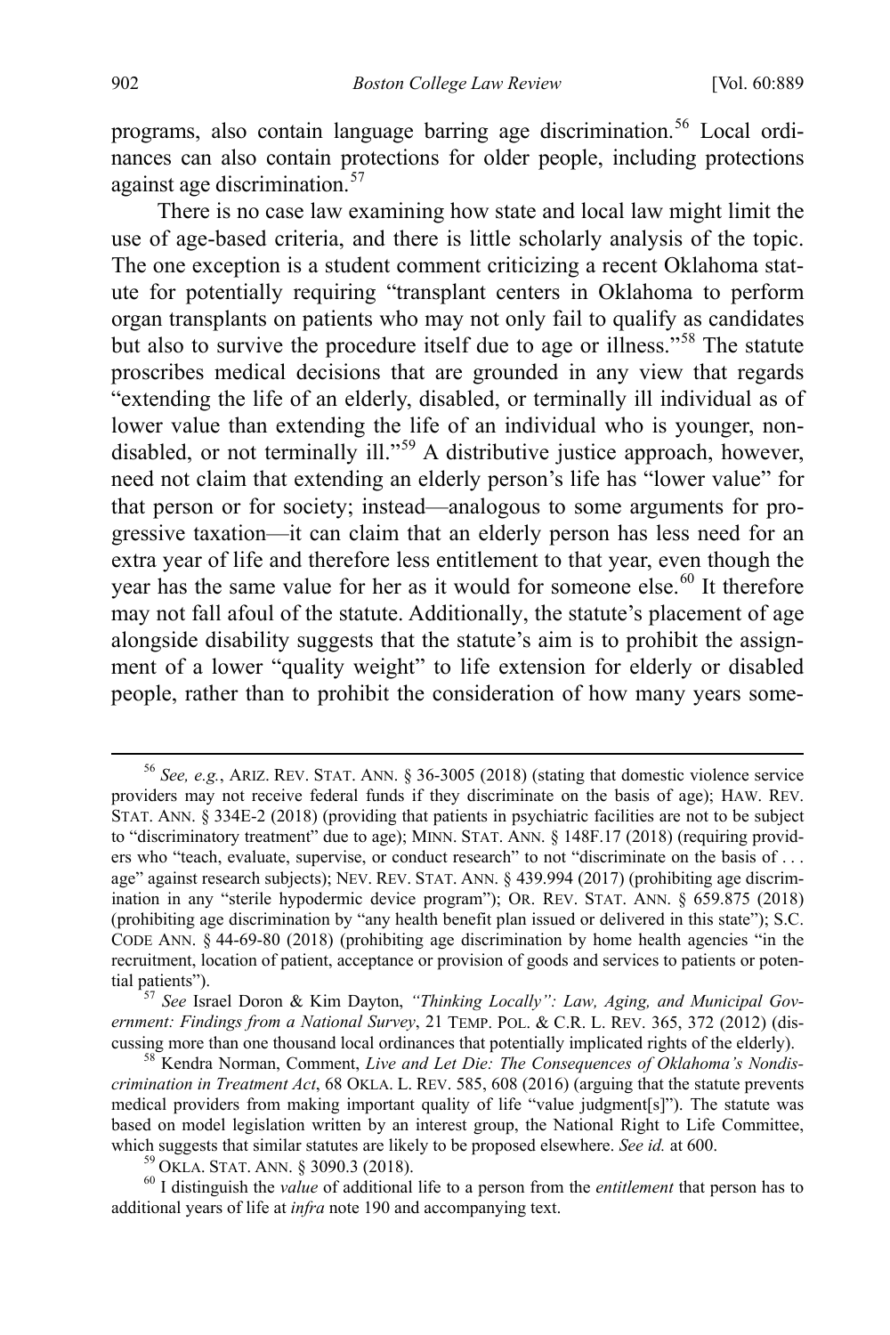programs, also contain language barring age discrimination.[56] Local ordinances can also contain protections for older people, including protections against age discrimination.[57]

There is no case law examining how state and local law might limit the use of age-based criteria, and there is little scholarly analysis of the topic. The one exception is a student comment criticizing a recent Oklahoma statute for potentially requiring "transplant centers in Oklahoma to perform organ transplants on patients who may not only fail to qualify as candidates but also to survive the procedure itself due to age or illness."[58] The statute proscribes medical decisions that are grounded in any view that regards "extending the life of an elderly, disabled, or terminally ill individual as of lower value than extending the life of an individual who is younger, non-disabled, or not terminally ill."[59] A distributive justice approach, however, need not claim that extending an elderly person's life has "lower value" for that person or for society; instead—analogous to some arguments for progressive taxation—it can claim that an elderly person has less need for an extra year of life and therefore less entitlement to that year, even though the year has the same value for her as it would for someone else.[60] It therefore may not fall afoul of the statute. Additionally, the statute's placement of age alongside disability suggests that the statute's aim is to prohibit the assignment of a lower "quality weight" to life extension for elderly or disabled people, rather than to prohibit the consideration of how many years some-

---

[56] *See, e.g.*, ARIZ. REV. STAT. ANN. § 36-3005 (2018) (stating that domestic violence service providers may not receive federal funds if they discriminate on the basis of age); HAW. REV. STAT. ANN. § 334E-2 (2018) (providing that patients in psychiatric facilities are not to be subject to "discriminatory treatment" due to age); MINN. STAT. ANN. § 148F.17 (2018) (requiring providers who "teach, evaluate, supervise, or conduct research" to not "discriminate on the basis of . . . age" against research subjects); NEV. REV. STAT. ANN. § 439.994 (2017) (prohibiting age discrimination in any "sterile hypodermic device program"); OR. REV. STAT. ANN. § 659.875 (2018) (prohibiting age discrimination by "any health benefit plan issued or delivered in this state"); S.C. CODE ANN. § 44-69-80 (2018) (prohibiting age discrimination by home health agencies "in the recruitment, location of patient, acceptance or provision of goods and services to patients or potential patients").

[57] *See* Israel Doron & Kim Dayton, *"Thinking Locally": Law, Aging, and Municipal Government: Findings from a National Survey*, 21 TEMP. POL. & C.R. L. REV. 365, 372 (2012) (discussing more than one thousand local ordinances that potentially implicated rights of the elderly).

[58] Kendra Norman, Comment, *Live and Let Die: The Consequences of Oklahoma's Nondiscrimination in Treatment Act*, 68 OKLA. L. REV. 585, 608 (2016) (arguing that the statute prevents medical providers from making important quality of life "value judgment[s]"). The statute was based on model legislation written by an interest group, the National Right to Life Committee, which suggests that similar statutes are likely to be proposed elsewhere. *See id.* at 600.

[59] OKLA. STAT. ANN. § 3090.3 (2018).

[60] I distinguish the *value* of additional life to a person from the *entitlement* that person has to additional years of life at *infra* note 190 and accompanying text.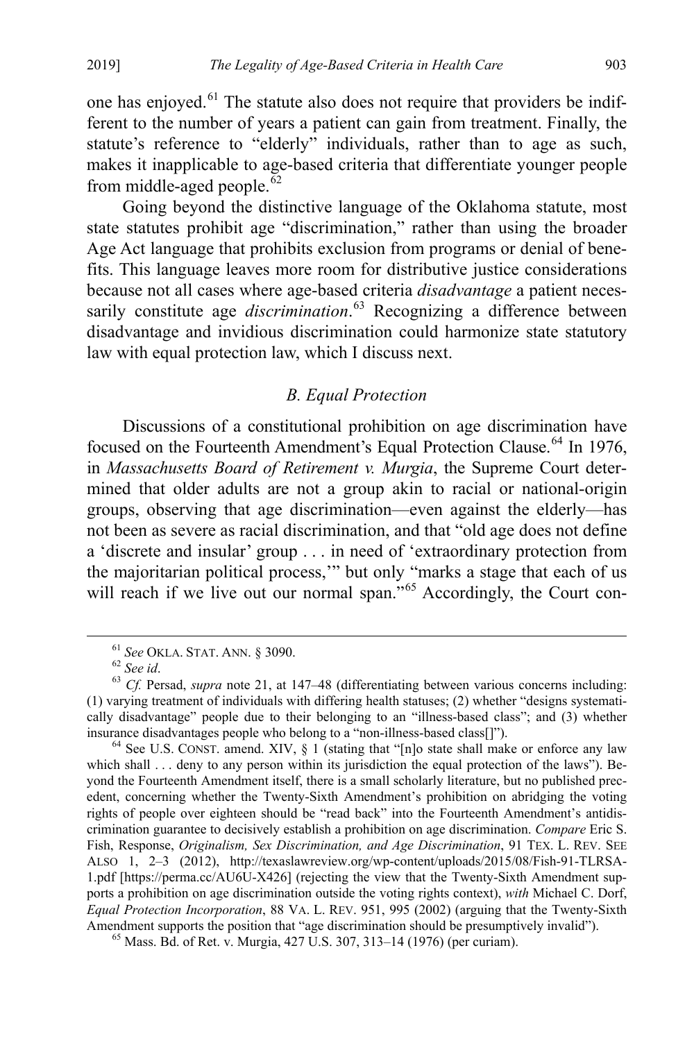one has enjoyed.[61] The statute also does not require that providers be indifferent to the number of years a patient can gain from treatment. Finally, the statute's reference to "elderly" individuals, rather than to age as such, makes it inapplicable to age-based criteria that differentiate younger people from middle-aged people.[62]

Going beyond the distinctive language of the Oklahoma statute, most state statutes prohibit age "discrimination," rather than using the broader Age Act language that prohibits exclusion from programs or denial of benefits. This language leaves more room for distributive justice considerations because not all cases where age-based criteria *disadvantage* a patient necessarily constitute age *discrimination*.[63] Recognizing a difference between disadvantage and invidious discrimination could harmonize state statutory law with equal protection law, which I discuss next.

### *B. Equal Protection*

Discussions of a constitutional prohibition on age discrimination have focused on the Fourteenth Amendment's Equal Protection Clause.[64] In 1976, in *Massachusetts Board of Retirement v. Murgia*, the Supreme Court determined that older adults are not a group akin to racial or national-origin groups, observing that age discrimination—even against the elderly—has not been as severe as racial discrimination, and that "old age does not define a 'discrete and insular' group . . . in need of 'extraordinary protection from the majoritarian political process,'" but only "marks a stage that each of us will reach if we live out our normal span."[65] Accordingly, the Court con-

---

[61] *See* OKLA. STAT. ANN. § 3090.

[62] *See id*.

[63] *Cf.* Persad, *supra* note 21, at 147–48 (differentiating between various concerns including: (1) varying treatment of individuals with differing health statuses; (2) whether "designs systematically disadvantage" people due to their belonging to an "illness-based class"; and (3) whether insurance disadvantages people who belong to a "non-illness-based class[]").

[64] See U.S. CONST. amend. XIV, § 1 (stating that "[n]o state shall make or enforce any law which shall . . . deny to any person within its jurisdiction the equal protection of the laws"). Beyond the Fourteenth Amendment itself, there is a small scholarly literature, but no published precedent, concerning whether the Twenty-Sixth Amendment's prohibition on abridging the voting rights of people over eighteen should be "read back" into the Fourteenth Amendment's antidiscrimination guarantee to decisively establish a prohibition on age discrimination. *Compare* Eric S. Fish, Response, *Originalism, Sex Discrimination, and Age Discrimination*, 91 TEX. L. REV. SEE ALSO 1, 2–3 (2012), http://texaslawreview.org/wp-content/uploads/2015/08/Fish-91-TLRSA-1.pdf [https://perma.cc/AU6U-X426] (rejecting the view that the Twenty-Sixth Amendment supports a prohibition on age discrimination outside the voting rights context), *with* Michael C. Dorf, *Equal Protection Incorporation*, 88 VA. L. REV. 951, 995 (2002) (arguing that the Twenty-Sixth Amendment supports the position that "age discrimination should be presumptively invalid").

[65] Mass. Bd. of Ret. v. Murgia, 427 U.S. 307, 313–14 (1976) (per curiam).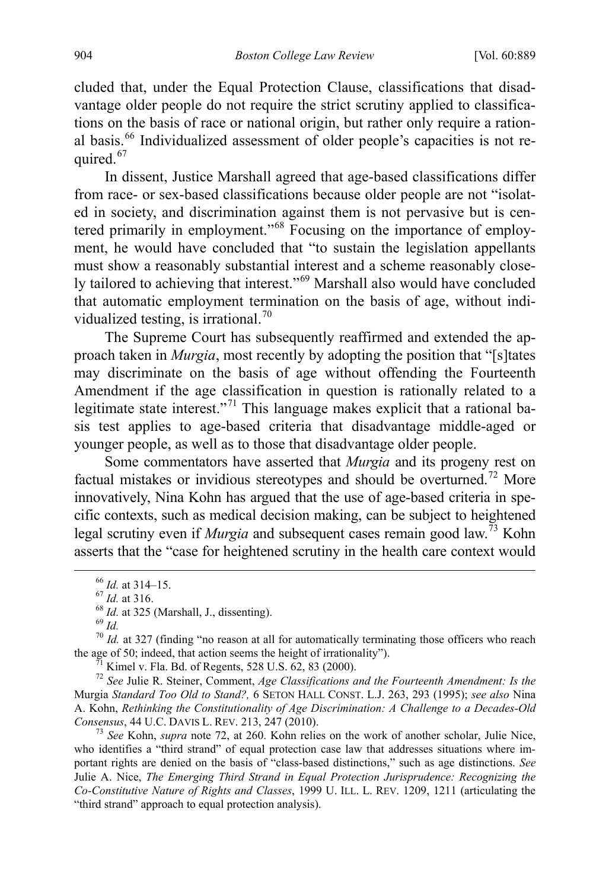cluded that, under the Equal Protection Clause, classifications that disadvantage older people do not require the strict scrutiny applied to classifications on the basis of race or national origin, but rather only require a rational basis.[66] Individualized assessment of older people's capacities is not required.[67]

In dissent, Justice Marshall agreed that age-based classifications differ from race- or sex-based classifications because older people are not "isolated in society, and discrimination against them is not pervasive but is centered primarily in employment."[68] Focusing on the importance of employment, he would have concluded that "to sustain the legislation appellants must show a reasonably substantial interest and a scheme reasonably closely tailored to achieving that interest."[69] Marshall also would have concluded that automatic employment termination on the basis of age, without individualized testing, is irrational.[70]

The Supreme Court has subsequently reaffirmed and extended the approach taken in *Murgia*, most recently by adopting the position that "[s]tates may discriminate on the basis of age without offending the Fourteenth Amendment if the age classification in question is rationally related to a legitimate state interest."[71] This language makes explicit that a rational basis test applies to age-based criteria that disadvantage middle-aged or younger people, as well as to those that disadvantage older people.

Some commentators have asserted that *Murgia* and its progeny rest on factual mistakes or invidious stereotypes and should be overturned.[72] More innovatively, Nina Kohn has argued that the use of age-based criteria in specific contexts, such as medical decision making, can be subject to heightened legal scrutiny even if *Murgia* and subsequent cases remain good law.[73] Kohn asserts that the "case for heightened scrutiny in the health care context would

---

[66] *Id.* at 314–15.

[67] *Id.* at 316.

[68] *Id.* at 325 (Marshall, J., dissenting).

[69] *Id.*

[70] *Id.* at 327 (finding "no reason at all for automatically terminating those officers who reach the age of 50; indeed, that action seems the height of irrationality").

[71] Kimel v. Fla. Bd. of Regents, 528 U.S. 62, 83 (2000).

[72] *See* Julie R. Steiner, Comment, *Age Classifications and the Fourteenth Amendment: Is the* Murgia *Standard Too Old to Stand?,* 6 SETON HALL CONST. L.J. 263, 293 (1995); *see also* Nina A. Kohn, *Rethinking the Constitutionality of Age Discrimination: A Challenge to a Decades-Old Consensus*, 44 U.C. DAVIS L. REV. 213, 247 (2010).

[73] *See* Kohn, *supra* note 72, at 260. Kohn relies on the work of another scholar, Julie Nice, who identifies a "third strand" of equal protection case law that addresses situations where important rights are denied on the basis of "class-based distinctions," such as age distinctions. *See* Julie A. Nice, *The Emerging Third Strand in Equal Protection Jurisprudence: Recognizing the Co-Constitutive Nature of Rights and Classes*, 1999 U. ILL. L. REV. 1209, 1211 (articulating the "third strand" approach to equal protection analysis).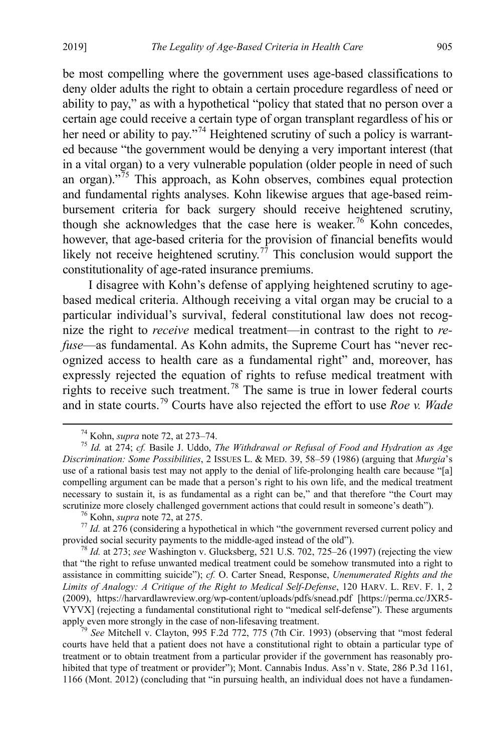be most compelling where the government uses age-based classifications to deny older adults the right to obtain a certain procedure regardless of need or ability to pay," as with a hypothetical "policy that stated that no person over a certain age could receive a certain type of organ transplant regardless of his or her need or ability to pay."[74] Heightened scrutiny of such a policy is warranted because "the government would be denying a very important interest (that in a vital organ) to a very vulnerable population (older people in need of such an organ)."[75] This approach, as Kohn observes, combines equal protection and fundamental rights analyses. Kohn likewise argues that age-based reimbursement criteria for back surgery should receive heightened scrutiny, though she acknowledges that the case here is weaker.[76] Kohn concedes, however, that age-based criteria for the provision of financial benefits would likely not receive heightened scrutiny.[77] This conclusion would support the constitutionality of age-rated insurance premiums.

I disagree with Kohn's defense of applying heightened scrutiny to age-based medical criteria. Although receiving a vital organ may be crucial to a particular individual's survival, federal constitutional law does not recognize the right to *receive* medical treatment—in contrast to the right to *refuse*—as fundamental. As Kohn admits, the Supreme Court has "never recognized access to health care as a fundamental right" and, moreover, has expressly rejected the equation of rights to refuse medical treatment with rights to receive such treatment.[78] The same is true in lower federal courts and in state courts.[79] Courts have also rejected the effort to use *Roe v. Wade*

---

[74] Kohn, *supra* note 72, at 273–74.

[75] *Id.* at 274; *cf.* Basile J. Uddo, *The Withdrawal or Refusal of Food and Hydration as Age Discrimination: Some Possibilities*, 2 ISSUES L. & MED. 39, 58–59 (1986) (arguing that *Murgia*'s use of a rational basis test may not apply to the denial of life-prolonging health care because "[a] compelling argument can be made that a person's right to his own life, and the medical treatment necessary to sustain it, is as fundamental as a right can be," and that therefore "the Court may scrutinize more closely challenged government actions that could result in someone's death").

[76] Kohn, *supra* note 72, at 275.

[77] *Id.* at 276 (considering a hypothetical in which "the government reversed current policy and provided social security payments to the middle-aged instead of the old").

[78] *Id.* at 273; *see* Washington v. Glucksberg, 521 U.S. 702, 725–26 (1997) (rejecting the view that "the right to refuse unwanted medical treatment could be somehow transmuted into a right to assistance in committing suicide"); *cf.* O. Carter Snead, Response, *Unenumerated Rights and the Limits of Analogy: A Critique of the Right to Medical Self-Defense*, 120 HARV. L. REV. F. 1, 2 (2009), https://harvardlawreview.org/wp-content/uploads/pdfs/snead.pdf [https://perma.cc/JXR5-VYVX] (rejecting a fundamental constitutional right to "medical self-defense"). These arguments apply even more strongly in the case of non-lifesaving treatment.

[79] *See* Mitchell v. Clayton, 995 F.2d 772, 775 (7th Cir. 1993) (observing that "most federal courts have held that a patient does not have a constitutional right to obtain a particular type of treatment or to obtain treatment from a particular provider if the government has reasonably prohibited that type of treatment or provider"); Mont. Cannabis Indus. Ass'n v. State, 286 P.3d 1161, 1166 (Mont. 2012) (concluding that "in pursuing health, an individual does not have a fundamen-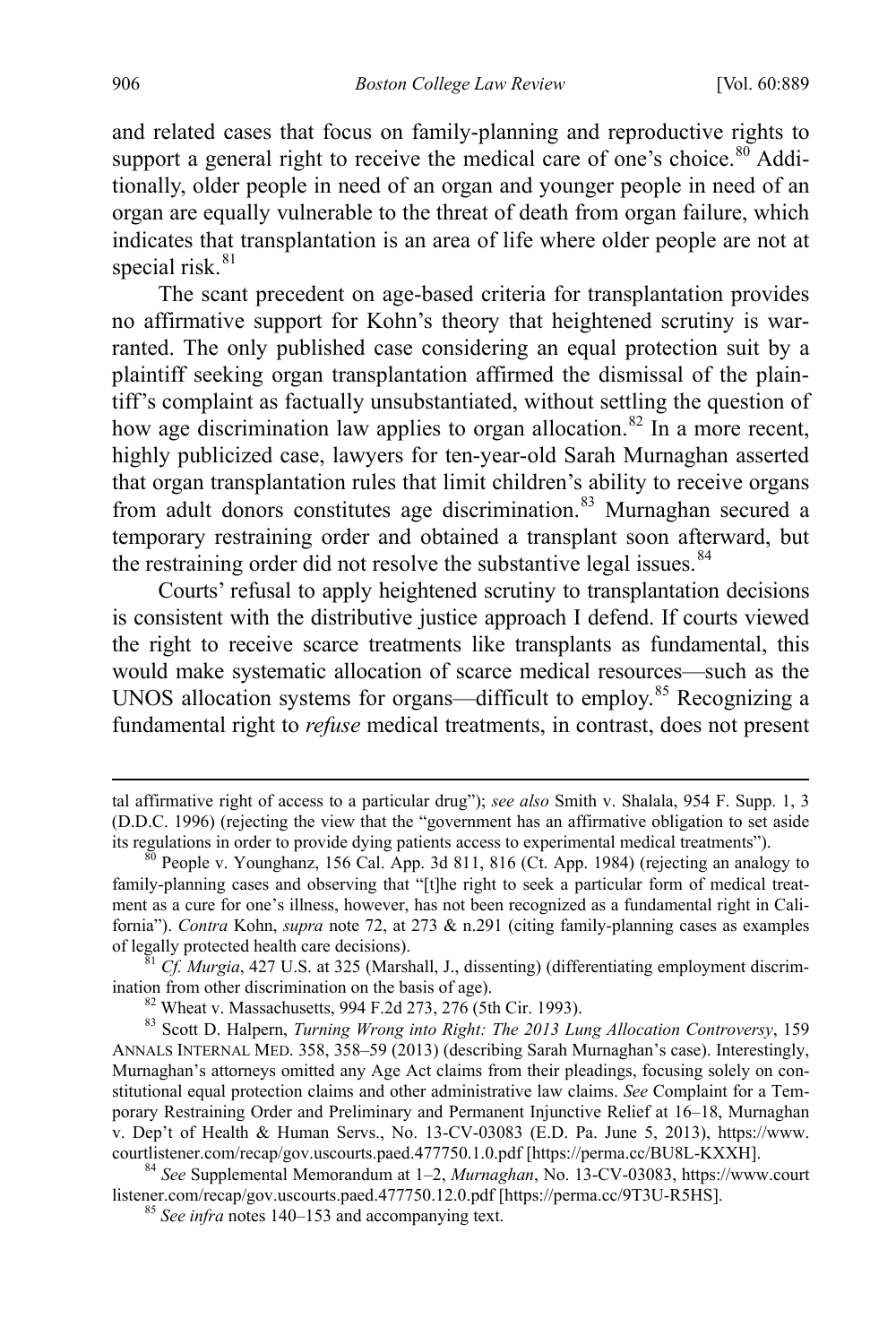and related cases that focus on family-planning and reproductive rights to support a general right to receive the medical care of one's choice.[80] Additionally, older people in need of an organ and younger people in need of an organ are equally vulnerable to the threat of death from organ failure, which indicates that transplantation is an area of life where older people are not at special risk.[81]

The scant precedent on age-based criteria for transplantation provides no affirmative support for Kohn's theory that heightened scrutiny is warranted. The only published case considering an equal protection suit by a plaintiff seeking organ transplantation affirmed the dismissal of the plaintiff's complaint as factually unsubstantiated, without settling the question of how age discrimination law applies to organ allocation.[82] In a more recent, highly publicized case, lawyers for ten-year-old Sarah Murnaghan asserted that organ transplantation rules that limit children's ability to receive organs from adult donors constitutes age discrimination.[83] Murnaghan secured a temporary restraining order and obtained a transplant soon afterward, but the restraining order did not resolve the substantive legal issues.[84]

Courts' refusal to apply heightened scrutiny to transplantation decisions is consistent with the distributive justice approach I defend. If courts viewed the right to receive scarce treatments like transplants as fundamental, this would make systematic allocation of scarce medical resources—such as the UNOS allocation systems for organs—difficult to employ.[85] Recognizing a fundamental right to *refuse* medical treatments, in contrast, does not present

---

tal affirmative right of access to a particular drug"); *see also* Smith v. Shalala, 954 F. Supp. 1, 3 (D.D.C. 1996) (rejecting the view that the "government has an affirmative obligation to set aside its regulations in order to provide dying patients access to experimental medical treatments").

[80] People v. Younghanz, 156 Cal. App. 3d 811, 816 (Ct. App. 1984) (rejecting an analogy to family-planning cases and observing that "[t]he right to seek a particular form of medical treatment as a cure for one's illness, however, has not been recognized as a fundamental right in California"). *Contra* Kohn, *supra* note 72, at 273 & n.291 (citing family-planning cases as examples of legally protected health care decisions).

[81] *Cf. Murgia*, 427 U.S. at 325 (Marshall, J., dissenting) (differentiating employment discrimination from other discrimination on the basis of age).

[82] Wheat v. Massachusetts, 994 F.2d 273, 276 (5th Cir. 1993).

[83] Scott D. Halpern, *Turning Wrong into Right: The 2013 Lung Allocation Controversy*, 159 ANNALS INTERNAL MED. 358, 358–59 (2013) (describing Sarah Murnaghan's case). Interestingly, Murnaghan's attorneys omitted any Age Act claims from their pleadings, focusing solely on constitutional equal protection claims and other administrative law claims. *See* Complaint for a Temporary Restraining Order and Preliminary and Permanent Injunctive Relief at 16–18, Murnaghan v. Dep't of Health & Human Servs., No. 13-CV-03083 (E.D. Pa. June 5, 2013), https://www.courtlistener.com/recap/gov.uscourts.paed.477750.1.0.pdf [https://perma.cc/BU8L-KXXH].

[84] *See* Supplemental Memorandum at 1–2, *Murnaghan*, No. 13-CV-03083, https://www.courtlistener.com/recap/gov.uscourts.paed.477750.12.0.pdf [https://perma.cc/9T3U-R5HS].

[85] *See infra* notes 140–153 and accompanying text.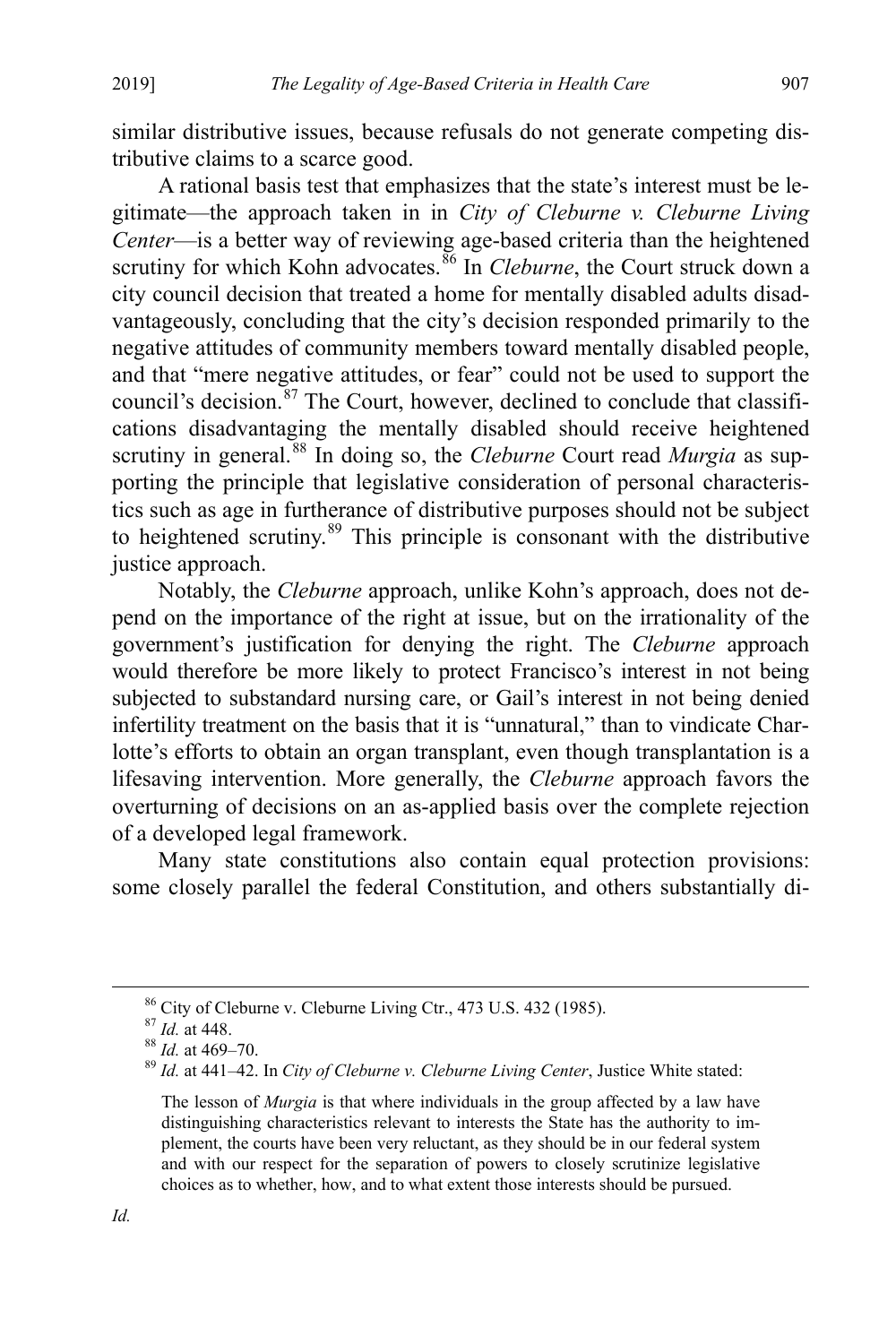similar distributive issues, because refusals do not generate competing distributive claims to a scarce good.

A rational basis test that emphasizes that the state's interest must be legitimate—the approach taken in in *City of Cleburne v. Cleburne Living Center*—is a better way of reviewing age-based criteria than the heightened scrutiny for which Kohn advocates.[86] In *Cleburne*, the Court struck down a city council decision that treated a home for mentally disabled adults disadvantageously, concluding that the city's decision responded primarily to the negative attitudes of community members toward mentally disabled people, and that "mere negative attitudes, or fear" could not be used to support the council's decision.[87] The Court, however, declined to conclude that classifications disadvantaging the mentally disabled should receive heightened scrutiny in general.[88] In doing so, the *Cleburne* Court read *Murgia* as supporting the principle that legislative consideration of personal characteristics such as age in furtherance of distributive purposes should not be subject to heightened scrutiny.[89] This principle is consonant with the distributive justice approach.

Notably, the *Cleburne* approach, unlike Kohn's approach, does not depend on the importance of the right at issue, but on the irrationality of the government's justification for denying the right. The *Cleburne* approach would therefore be more likely to protect Francisco's interest in not being subjected to substandard nursing care, or Gail's interest in not being denied infertility treatment on the basis that it is "unnatural," than to vindicate Charlotte's efforts to obtain an organ transplant, even though transplantation is a lifesaving intervention. More generally, the *Cleburne* approach favors the overturning of decisions on an as-applied basis over the complete rejection of a developed legal framework.

Many state constitutions also contain equal protection provisions: some closely parallel the federal Constitution, and others substantially di-

---

[86] City of Cleburne v. Cleburne Living Ctr., 473 U.S. 432 (1985).

[87] *Id.* at 448.

[88] *Id.* at 469–70.

[89] *Id.* at 441–42. In *City of Cleburne v. Cleburne Living Center*, Justice White stated:

> The lesson of *Murgia* is that where individuals in the group affected by a law have distinguishing characteristics relevant to interests the State has the authority to implement, the courts have been very reluctant, as they should be in our federal system and with our respect for the separation of powers to closely scrutinize legislative choices as to whether, how, and to what extent those interests should be pursued.

*Id.*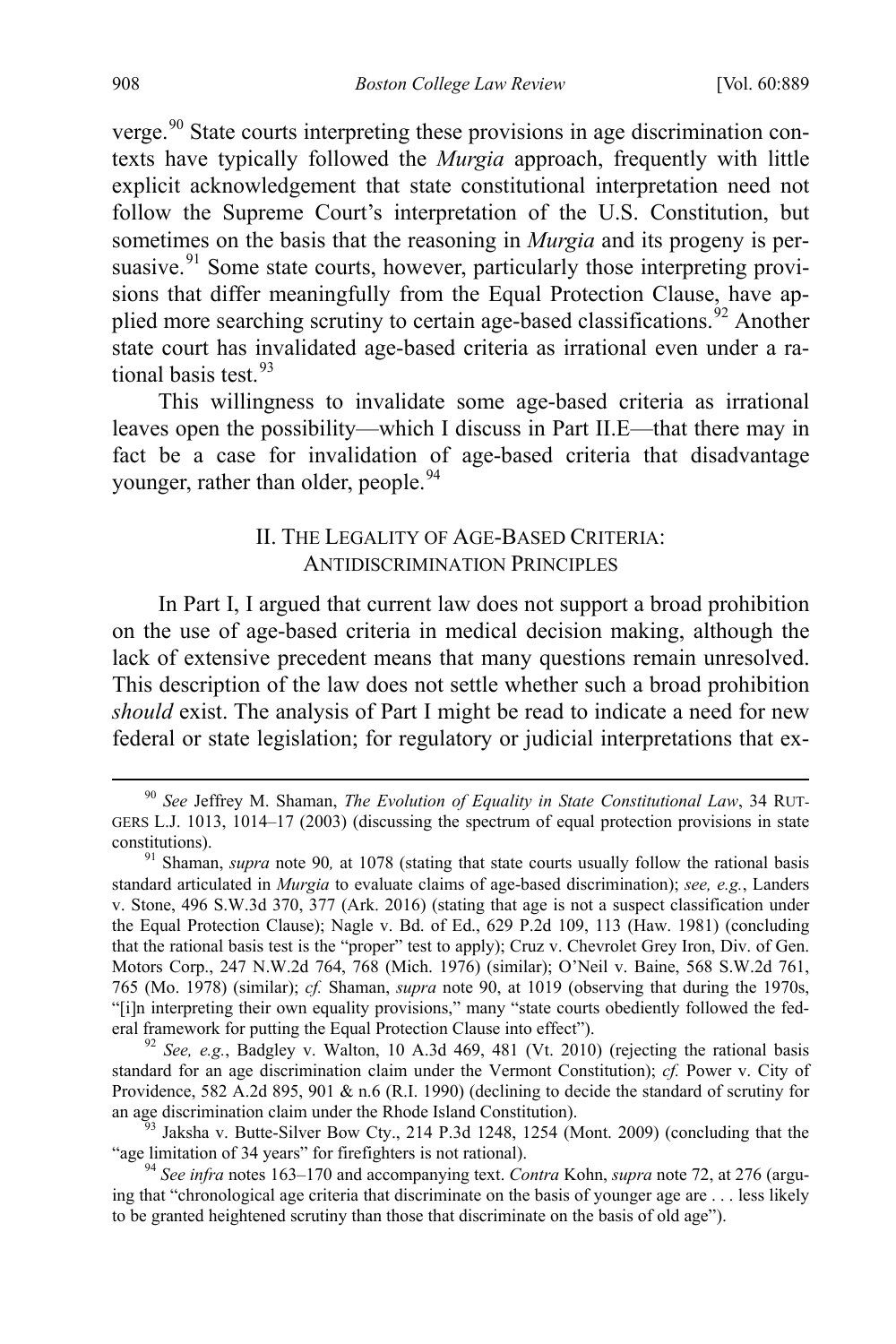verge.[90] State courts interpreting these provisions in age discrimination contexts have typically followed the *Murgia* approach, frequently with little explicit acknowledgement that state constitutional interpretation need not follow the Supreme Court's interpretation of the U.S. Constitution, but sometimes on the basis that the reasoning in *Murgia* and its progeny is persuasive.[91] Some state courts, however, particularly those interpreting provisions that differ meaningfully from the Equal Protection Clause, have applied more searching scrutiny to certain age-based classifications.[92] Another state court has invalidated age-based criteria as irrational even under a rational basis test.[93]

This willingness to invalidate some age-based criteria as irrational leaves open the possibility—which I discuss in Part II.E—that there may in fact be a case for invalidation of age-based criteria that disadvantage younger, rather than older, people.[94]

## II. THE LEGALITY OF AGE-BASED CRITERIA: ANTIDISCRIMINATION PRINCIPLES

In Part I, I argued that current law does not support a broad prohibition on the use of age-based criteria in medical decision making, although the lack of extensive precedent means that many questions remain unresolved. This description of the law does not settle whether such a broad prohibition *should* exist. The analysis of Part I might be read to indicate a need for new federal or state legislation; for regulatory or judicial interpretations that ex-

---

[90] *See* Jeffrey M. Shaman, *The Evolution of Equality in State Constitutional Law*, 34 RUTGERS L.J. 1013, 1014–17 (2003) (discussing the spectrum of equal protection provisions in state constitutions).

[91] Shaman, *supra* note 90*,* at 1078 (stating that state courts usually follow the rational basis standard articulated in *Murgia* to evaluate claims of age-based discrimination); *see, e.g.*, Landers v. Stone, 496 S.W.3d 370, 377 (Ark. 2016) (stating that age is not a suspect classification under the Equal Protection Clause); Nagle v. Bd. of Ed., 629 P.2d 109, 113 (Haw. 1981) (concluding that the rational basis test is the "proper" test to apply); Cruz v. Chevrolet Grey Iron, Div. of Gen. Motors Corp., 247 N.W.2d 764, 768 (Mich. 1976) (similar); O'Neil v. Baine, 568 S.W.2d 761, 765 (Mo. 1978) (similar); *cf.* Shaman, *supra* note 90, at 1019 (observing that during the 1970s, "[i]n interpreting their own equality provisions," many "state courts obediently followed the federal framework for putting the Equal Protection Clause into effect").

[92] *See, e.g.*, Badgley v. Walton, 10 A.3d 469, 481 (Vt. 2010) (rejecting the rational basis standard for an age discrimination claim under the Vermont Constitution); *cf.* Power v. City of Providence, 582 A.2d 895, 901 & n.6 (R.I. 1990) (declining to decide the standard of scrutiny for an age discrimination claim under the Rhode Island Constitution).

[93] Jaksha v. Butte-Silver Bow Cty., 214 P.3d 1248, 1254 (Mont. 2009) (concluding that the "age limitation of 34 years" for firefighters is not rational).

[94] *See infra* notes 163–170 and accompanying text. *Contra* Kohn, *supra* note 72, at 276 (arguing that "chronological age criteria that discriminate on the basis of younger age are . . . less likely to be granted heightened scrutiny than those that discriminate on the basis of old age").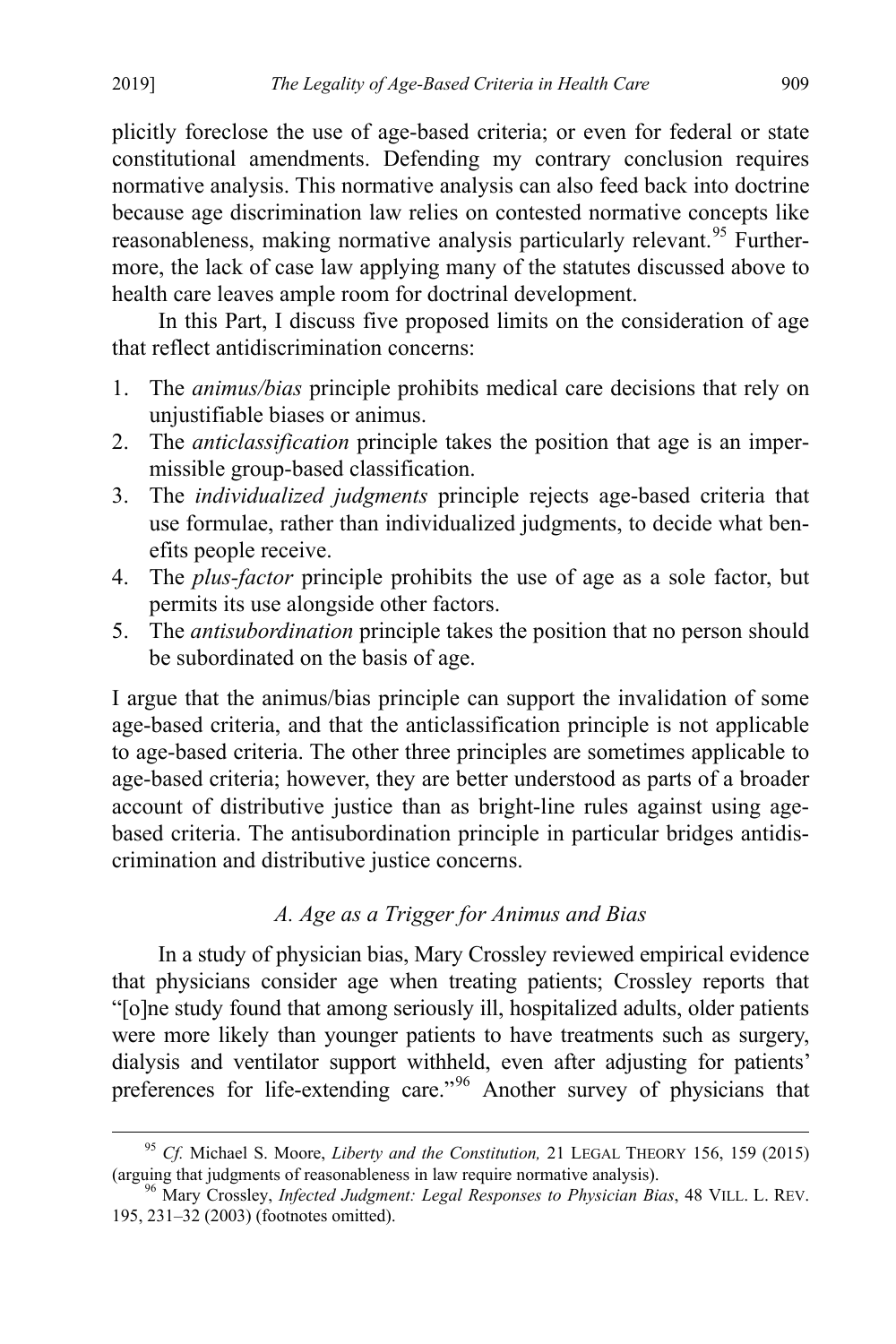plicitly foreclose the use of age-based criteria; or even for federal or state constitutional amendments. Defending my contrary conclusion requires normative analysis. This normative analysis can also feed back into doctrine because age discrimination law relies on contested normative concepts like reasonableness, making normative analysis particularly relevant.[95] Furthermore, the lack of case law applying many of the statutes discussed above to health care leaves ample room for doctrinal development.

In this Part, I discuss five proposed limits on the consideration of age that reflect antidiscrimination concerns:

1. The *animus/bias* principle prohibits medical care decisions that rely on unjustifiable biases or animus.
2. The *anticlassification* principle takes the position that age is an impermissible group-based classification.
3. The *individualized judgments* principle rejects age-based criteria that use formulae, rather than individualized judgments, to decide what benefits people receive.
4. The *plus-factor* principle prohibits the use of age as a sole factor, but permits its use alongside other factors.
5. The *antisubordination* principle takes the position that no person should be subordinated on the basis of age.

I argue that the animus/bias principle can support the invalidation of some age-based criteria, and that the anticlassification principle is not applicable to age-based criteria. The other three principles are sometimes applicable to age-based criteria; however, they are better understood as parts of a broader account of distributive justice than as bright-line rules against using age-based criteria. The antisubordination principle in particular bridges antidiscrimination and distributive justice concerns.

### *A. Age as a Trigger for Animus and Bias*

In a study of physician bias, Mary Crossley reviewed empirical evidence that physicians consider age when treating patients; Crossley reports that "[o]ne study found that among seriously ill, hospitalized adults, older patients were more likely than younger patients to have treatments such as surgery, dialysis and ventilator support withheld, even after adjusting for patients' preferences for life-extending care."[96] Another survey of physicians that

---

[95] *Cf.* Michael S. Moore, *Liberty and the Constitution,* 21 LEGAL THEORY 156, 159 (2015) (arguing that judgments of reasonableness in law require normative analysis).

[96] Mary Crossley, *Infected Judgment: Legal Responses to Physician Bias*, 48 VILL. L. REV. 195, 231–32 (2003) (footnotes omitted).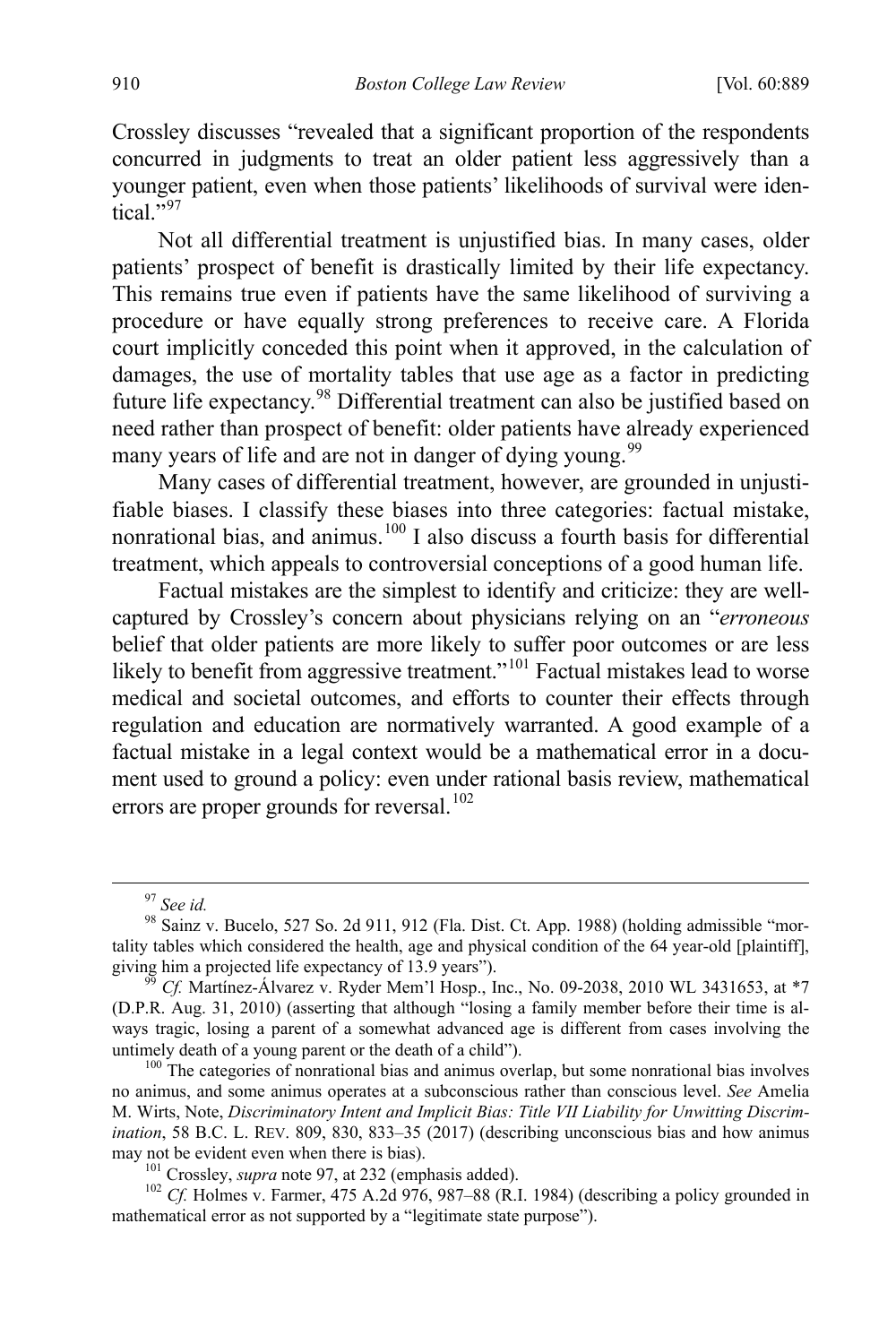Crossley discusses "revealed that a significant proportion of the respondents concurred in judgments to treat an older patient less aggressively than a younger patient, even when those patients' likelihoods of survival were identical."[97]

Not all differential treatment is unjustified bias. In many cases, older patients' prospect of benefit is drastically limited by their life expectancy. This remains true even if patients have the same likelihood of surviving a procedure or have equally strong preferences to receive care. A Florida court implicitly conceded this point when it approved, in the calculation of damages, the use of mortality tables that use age as a factor in predicting future life expectancy.[98] Differential treatment can also be justified based on need rather than prospect of benefit: older patients have already experienced many years of life and are not in danger of dying young.[99]

Many cases of differential treatment, however, are grounded in unjustifiable biases. I classify these biases into three categories: factual mistake, nonrational bias, and animus.[100] I also discuss a fourth basis for differential treatment, which appeals to controversial conceptions of a good human life.

Factual mistakes are the simplest to identify and criticize: they are well-captured by Crossley's concern about physicians relying on an "*erroneous* belief that older patients are more likely to suffer poor outcomes or are less likely to benefit from aggressive treatment."[101] Factual mistakes lead to worse medical and societal outcomes, and efforts to counter their effects through regulation and education are normatively warranted. A good example of a factual mistake in a legal context would be a mathematical error in a document used to ground a policy: even under rational basis review, mathematical errors are proper grounds for reversal.[102]

---

[97] *See id.*

[98] Sainz v. Bucelo, 527 So. 2d 911, 912 (Fla. Dist. Ct. App. 1988) (holding admissible "mortality tables which considered the health, age and physical condition of the 64 year-old [plaintiff], giving him a projected life expectancy of 13.9 years").

[99] *Cf.* Martínez-Álvarez v. Ryder Mem'l Hosp., Inc., No. 09-2038, 2010 WL 3431653, at *7 (D.P.R. Aug. 31, 2010) (asserting that although "losing a family member before their time is always tragic, losing a parent of a somewhat advanced age is different from cases involving the untimely death of a young parent or the death of a child").

[100] The categories of nonrational bias and animus overlap, but some nonrational bias involves no animus, and some animus operates at a subconscious rather than conscious level. *See* Amelia M. Wirts, Note, *Discriminatory Intent and Implicit Bias: Title VII Liability for Unwitting Discrimination*, 58 B.C. L. REV. 809, 830, 833–35 (2017) (describing unconscious bias and how animus may not be evident even when there is bias).

[101] Crossley, *supra* note 97, at 232 (emphasis added).

[102] *Cf.* Holmes v. Farmer, 475 A.2d 976, 987–88 (R.I. 1984) (describing a policy grounded in mathematical error as not supported by a "legitimate state purpose").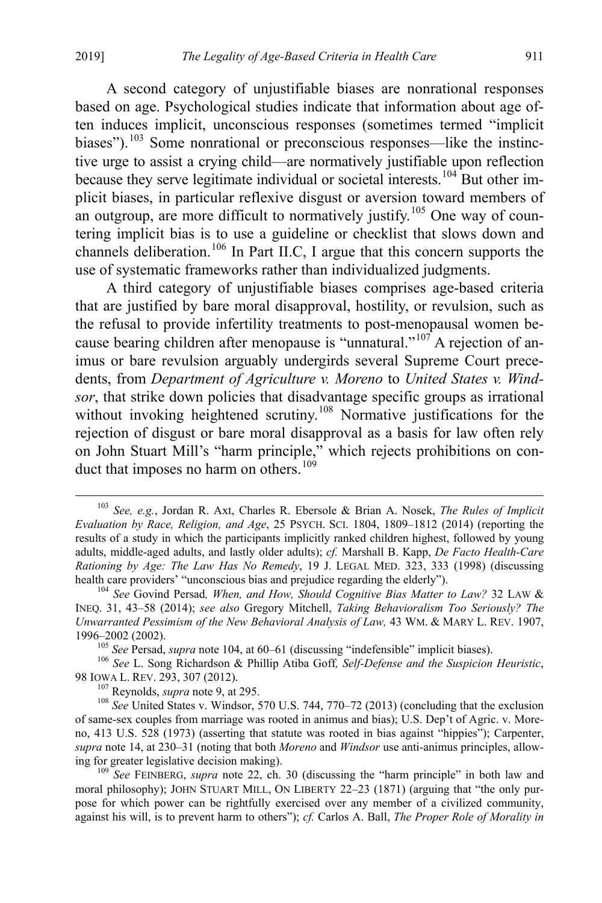A second category of unjustifiable biases are nonrational responses based on age. Psychological studies indicate that information about age often induces implicit, unconscious responses (sometimes termed "implicit biases").[103] Some nonrational or preconscious responses—like the instinctive urge to assist a crying child—are normatively justifiable upon reflection because they serve legitimate individual or societal interests.[104] But other implicit biases, in particular reflexive disgust or aversion toward members of an outgroup, are more difficult to normatively justify.[105] One way of countering implicit bias is to use a guideline or checklist that slows down and channels deliberation.[106] In Part II.C, I argue that this concern supports the use of systematic frameworks rather than individualized judgments.

A third category of unjustifiable biases comprises age-based criteria that are justified by bare moral disapproval, hostility, or revulsion, such as the refusal to provide infertility treatments to post-menopausal women because bearing children after menopause is "unnatural."[107] A rejection of animus or bare revulsion arguably undergirds several Supreme Court precedents, from *Department of Agriculture v. Moreno* to *United States v. Windsor*, that strike down policies that disadvantage specific groups as irrational without invoking heightened scrutiny.[108] Normative justifications for the rejection of disgust or bare moral disapproval as a basis for law often rely on John Stuart Mill's "harm principle," which rejects prohibitions on conduct that imposes no harm on others.[109]

---

[103] *See, e.g.*, Jordan R. Axt, Charles R. Ebersole & Brian A. Nosek, *The Rules of Implicit Evaluation by Race, Religion, and Age*, 25 PSYCH. SCI. 1804, 1809–1812 (2014) (reporting the results of a study in which the participants implicitly ranked children highest, followed by young adults, middle-aged adults, and lastly older adults); *cf.* Marshall B. Kapp, *De Facto Health-Care Rationing by Age: The Law Has No Remedy*, 19 J. LEGAL MED. 323, 333 (1998) (discussing health care providers' "unconscious bias and prejudice regarding the elderly").

[104] *See* Govind Persad*, When, and How, Should Cognitive Bias Matter to Law?* 32 LAW & INEQ. 31, 43–58 (2014); *see also* Gregory Mitchell, *Taking Behavioralism Too Seriously? The Unwarranted Pessimism of the New Behavioral Analysis of Law,* 43 WM. & MARY L. REV. 1907, 1996–2002 (2002).

[105] *See* Persad, *supra* note 104, at 60–61 (discussing "indefensible" implicit biases).

[106] *See* L. Song Richardson & Phillip Atiba Goff*, Self-Defense and the Suspicion Heuristic*, 98 IOWA L. REV. 293, 307 (2012).

[107] Reynolds, *supra* note 9, at 295.

[108] *See* United States v. Windsor, 570 U.S. 744, 770–72 (2013) (concluding that the exclusion of same-sex couples from marriage was rooted in animus and bias); U.S. Dep't of Agric. v. Moreno, 413 U.S. 528 (1973) (asserting that statute was rooted in bias against "hippies"); Carpenter, *supra* note 14, at 230–31 (noting that both *Moreno* and *Windsor* use anti-animus principles, allowing for greater legislative decision making).

[109] *See* FEINBERG, *supra* note 22, ch. 30 (discussing the "harm principle" in both law and moral philosophy); JOHN STUART MILL, ON LIBERTY 22–23 (1871) (arguing that "the only purpose for which power can be rightfully exercised over any member of a civilized community, against his will, is to prevent harm to others"); *cf.* Carlos A. Ball, *The Proper Role of Morality in*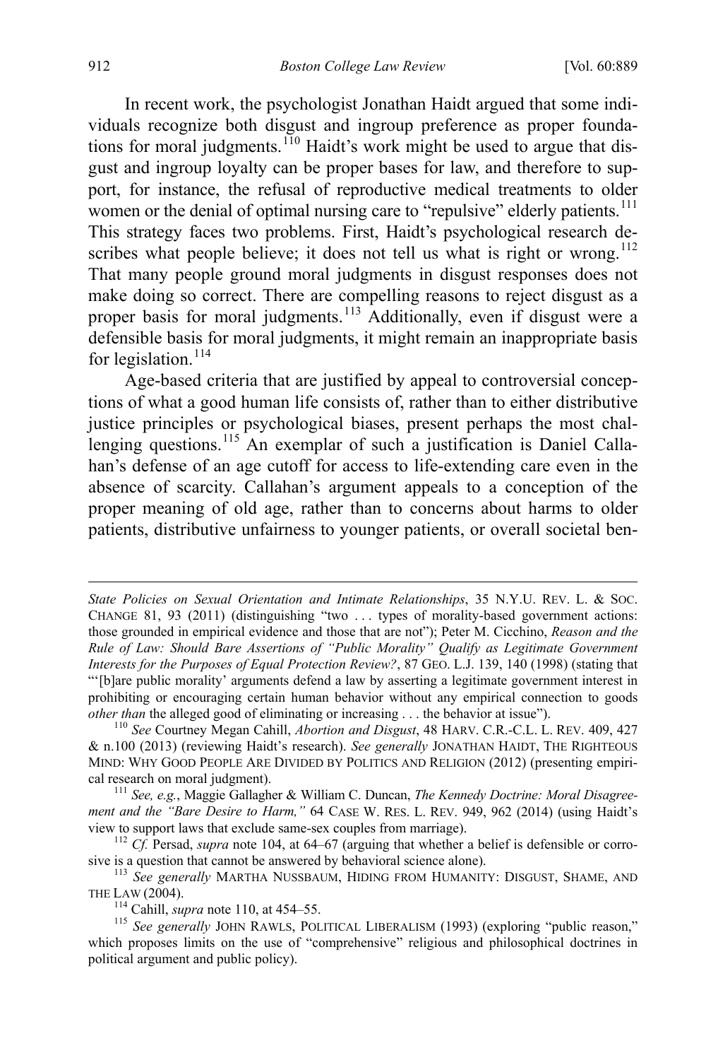In recent work, the psychologist Jonathan Haidt argued that some individuals recognize both disgust and ingroup preference as proper foundations for moral judgments.[110] Haidt's work might be used to argue that disgust and ingroup loyalty can be proper bases for law, and therefore to support, for instance, the refusal of reproductive medical treatments to older women or the denial of optimal nursing care to "repulsive" elderly patients.[111] This strategy faces two problems. First, Haidt's psychological research describes what people believe; it does not tell us what is right or wrong.[112] That many people ground moral judgments in disgust responses does not make doing so correct. There are compelling reasons to reject disgust as a proper basis for moral judgments.[113] Additionally, even if disgust were a defensible basis for moral judgments, it might remain an inappropriate basis for legislation.[114]

Age-based criteria that are justified by appeal to controversial conceptions of what a good human life consists of, rather than to either distributive justice principles or psychological biases, present perhaps the most challenging questions.[115] An exemplar of such a justification is Daniel Callahan's defense of an age cutoff for access to life-extending care even in the absence of scarcity. Callahan's argument appeals to a conception of the proper meaning of old age, rather than to concerns about harms to older patients, distributive unfairness to younger patients, or overall societal ben-

---

*State Policies on Sexual Orientation and Intimate Relationships*, 35 N.Y.U. REV. L. & SOC. CHANGE 81, 93 (2011) (distinguishing "two . . . types of morality-based government actions: those grounded in empirical evidence and those that are not"); Peter M. Cicchino, *Reason and the Rule of Law: Should Bare Assertions of "Public Morality" Qualify as Legitimate Government Interests for the Purposes of Equal Protection Review?*, 87 GEO. L.J. 139, 140 (1998) (stating that "'[b]are public morality' arguments defend a law by asserting a legitimate government interest in prohibiting or encouraging certain human behavior without any empirical connection to goods *other than* the alleged good of eliminating or increasing . . . the behavior at issue").

[110] *See* Courtney Megan Cahill, *Abortion and Disgust*, 48 HARV. C.R.-C.L. L. REV. 409, 427 & n.100 (2013) (reviewing Haidt's research). *See generally* JONATHAN HAIDT, THE RIGHTEOUS MIND: WHY GOOD PEOPLE ARE DIVIDED BY POLITICS AND RELIGION (2012) (presenting empirical research on moral judgment).

[111] *See, e.g.*, Maggie Gallagher & William C. Duncan, *The Kennedy Doctrine: Moral Disagreement and the "Bare Desire to Harm,"* 64 CASE W. RES. L. REV. 949, 962 (2014) (using Haidt's view to support laws that exclude same-sex couples from marriage).

[112] *Cf.* Persad, *supra* note 104, at 64–67 (arguing that whether a belief is defensible or corrosive is a question that cannot be answered by behavioral science alone).

[113] *See generally* MARTHA NUSSBAUM, HIDING FROM HUMANITY: DISGUST, SHAME, AND THE LAW (2004).

[114] Cahill, *supra* note 110, at 454–55.

[115] *See generally* JOHN RAWLS, POLITICAL LIBERALISM (1993) (exploring "public reason," which proposes limits on the use of "comprehensive" religious and philosophical doctrines in political argument and public policy).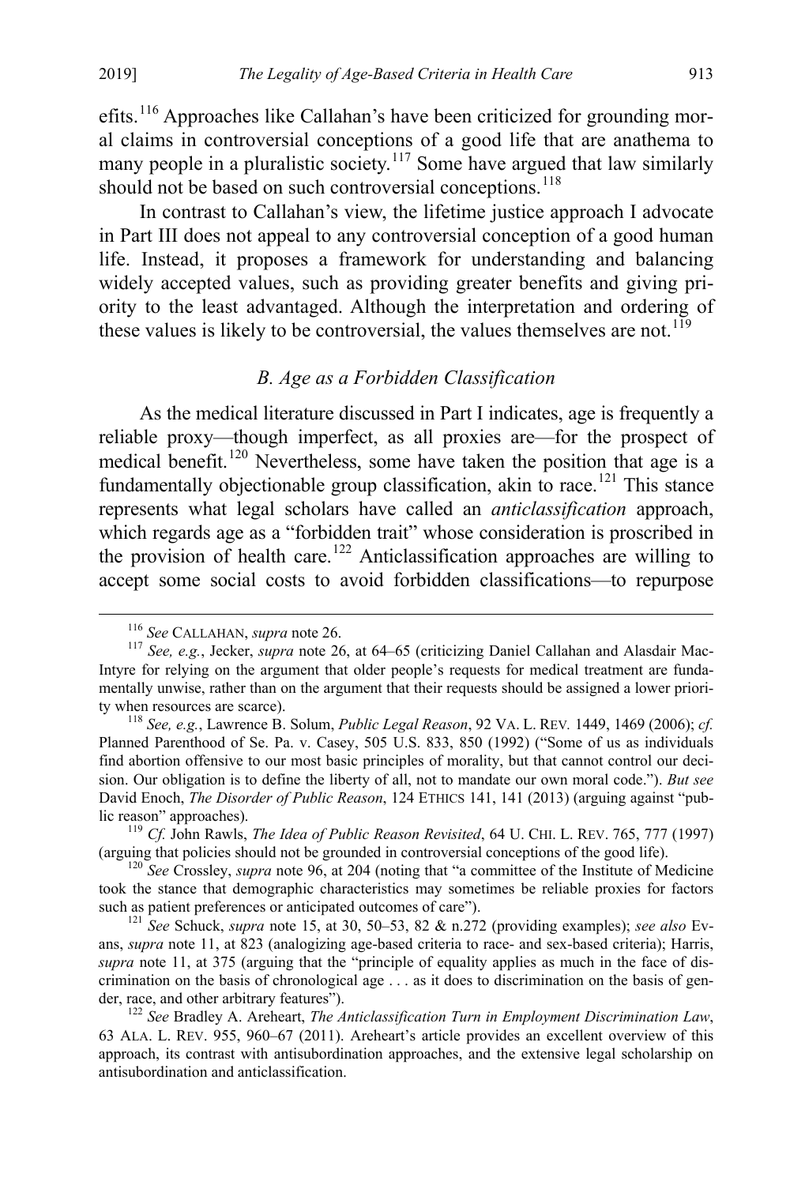efits.[116] Approaches like Callahan's have been criticized for grounding moral claims in controversial conceptions of a good life that are anathema to many people in a pluralistic society.[117] Some have argued that law similarly should not be based on such controversial conceptions.[118]

In contrast to Callahan's view, the lifetime justice approach I advocate in Part III does not appeal to any controversial conception of a good human life. Instead, it proposes a framework for understanding and balancing widely accepted values, such as providing greater benefits and giving priority to the least advantaged. Although the interpretation and ordering of these values is likely to be controversial, the values themselves are not.[119]

### *B. Age as a Forbidden Classification*

As the medical literature discussed in Part I indicates, age is frequently a reliable proxy—though imperfect, as all proxies are—for the prospect of medical benefit.[120] Nevertheless, some have taken the position that age is a fundamentally objectionable group classification, akin to race.[121] This stance represents what legal scholars have called an *anticlassification* approach, which regards age as a "forbidden trait" whose consideration is proscribed in the provision of health care.[122] Anticlassification approaches are willing to accept some social costs to avoid forbidden classifications—to repurpose

---

[116] *See* CALLAHAN, *supra* note 26.

[117] *See, e.g.*, Jecker, *supra* note 26, at 64–65 (criticizing Daniel Callahan and Alasdair MacIntyre for relying on the argument that older people's requests for medical treatment are fundamentally unwise, rather than on the argument that their requests should be assigned a lower priority when resources are scarce).

[118] *See, e.g.*, Lawrence B. Solum, *Public Legal Reason*, 92 VA. L. REV. 1449, 1469 (2006); *cf.* Planned Parenthood of Se. Pa. v. Casey, 505 U.S. 833, 850 (1992) ("Some of us as individuals find abortion offensive to our most basic principles of morality, but that cannot control our decision. Our obligation is to define the liberty of all, not to mandate our own moral code."). *But see* David Enoch, *The Disorder of Public Reason*, 124 ETHICS 141, 141 (2013) (arguing against "public reason" approaches).

[119] *Cf.* John Rawls, *The Idea of Public Reason Revisited*, 64 U. CHI. L. REV. 765, 777 (1997) (arguing that policies should not be grounded in controversial conceptions of the good life).

[120] *See* Crossley, *supra* note 96, at 204 (noting that "a committee of the Institute of Medicine took the stance that demographic characteristics may sometimes be reliable proxies for factors such as patient preferences or anticipated outcomes of care").

[121] *See* Schuck, *supra* note 15, at 30, 50–53, 82 & n.272 (providing examples); *see also* Evans, *supra* note 11, at 823 (analogizing age-based criteria to race- and sex-based criteria); Harris, *supra* note 11, at 375 (arguing that the "principle of equality applies as much in the face of discrimination on the basis of chronological age . . . as it does to discrimination on the basis of gender, race, and other arbitrary features").

[122] *See* Bradley A. Areheart, *The Anticlassification Turn in Employment Discrimination Law*, 63 ALA. L. REV. 955, 960–67 (2011). Areheart's article provides an excellent overview of this approach, its contrast with antisubordination approaches, and the extensive legal scholarship on antisubordination and anticlassification.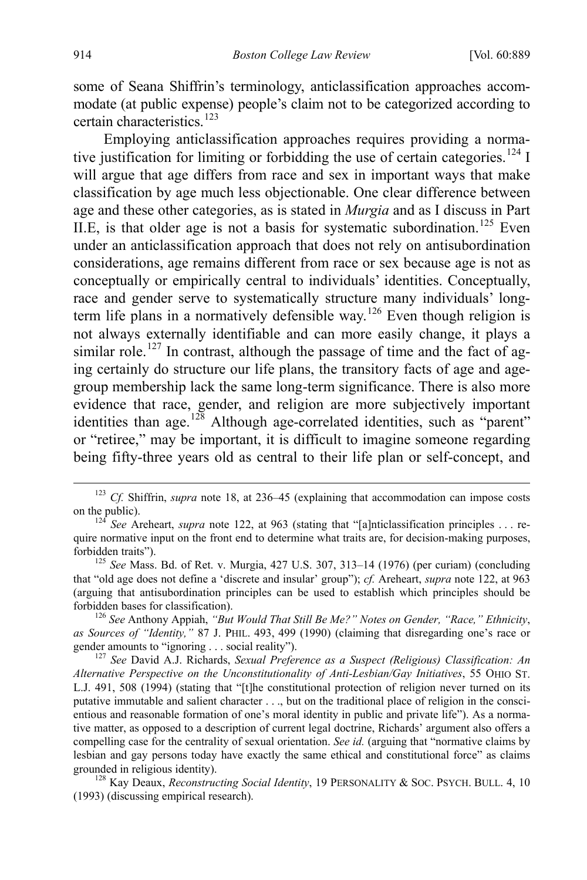some of Seana Shiffrin's terminology, anticlassification approaches accommodate (at public expense) people's claim not to be categorized according to certain characteristics.[123]

Employing anticlassification approaches requires providing a normative justification for limiting or forbidding the use of certain categories.[124] I will argue that age differs from race and sex in important ways that make classification by age much less objectionable. One clear difference between age and these other categories, as is stated in *Murgia* and as I discuss in Part II.E, is that older age is not a basis for systematic subordination.[125] Even under an anticlassification approach that does not rely on antisubordination considerations, age remains different from race or sex because age is not as conceptually or empirically central to individuals' identities. Conceptually, race and gender serve to systematically structure many individuals' long-term life plans in a normatively defensible way.[126] Even though religion is not always externally identifiable and can more easily change, it plays a similar role.[127] In contrast, although the passage of time and the fact of aging certainly do structure our life plans, the transitory facts of age and age-group membership lack the same long-term significance. There is also more evidence that race, gender, and religion are more subjectively important identities than age.[128] Although age-correlated identities, such as "parent" or "retiree," may be important, it is difficult to imagine someone regarding being fifty-three years old as central to their life plan or self-concept, and

---

[123] *Cf.* Shiffrin, *supra* note 18, at 236–45 (explaining that accommodation can impose costs on the public).

[124] *See* Areheart, *supra* note 122, at 963 (stating that "[a]nticlassification principles . . . require normative input on the front end to determine what traits are, for decision-making purposes, forbidden traits").

[125] *See* Mass. Bd. of Ret. v. Murgia, 427 U.S. 307, 313–14 (1976) (per curiam) (concluding that "old age does not define a 'discrete and insular' group"); *cf.* Areheart, *supra* note 122, at 963 (arguing that antisubordination principles can be used to establish which principles should be forbidden bases for classification).

[126] *See* Anthony Appiah, *"But Would That Still Be Me?" Notes on Gender, "Race," Ethnicity, as Sources of "Identity,"* 87 J. PHIL. 493, 499 (1990) (claiming that disregarding one's race or gender amounts to "ignoring . . . social reality").

[127] *See* David A.J. Richards, *Sexual Preference as a Suspect (Religious) Classification: An Alternative Perspective on the Unconstitutionality of Anti-Lesbian/Gay Initiatives*, 55 OHIO ST. L.J. 491, 508 (1994) (stating that "[t]he constitutional protection of religion never turned on its putative immutable and salient character . . ., but on the traditional place of religion in the conscientious and reasonable formation of one's moral identity in public and private life"). As a normative matter, as opposed to a description of current legal doctrine, Richards' argument also offers a compelling case for the centrality of sexual orientation. *See id.* (arguing that "normative claims by lesbian and gay persons today have exactly the same ethical and constitutional force" as claims grounded in religious identity).

[128] Kay Deaux, *Reconstructing Social Identity*, 19 PERSONALITY & SOC. PSYCH. BULL. 4, 10 (1993) (discussing empirical research).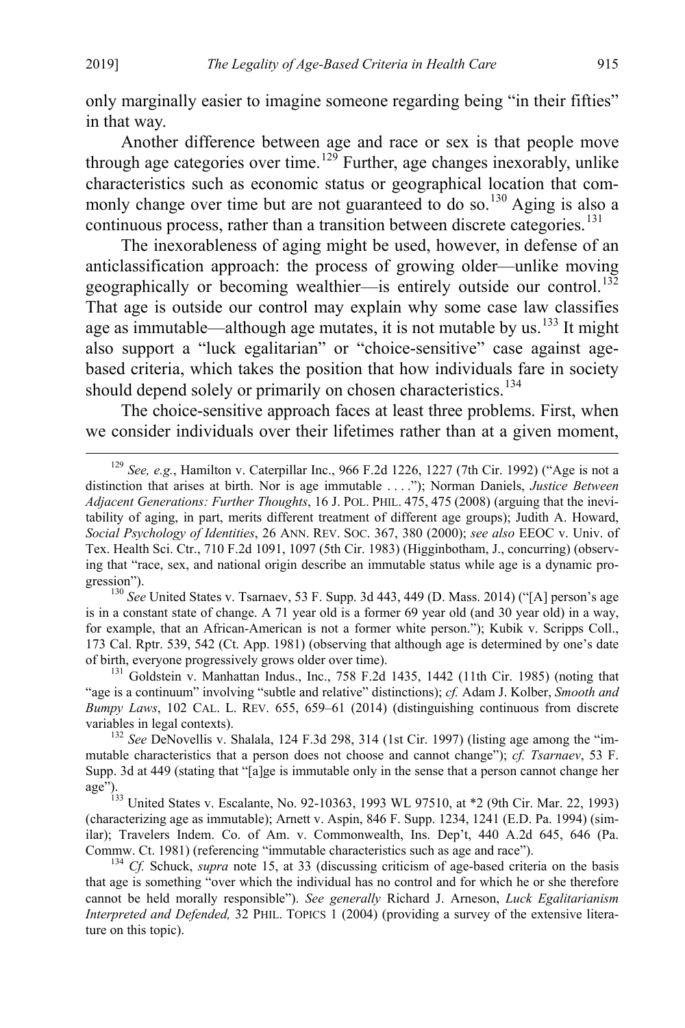only marginally easier to imagine someone regarding being "in their fifties" in that way.

Another difference between age and race or sex is that people move through age categories over time.[129] Further, age changes inexorably, unlike characteristics such as economic status or geographical location that commonly change over time but are not guaranteed to do so.[130] Aging is also a continuous process, rather than a transition between discrete categories.[131]

The inexorableness of aging might be used, however, in defense of an anticlassification approach: the process of growing older—unlike moving geographically or becoming wealthier—is entirely outside our control.[132] That age is outside our control may explain why some case law classifies age as immutable—although age mutates, it is not mutable by us.[133] It might also support a "luck egalitarian" or "choice-sensitive" case against age-based criteria, which takes the position that how individuals fare in society should depend solely or primarily on chosen characteristics.[134]

The choice-sensitive approach faces at least three problems. First, when we consider individuals over their lifetimes rather than at a given moment,

---

[129] *See, e.g.*, Hamilton v. Caterpillar Inc., 966 F.2d 1226, 1227 (7th Cir. 1992) ("Age is not a distinction that arises at birth. Nor is age immutable . . . ."); Norman Daniels, *Justice Between Adjacent Generations: Further Thoughts*, 16 J. POL. PHIL. 475, 475 (2008) (arguing that the inevitability of aging, in part, merits different treatment of different age groups); Judith A. Howard, *Social Psychology of Identities*, 26 ANN. REV. SOC. 367, 380 (2000); *see also* EEOC v. Univ. of Tex. Health Sci. Ctr., 710 F.2d 1091, 1097 (5th Cir. 1983) (Higginbotham, J., concurring) (observing that "race, sex, and national origin describe an immutable status while age is a dynamic progression").

[130] *See* United States v. Tsarnaev, 53 F. Supp. 3d 443, 449 (D. Mass. 2014) ("[A] person's age is in a constant state of change. A 71 year old is a former 69 year old (and 30 year old) in a way, for example, that an African-American is not a former white person."); Kubik v. Scripps Coll., 173 Cal. Rptr. 539, 542 (Ct. App. 1981) (observing that although age is determined by one's date of birth, everyone progressively grows older over time).

[131] Goldstein v. Manhattan Indus., Inc., 758 F.2d 1435, 1442 (11th Cir. 1985) (noting that "age is a continuum" involving "subtle and relative" distinctions); *cf.* Adam J. Kolber, *Smooth and Bumpy Laws*, 102 CAL. L. REV. 655, 659–61 (2014) (distinguishing continuous from discrete variables in legal contexts).

[132] *See* DeNovellis v. Shalala, 124 F.3d 298, 314 (1st Cir. 1997) (listing age among the "immutable characteristics that a person does not choose and cannot change"); *cf. Tsarnaev*, 53 F. Supp. 3d at 449 (stating that "[a]ge is immutable only in the sense that a person cannot change her age").

[133] United States v. Escalante, No. 92-10363, 1993 WL 97510, at *2 (9th Cir. Mar. 22, 1993) (characterizing age as immutable); Arnett v. Aspin, 846 F. Supp. 1234, 1241 (E.D. Pa. 1994) (similar); Travelers Indem. Co. of Am. v. Commonwealth, Ins. Dep't, 440 A.2d 645, 646 (Pa. Commw. Ct. 1981) (referencing "immutable characteristics such as age and race").

[134] *Cf.* Schuck, *supra* note 15, at 33 (discussing criticism of age-based criteria on the basis that age is something "over which the individual has no control and for which he or she therefore cannot be held morally responsible"). *See generally* Richard J. Arneson, *Luck Egalitarianism Interpreted and Defended,* 32 PHIL. TOPICS 1 (2004) (providing a survey of the extensive literature on this topic).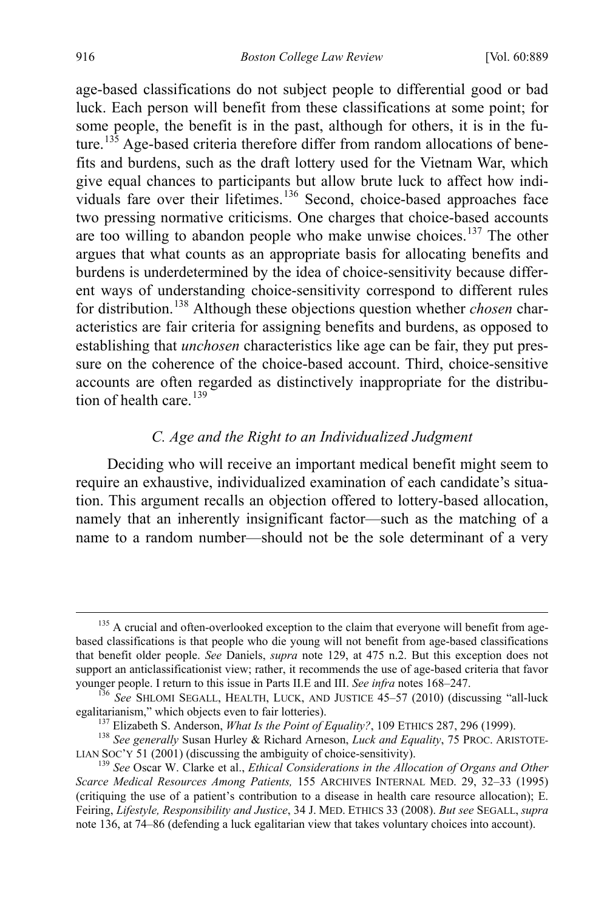age-based classifications do not subject people to differential good or bad luck. Each person will benefit from these classifications at some point; for some people, the benefit is in the past, although for others, it is in the future.[135] Age-based criteria therefore differ from random allocations of benefits and burdens, such as the draft lottery used for the Vietnam War, which give equal chances to participants but allow brute luck to affect how individuals fare over their lifetimes.[136] Second, choice-based approaches face two pressing normative criticisms. One charges that choice-based accounts are too willing to abandon people who make unwise choices.[137] The other argues that what counts as an appropriate basis for allocating benefits and burdens is underdetermined by the idea of choice-sensitivity because different ways of understanding choice-sensitivity correspond to different rules for distribution.[138] Although these objections question whether *chosen* characteristics are fair criteria for assigning benefits and burdens, as opposed to establishing that *unchosen* characteristics like age can be fair, they put pressure on the coherence of the choice-based account. Third, choice-sensitive accounts are often regarded as distinctively inappropriate for the distribution of health care.[139]

### *C. Age and the Right to an Individualized Judgment*

Deciding who will receive an important medical benefit might seem to require an exhaustive, individualized examination of each candidate's situation. This argument recalls an objection offered to lottery-based allocation, namely that an inherently insignificant factor—such as the matching of a name to a random number—should not be the sole determinant of a very

---

[135] A crucial and often-overlooked exception to the claim that everyone will benefit from age-based classifications is that people who die young will not benefit from age-based classifications that benefit older people. *See* Daniels, *supra* note 129, at 475 n.2. But this exception does not support an anticlassificationist view; rather, it recommends the use of age-based criteria that favor younger people. I return to this issue in Parts II.E and III. *See infra* notes 168–247.

[136] *See* SHLOMI SEGALL, HEALTH, LUCK, AND JUSTICE 45–57 (2010) (discussing "all-luck egalitarianism," which objects even to fair lotteries).

[137] Elizabeth S. Anderson, *What Is the Point of Equality?*, 109 ETHICS 287, 296 (1999).

[138] *See generally* Susan Hurley & Richard Arneson, *Luck and Equality*, 75 PROC. ARISTOTELIAN SOC'Y 51 (2001) (discussing the ambiguity of choice-sensitivity).

[139] *See* Oscar W. Clarke et al., *Ethical Considerations in the Allocation of Organs and Other Scarce Medical Resources Among Patients,* 155 ARCHIVES INTERNAL MED. 29, 32–33 (1995) (critiquing the use of a patient's contribution to a disease in health care resource allocation); E. Feiring, *Lifestyle, Responsibility and Justice*, 34 J. MED. ETHICS 33 (2008). *But see* SEGALL, *supra* note 136, at 74–86 (defending a luck egalitarian view that takes voluntary choices into account).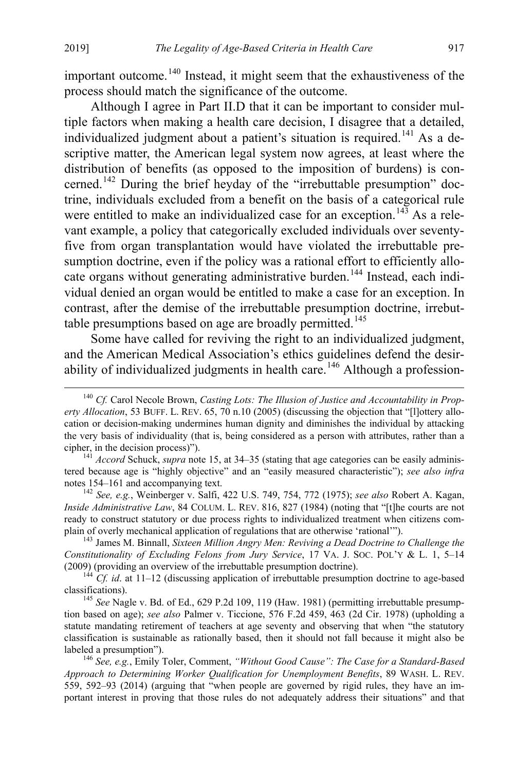important outcome.[140] Instead, it might seem that the exhaustiveness of the process should match the significance of the outcome.

Although I agree in Part II.D that it can be important to consider multiple factors when making a health care decision, I disagree that a detailed, individualized judgment about a patient's situation is required.[141] As a descriptive matter, the American legal system now agrees, at least where the distribution of benefits (as opposed to the imposition of burdens) is concerned.[142] During the brief heyday of the "irrebuttable presumption" doctrine, individuals excluded from a benefit on the basis of a categorical rule were entitled to make an individualized case for an exception.[143] As a relevant example, a policy that categorically excluded individuals over seventy-five from organ transplantation would have violated the irrebuttable presumption doctrine, even if the policy was a rational effort to efficiently allocate organs without generating administrative burden.[144] Instead, each individual denied an organ would be entitled to make a case for an exception. In contrast, after the demise of the irrebuttable presumption doctrine, irrebuttable presumptions based on age are broadly permitted.[145]

Some have called for reviving the right to an individualized judgment, and the American Medical Association's ethics guidelines defend the desirability of individualized judgments in health care.[146] Although a profession-

---

[140] *Cf.* Carol Necole Brown, *Casting Lots: The Illusion of Justice and Accountability in Property Allocation*, 53 BUFF. L. REV. 65, 70 n.10 (2005) (discussing the objection that "[l]ottery allocation or decision-making undermines human dignity and diminishes the individual by attacking the very basis of individuality (that is, being considered as a person with attributes, rather than a cipher, in the decision process)").

[141] *Accord* Schuck, *supra* note 15, at 34–35 (stating that age categories can be easily administered because age is "highly objective" and an "easily measured characteristic"); *see also infra* notes 154–161 and accompanying text.

[142] *See, e.g.*, Weinberger v. Salfi, 422 U.S. 749, 754, 772 (1975); *see also* Robert A. Kagan, *Inside Administrative Law*, 84 COLUM. L. REV. 816, 827 (1984) (noting that "[t]he courts are not ready to construct statutory or due process rights to individualized treatment when citizens complain of overly mechanical application of regulations that are otherwise 'rational'").

[143] James M. Binnall, *Sixteen Million Angry Men: Reviving a Dead Doctrine to Challenge the Constitutionality of Excluding Felons from Jury Service*, 17 VA. J. SOC. POL'Y & L. 1, 5–14 (2009) (providing an overview of the irrebuttable presumption doctrine).

[144] *Cf. id*. at 11–12 (discussing application of irrebuttable presumption doctrine to age-based classifications).

[145] *See* Nagle v. Bd. of Ed., 629 P.2d 109, 119 (Haw. 1981) (permitting irrebuttable presumption based on age); *see also* Palmer v. Ticcione, 576 F.2d 459, 463 (2d Cir. 1978) (upholding a statute mandating retirement of teachers at age seventy and observing that when "the statutory classification is sustainable as rationally based, then it should not fall because it might also be labeled a presumption").

[146] *See, e.g.*, Emily Toler, Comment, *"Without Good Cause": The Case for a Standard-Based Approach to Determining Worker Qualification for Unemployment Benefits*, 89 WASH. L. REV. 559, 592–93 (2014) (arguing that "when people are governed by rigid rules, they have an important interest in proving that those rules do not adequately address their situations" and that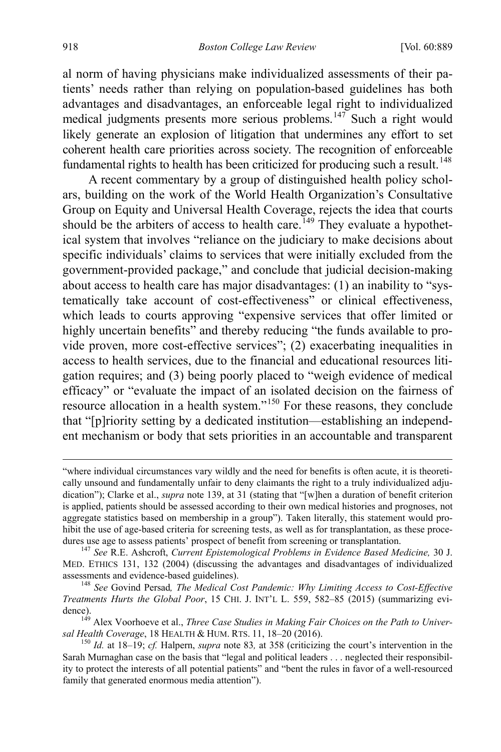al norm of having physicians make individualized assessments of their patients' needs rather than relying on population-based guidelines has both advantages and disadvantages, an enforceable legal right to individualized medical judgments presents more serious problems.[147] Such a right would likely generate an explosion of litigation that undermines any effort to set coherent health care priorities across society. The recognition of enforceable fundamental rights to health has been criticized for producing such a result.[148]

A recent commentary by a group of distinguished health policy scholars, building on the work of the World Health Organization's Consultative Group on Equity and Universal Health Coverage, rejects the idea that courts should be the arbiters of access to health care.[149] They evaluate a hypothetical system that involves "reliance on the judiciary to make decisions about specific individuals' claims to services that were initially excluded from the government-provided package," and conclude that judicial decision-making about access to health care has major disadvantages: (1) an inability to "systematically take account of cost-effectiveness" or clinical effectiveness, which leads to courts approving "expensive services that offer limited or highly uncertain benefits" and thereby reducing "the funds available to provide proven, more cost-effective services"; (2) exacerbating inequalities in access to health services, due to the financial and educational resources litigation requires; and (3) being poorly placed to "weigh evidence of medical efficacy" or "evaluate the impact of an isolated decision on the fairness of resource allocation in a health system."[150] For these reasons, they conclude that "[p]riority setting by a dedicated institution—establishing an independent mechanism or body that sets priorities in an accountable and transparent

---

"where individual circumstances vary wildly and the need for benefits is often acute, it is theoretically unsound and fundamentally unfair to deny claimants the right to a truly individualized adjudication"); Clarke et al., *supra* note 139, at 31 (stating that "[w]hen a duration of benefit criterion is applied, patients should be assessed according to their own medical histories and prognoses, not aggregate statistics based on membership in a group"). Taken literally, this statement would prohibit the use of age-based criteria for screening tests, as well as for transplantation, as these procedures use age to assess patients' prospect of benefit from screening or transplantation.

[147] *See* R.E. Ashcroft, *Current Epistemological Problems in Evidence Based Medicine,* 30 J. MED. ETHICS 131, 132 (2004) (discussing the advantages and disadvantages of individualized assessments and evidence-based guidelines).

[148] *See* Govind Persad*, The Medical Cost Pandemic: Why Limiting Access to Cost-Effective Treatments Hurts the Global Poor*, 15 CHI. J. INT'L L. 559, 582–85 (2015) (summarizing evidence).

[149] Alex Voorhoeve et al., *Three Case Studies in Making Fair Choices on the Path to Universal Health Coverage*, 18 HEALTH & HUM. RTS. 11, 18–20 (2016).

[150] *Id.* at 18–19; *cf.* Halpern, *supra* note 83*,* at 358 (criticizing the court's intervention in the Sarah Murnaghan case on the basis that "legal and political leaders . . . neglected their responsibility to protect the interests of all potential patients" and "bent the rules in favor of a well-resourced family that generated enormous media attention").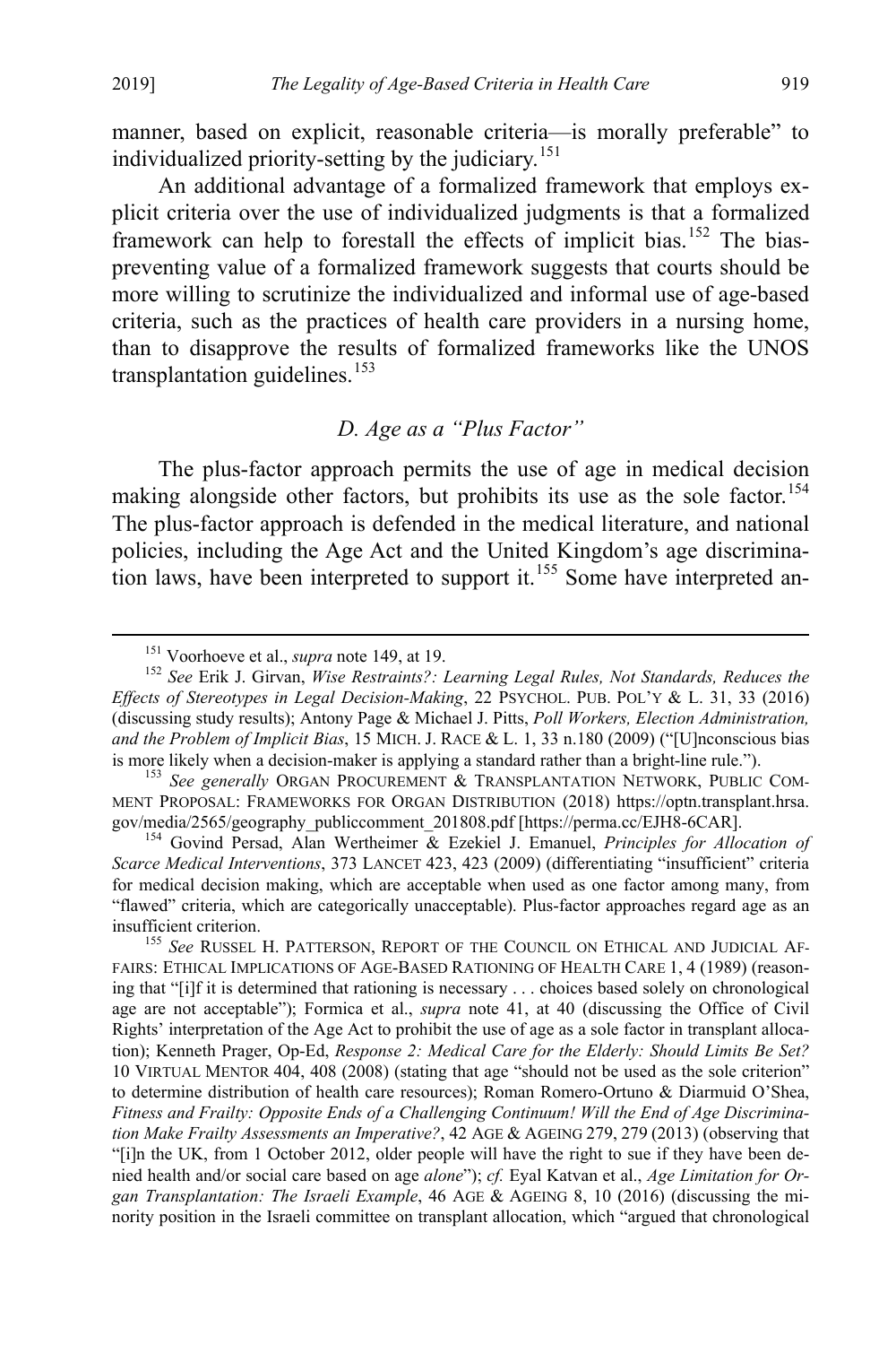manner, based on explicit, reasonable criteria—is morally preferable" to individualized priority-setting by the judiciary.[151]

An additional advantage of a formalized framework that employs explicit criteria over the use of individualized judgments is that a formalized framework can help to forestall the effects of implicit bias.[152] The bias-preventing value of a formalized framework suggests that courts should be more willing to scrutinize the individualized and informal use of age-based criteria, such as the practices of health care providers in a nursing home, than to disapprove the results of formalized frameworks like the UNOS transplantation guidelines.[153]

### D. Age as a "Plus Factor"

The plus-factor approach permits the use of age in medical decision making alongside other factors, but prohibits its use as the sole factor.[154] The plus-factor approach is defended in the medical literature, and national policies, including the Age Act and the United Kingdom's age discrimination laws, have been interpreted to support it.[155] Some have interpreted an-

---

[151] Voorhoeve et al., *supra* note 149, at 19.

[152] *See* Erik J. Girvan, *Wise Restraints?: Learning Legal Rules, Not Standards, Reduces the Effects of Stereotypes in Legal Decision-Making*, 22 PSYCHOL. PUB. POL'Y & L. 31, 33 (2016) (discussing study results); Antony Page & Michael J. Pitts, *Poll Workers, Election Administration, and the Problem of Implicit Bias*, 15 MICH. J. RACE & L. 1, 33 n.180 (2009) ("[U]nconscious bias is more likely when a decision-maker is applying a standard rather than a bright-line rule.").

[153] *See generally* ORGAN PROCUREMENT & TRANSPLANTATION NETWORK, PUBLIC COMMENT PROPOSAL: FRAMEWORKS FOR ORGAN DISTRIBUTION (2018) https://optn.transplant.hrsa.gov/media/2565/geography_publiccomment_201808.pdf [https://perma.cc/EJH8-6CAR].

[154] Govind Persad, Alan Wertheimer & Ezekiel J. Emanuel, *Principles for Allocation of Scarce Medical Interventions*, 373 LANCET 423, 423 (2009) (differentiating "insufficient" criteria for medical decision making, which are acceptable when used as one factor among many, from "flawed" criteria, which are categorically unacceptable). Plus-factor approaches regard age as an insufficient criterion.

[155] *See* RUSSEL H. PATTERSON, REPORT OF THE COUNCIL ON ETHICAL AND JUDICIAL AFFAIRS: ETHICAL IMPLICATIONS OF AGE-BASED RATIONING OF HEALTH CARE 1, 4 (1989) (reasoning that "[i]f it is determined that rationing is necessary . . . choices based solely on chronological age are not acceptable"); Formica et al., *supra* note 41, at 40 (discussing the Office of Civil Rights' interpretation of the Age Act to prohibit the use of age as a sole factor in transplant allocation); Kenneth Prager, Op-Ed, *Response 2: Medical Care for the Elderly: Should Limits Be Set?* 10 VIRTUAL MENTOR 404, 408 (2008) (stating that age "should not be used as the sole criterion" to determine distribution of health care resources); Roman Romero-Ortuno & Diarmuid O'Shea, *Fitness and Frailty: Opposite Ends of a Challenging Continuum! Will the End of Age Discrimination Make Frailty Assessments an Imperative?*, 42 AGE & AGEING 279, 279 (2013) (observing that "[i]n the UK, from 1 October 2012, older people will have the right to sue if they have been denied health and/or social care based on age *alone*"); *cf.* Eyal Katvan et al., *Age Limitation for Organ Transplantation: The Israeli Example*, 46 AGE & AGEING 8, 10 (2016) (discussing the minority position in the Israeli committee on transplant allocation, which "argued that chronological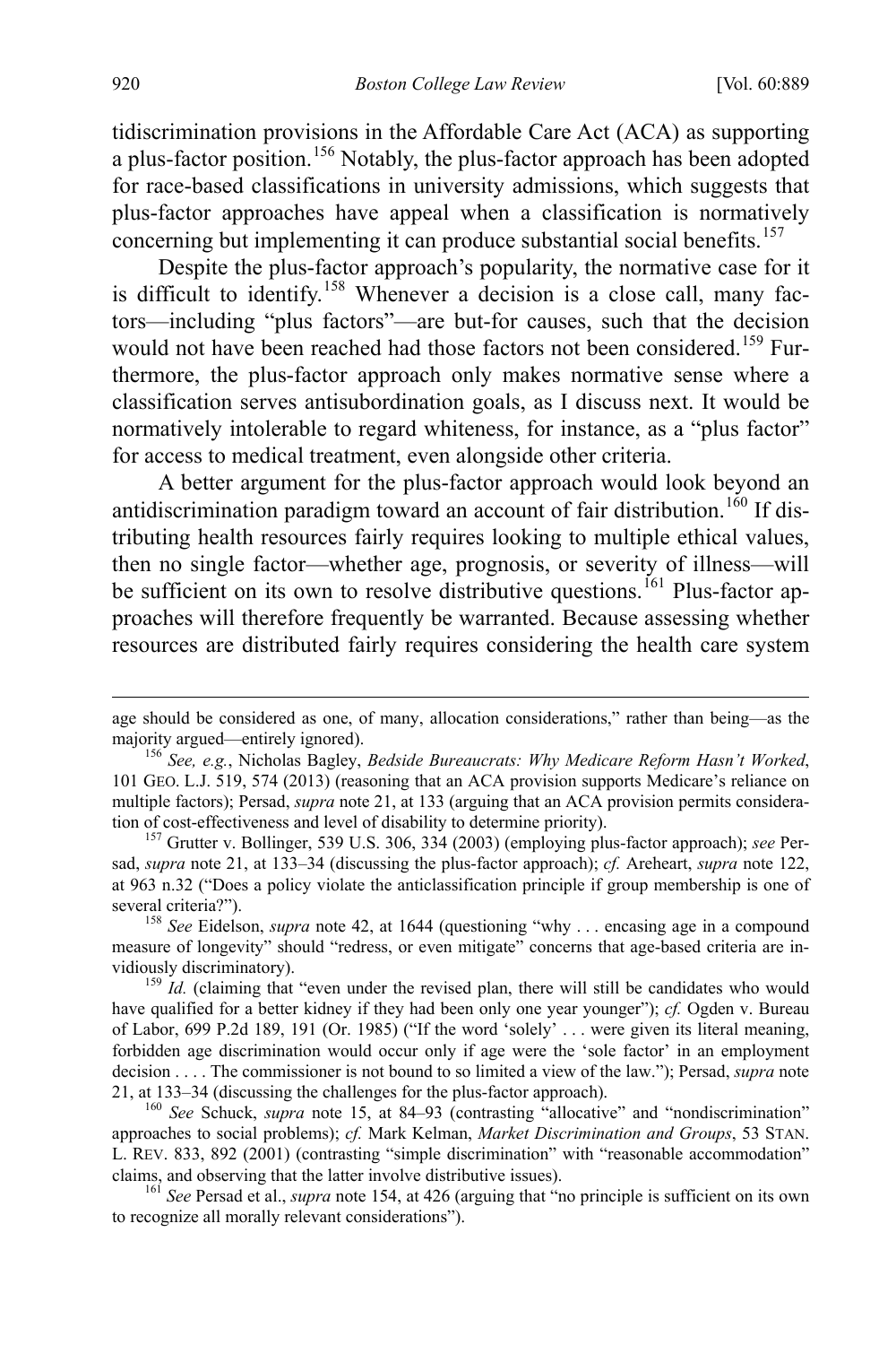tidiscrimination provisions in the Affordable Care Act (ACA) as supporting a plus-factor position.[156] Notably, the plus-factor approach has been adopted for race-based classifications in university admissions, which suggests that plus-factor approaches have appeal when a classification is normatively concerning but implementing it can produce substantial social benefits.[157]

Despite the plus-factor approach's popularity, the normative case for it is difficult to identify.[158] Whenever a decision is a close call, many factors—including "plus factors"—are but-for causes, such that the decision would not have been reached had those factors not been considered.[159] Furthermore, the plus-factor approach only makes normative sense where a classification serves antisubordination goals, as I discuss next. It would be normatively intolerable to regard whiteness, for instance, as a "plus factor" for access to medical treatment, even alongside other criteria.

A better argument for the plus-factor approach would look beyond an antidiscrimination paradigm toward an account of fair distribution.[160] If distributing health resources fairly requires looking to multiple ethical values, then no single factor—whether age, prognosis, or severity of illness—will be sufficient on its own to resolve distributive questions.[161] Plus-factor approaches will therefore frequently be warranted. Because assessing whether resources are distributed fairly requires considering the health care system

---

age should be considered as one, of many, allocation considerations," rather than being—as the majority argued—entirely ignored).

[156] *See, e.g.*, Nicholas Bagley, *Bedside Bureaucrats: Why Medicare Reform Hasn't Worked*, 101 GEO. L.J. 519, 574 (2013) (reasoning that an ACA provision supports Medicare's reliance on multiple factors); Persad, *supra* note 21, at 133 (arguing that an ACA provision permits consideration of cost-effectiveness and level of disability to determine priority).

[157] Grutter v. Bollinger, 539 U.S. 306, 334 (2003) (employing plus-factor approach); *see* Persad, *supra* note 21, at 133–34 (discussing the plus-factor approach); *cf.* Areheart, *supra* note 122, at 963 n.32 ("Does a policy violate the anticlassification principle if group membership is one of several criteria?").

[158] *See* Eidelson, *supra* note 42, at 1644 (questioning "why . . . encasing age in a compound measure of longevity" should "redress, or even mitigate" concerns that age-based criteria are invidiously discriminatory).

[159] *Id.* (claiming that "even under the revised plan, there will still be candidates who would have qualified for a better kidney if they had been only one year younger"); *cf.* Ogden v. Bureau of Labor, 699 P.2d 189, 191 (Or. 1985) ("If the word 'solely' . . . were given its literal meaning, forbidden age discrimination would occur only if age were the 'sole factor' in an employment decision . . . . The commissioner is not bound to so limited a view of the law."); Persad, *supra* note 21, at 133–34 (discussing the challenges for the plus-factor approach).

[160] *See* Schuck, *supra* note 15, at 84–93 (contrasting "allocative" and "nondiscrimination" approaches to social problems); *cf.* Mark Kelman, *Market Discrimination and Groups*, 53 STAN. L. REV. 833, 892 (2001) (contrasting "simple discrimination" with "reasonable accommodation" claims, and observing that the latter involve distributive issues).

[161] *See* Persad et al., *supra* note 154, at 426 (arguing that "no principle is sufficient on its own to recognize all morally relevant considerations").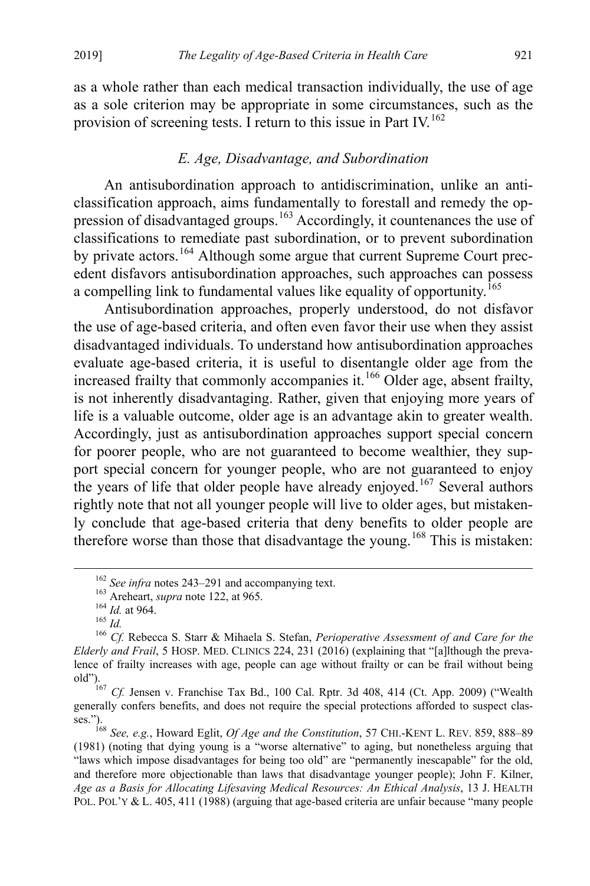as a whole rather than each medical transaction individually, the use of age as a sole criterion may be appropriate in some circumstances, such as the provision of screening tests. I return to this issue in Part IV.[162]

### *E. Age, Disadvantage, and Subordination*

An antisubordination approach to antidiscrimination, unlike an anti-classification approach, aims fundamentally to forestall and remedy the oppression of disadvantaged groups.[163] Accordingly, it countenances the use of classifications to remediate past subordination, or to prevent subordination by private actors.[164] Although some argue that current Supreme Court precedent disfavors antisubordination approaches, such approaches can possess a compelling link to fundamental values like equality of opportunity.[165]

Antisubordination approaches, properly understood, do not disfavor the use of age-based criteria, and often even favor their use when they assist disadvantaged individuals. To understand how antisubordination approaches evaluate age-based criteria, it is useful to disentangle older age from the increased frailty that commonly accompanies it.[166] Older age, absent frailty, is not inherently disadvantaging. Rather, given that enjoying more years of life is a valuable outcome, older age is an advantage akin to greater wealth. Accordingly, just as antisubordination approaches support special concern for poorer people, who are not guaranteed to become wealthier, they support special concern for younger people, who are not guaranteed to enjoy the years of life that older people have already enjoyed.[167] Several authors rightly note that not all younger people will live to older ages, but mistakenly conclude that age-based criteria that deny benefits to older people are therefore worse than those that disadvantage the young.[168] This is mistaken:

---

[162] *See infra* notes 243–291 and accompanying text.

[163] Areheart, *supra* note 122, at 965.

[164] *Id.* at 964.

[165] *Id.*

[166] *Cf.* Rebecca S. Starr & Mihaela S. Stefan, *Perioperative Assessment of and Care for the Elderly and Frail*, 5 HOSP. MED. CLINICS 224, 231 (2016) (explaining that "[a]lthough the prevalence of frailty increases with age, people can age without frailty or can be frail without being old").

[167] *Cf.* Jensen v. Franchise Tax Bd., 100 Cal. Rptr. 3d 408, 414 (Ct. App. 2009) ("Wealth generally confers benefits, and does not require the special protections afforded to suspect classes.").

[168] *See, e.g.*, Howard Eglit, *Of Age and the Constitution*, 57 CHI.-KENT L. REV. 859, 888–89 (1981) (noting that dying young is a "worse alternative" to aging, but nonetheless arguing that "laws which impose disadvantages for being too old" are "permanently inescapable" for the old, and therefore more objectionable than laws that disadvantage younger people); John F. Kilner, *Age as a Basis for Allocating Lifesaving Medical Resources: An Ethical Analysis*, 13 J. HEALTH POL. POL'Y & L. 405, 411 (1988) (arguing that age-based criteria are unfair because "many people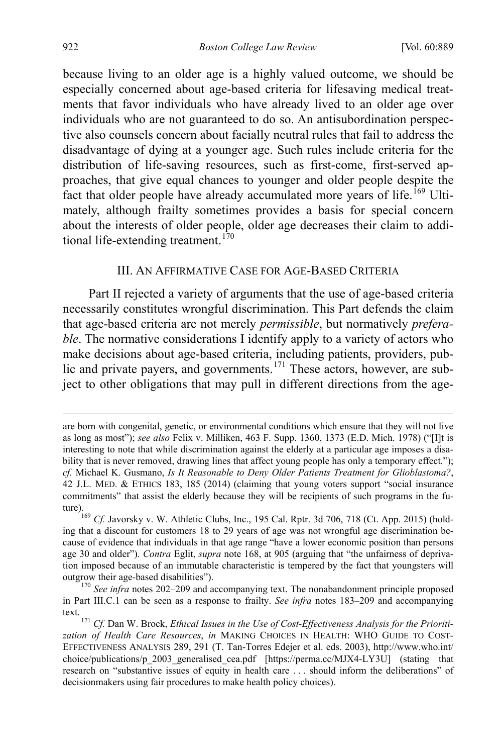because living to an older age is a highly valued outcome, we should be especially concerned about age-based criteria for lifesaving medical treatments that favor individuals who have already lived to an older age over individuals who are not guaranteed to do so. An antisubordination perspective also counsels concern about facially neutral rules that fail to address the disadvantage of dying at a younger age. Such rules include criteria for the distribution of life-saving resources, such as first-come, first-served approaches, that give equal chances to younger and older people despite the fact that older people have already accumulated more years of life.[169] Ultimately, although frailty sometimes provides a basis for special concern about the interests of older people, older age decreases their claim to additional life-extending treatment.[170]

## III. An Affirmative Case for Age-Based Criteria

Part II rejected a variety of arguments that the use of age-based criteria necessarily constitutes wrongful discrimination. This Part defends the claim that age-based criteria are not merely *permissible*, but normatively *preferable*. The normative considerations I identify apply to a variety of actors who make decisions about age-based criteria, including patients, providers, public and private payers, and governments.[171] These actors, however, are subject to other obligations that may pull in different directions from the age-

---

are born with congenital, genetic, or environmental conditions which ensure that they will not live as long as most"); *see also* Felix v. Milliken, 463 F. Supp. 1360, 1373 (E.D. Mich. 1978) ("[I]t is interesting to note that while discrimination against the elderly at a particular age imposes a disability that is never removed, drawing lines that affect young people has only a temporary effect."); *cf.* Michael K. Gusmano, *Is It Reasonable to Deny Older Patients Treatment for Glioblastoma?*, 42 J.L. Med. & Ethics 183, 185 (2014) (claiming that young voters support "social insurance commitments" that assist the elderly because they will be recipients of such programs in the future).

[169] *Cf.* Javorsky v. W. Athletic Clubs, Inc., 195 Cal. Rptr. 3d 706, 718 (Ct. App. 2015) (holding that a discount for customers 18 to 29 years of age was not wrongful age discrimination because of evidence that individuals in that age range "have a lower economic position than persons age 30 and older"). *Contra* Eglit, *supra* note 168, at 905 (arguing that "the unfairness of deprivation imposed because of an immutable characteristic is tempered by the fact that youngsters will outgrow their age-based disabilities").

[170] *See infra* notes 202–209 and accompanying text. The nonabandonment principle proposed in Part III.C.1 can be seen as a response to frailty. *See infra* notes 183–209 and accompanying text.

[171] *Cf.* Dan W. Brock, *Ethical Issues in the Use of Cost-Effectiveness Analysis for the Prioritization of Health Care Resources*, *in* Making Choices in Health: WHO Guide to Cost-Effectiveness Analysis 289, 291 (T. Tan-Torres Edejer et al. eds. 2003), http://www.who.int/choice/publications/p_2003_generalised_cea.pdf [https://perma.cc/MJX4-LY3U] (stating that research on "substantive issues of equity in health care . . . should inform the deliberations" of decisionmakers using fair procedures to make health policy choices).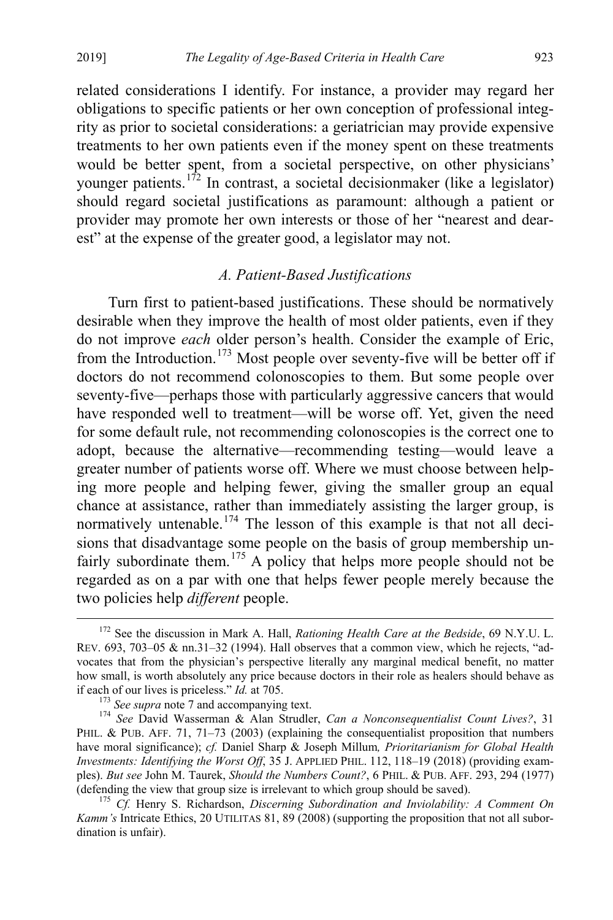related considerations I identify. For instance, a provider may regard her obligations to specific patients or her own conception of professional integrity as prior to societal considerations: a geriatrician may provide expensive treatments to her own patients even if the money spent on these treatments would be better spent, from a societal perspective, on other physicians' younger patients.[172] In contrast, a societal decisionmaker (like a legislator) should regard societal justifications as paramount: although a patient or provider may promote her own interests or those of her "nearest and dearest" at the expense of the greater good, a legislator may not.

### *A. Patient-Based Justifications*

Turn first to patient-based justifications. These should be normatively desirable when they improve the health of most older patients, even if they do not improve *each* older person's health. Consider the example of Eric, from the Introduction.[173] Most people over seventy-five will be better off if doctors do not recommend colonoscopies to them. But some people over seventy-five—perhaps those with particularly aggressive cancers that would have responded well to treatment—will be worse off. Yet, given the need for some default rule, not recommending colonoscopies is the correct one to adopt, because the alternative—recommending testing—would leave a greater number of patients worse off. Where we must choose between helping more people and helping fewer, giving the smaller group an equal chance at assistance, rather than immediately assisting the larger group, is normatively untenable.[174] The lesson of this example is that not all decisions that disadvantage some people on the basis of group membership unfairly subordinate them.[175] A policy that helps more people should not be regarded as on a par with one that helps fewer people merely because the two policies help *different* people.

---

[172] See the discussion in Mark A. Hall, *Rationing Health Care at the Bedside*, 69 N.Y.U. L. REV. 693, 703–05 & nn.31–32 (1994). Hall observes that a common view, which he rejects, "advocates that from the physician's perspective literally any marginal medical benefit, no matter how small, is worth absolutely any price because doctors in their role as healers should behave as if each of our lives is priceless." *Id.* at 705.

[173] *See supra* note 7 and accompanying text.

[174] *See* David Wasserman & Alan Strudler, *Can a Nonconsequentialist Count Lives?*, 31 PHIL. & PUB. AFF. 71, 71–73 (2003) (explaining the consequentialist proposition that numbers have moral significance); *cf.* Daniel Sharp & Joseph Millum*, Prioritarianism for Global Health Investments: Identifying the Worst Off*, 35 J. APPLIED PHIL. 112, 118–19 (2018) (providing examples). *But see* John M. Taurek, *Should the Numbers Count?*, 6 PHIL. & PUB. AFF. 293, 294 (1977) (defending the view that group size is irrelevant to which group should be saved).

[175] *Cf.* Henry S. Richardson, *Discerning Subordination and Inviolability: A Comment On Kamm's* Intricate Ethics, 20 UTILITAS 81, 89 (2008) (supporting the proposition that not all subordination is unfair).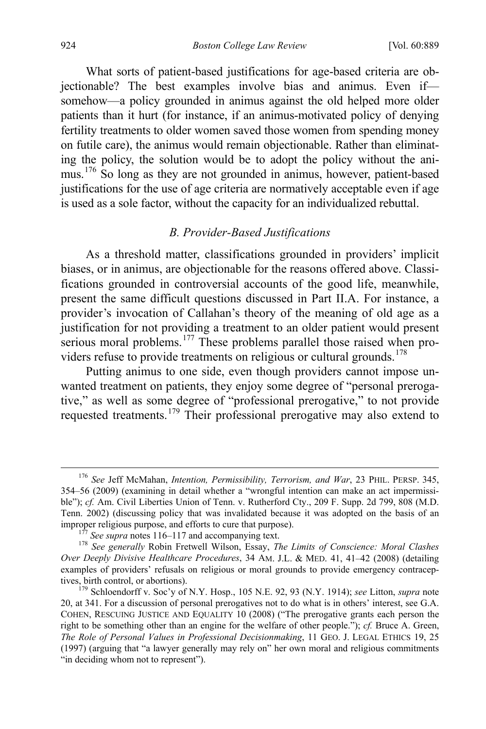What sorts of patient-based justifications for age-based criteria are objectionable? The best examples involve bias and animus. Even if—somehow—a policy grounded in animus against the old helped more older patients than it hurt (for instance, if an animus-motivated policy of denying fertility treatments to older women saved those women from spending money on futile care), the animus would remain objectionable. Rather than eliminating the policy, the solution would be to adopt the policy without the animus.[176] So long as they are not grounded in animus, however, patient-based justifications for the use of age criteria are normatively acceptable even if age is used as a sole factor, without the capacity for an individualized rebuttal.

### *B. Provider-Based Justifications*

As a threshold matter, classifications grounded in providers' implicit biases, or in animus, are objectionable for the reasons offered above. Classifications grounded in controversial accounts of the good life, meanwhile, present the same difficult questions discussed in Part II.A. For instance, a provider's invocation of Callahan's theory of the meaning of old age as a justification for not providing a treatment to an older patient would present serious moral problems.[177] These problems parallel those raised when providers refuse to provide treatments on religious or cultural grounds.[178]

Putting animus to one side, even though providers cannot impose unwanted treatment on patients, they enjoy some degree of "personal prerogative," as well as some degree of "professional prerogative," to not provide requested treatments.[179] Their professional prerogative may also extend to

---

[176] *See* Jeff McMahan, *Intention, Permissibility, Terrorism, and War*, 23 PHIL. PERSP. 345, 354–56 (2009) (examining in detail whether a "wrongful intention can make an act impermissible"); *cf.* Am. Civil Liberties Union of Tenn. v. Rutherford Cty., 209 F. Supp. 2d 799, 808 (M.D. Tenn. 2002) (discussing policy that was invalidated because it was adopted on the basis of an improper religious purpose, and efforts to cure that purpose).

[177] *See supra* notes 116–117 and accompanying text.

[178] *See generally* Robin Fretwell Wilson, Essay, *The Limits of Conscience: Moral Clashes Over Deeply Divisive Healthcare Procedures*, 34 AM. J.L. & MED. 41, 41–42 (2008) (detailing examples of providers' refusals on religious or moral grounds to provide emergency contraceptives, birth control, or abortions).

[179] Schloendorff v. Soc'y of N.Y. Hosp., 105 N.E. 92, 93 (N.Y. 1914); *see* Litton, *supra* note 20, at 341. For a discussion of personal prerogatives not to do what is in others' interest, see G.A. COHEN, RESCUING JUSTICE AND EQUALITY 10 (2008) ("The prerogative grants each person the right to be something other than an engine for the welfare of other people."); *cf.* Bruce A. Green, *The Role of Personal Values in Professional Decisionmaking*, 11 GEO. J. LEGAL ETHICS 19, 25 (1997) (arguing that "a lawyer generally may rely on" her own moral and religious commitments "in deciding whom not to represent").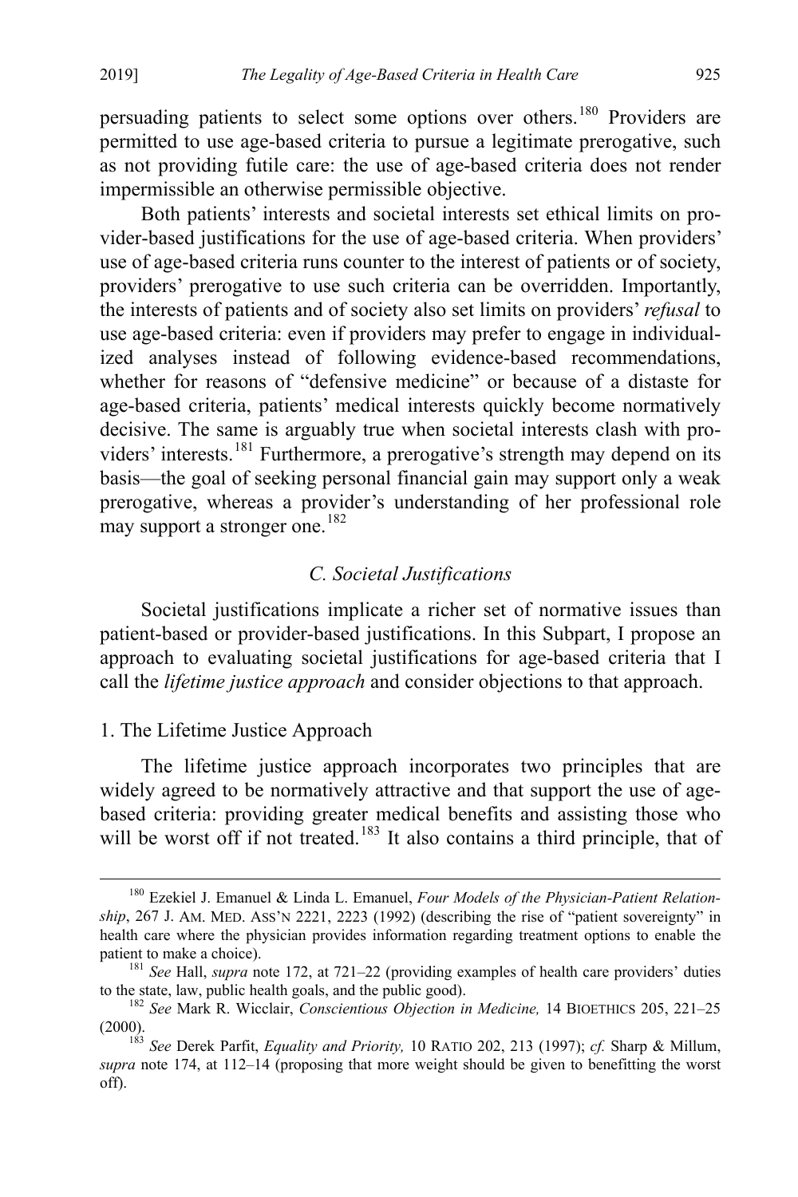persuading patients to select some options over others.[180] Providers are permitted to use age-based criteria to pursue a legitimate prerogative, such as not providing futile care: the use of age-based criteria does not render impermissible an otherwise permissible objective.

Both patients' interests and societal interests set ethical limits on provider-based justifications for the use of age-based criteria. When providers' use of age-based criteria runs counter to the interest of patients or of society, providers' prerogative to use such criteria can be overridden. Importantly, the interests of patients and of society also set limits on providers' *refusal* to use age-based criteria: even if providers may prefer to engage in individualized analyses instead of following evidence-based recommendations, whether for reasons of "defensive medicine" or because of a distaste for age-based criteria, patients' medical interests quickly become normatively decisive. The same is arguably true when societal interests clash with providers' interests.[181] Furthermore, a prerogative's strength may depend on its basis—the goal of seeking personal financial gain may support only a weak prerogative, whereas a provider's understanding of her professional role may support a stronger one.[182]

### *C. Societal Justifications*

Societal justifications implicate a richer set of normative issues than patient-based or provider-based justifications. In this Subpart, I propose an approach to evaluating societal justifications for age-based criteria that I call the *lifetime justice approach* and consider objections to that approach.

#### 1. The Lifetime Justice Approach

The lifetime justice approach incorporates two principles that are widely agreed to be normatively attractive and that support the use of age-based criteria: providing greater medical benefits and assisting those who will be worst off if not treated.[183] It also contains a third principle, that of

---

[180] Ezekiel J. Emanuel & Linda L. Emanuel, *Four Models of the Physician-Patient Relationship*, 267 J. AM. MED. ASS'N 2221, 2223 (1992) (describing the rise of "patient sovereignty" in health care where the physician provides information regarding treatment options to enable the patient to make a choice).

[181] *See* Hall, *supra* note 172, at 721–22 (providing examples of health care providers' duties to the state, law, public health goals, and the public good).

[182] *See* Mark R. Wicclair, *Conscientious Objection in Medicine,* 14 BIOETHICS 205, 221–25 (2000).

[183] *See* Derek Parfit, *Equality and Priority,* 10 RATIO 202, 213 (1997); *cf.* Sharp & Millum, *supra* note 174, at 112–14 (proposing that more weight should be given to benefitting the worst off).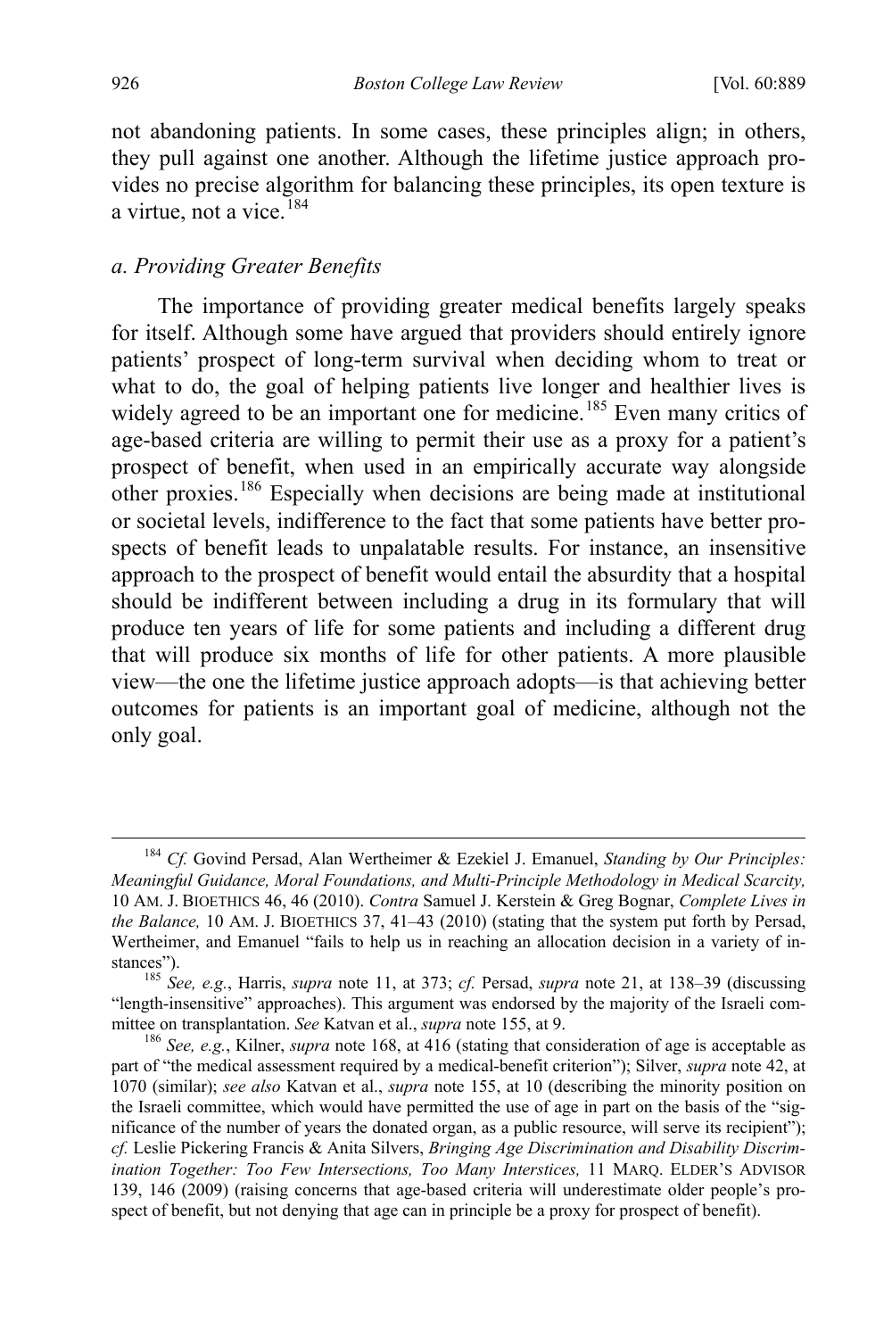not abandoning patients. In some cases, these principles align; in others, they pull against one another. Although the lifetime justice approach provides no precise algorithm for balancing these principles, its open texture is a virtue, not a vice.[184]

*a. Providing Greater Benefits*

The importance of providing greater medical benefits largely speaks for itself. Although some have argued that providers should entirely ignore patients' prospect of long-term survival when deciding whom to treat or what to do, the goal of helping patients live longer and healthier lives is widely agreed to be an important one for medicine.[185] Even many critics of age-based criteria are willing to permit their use as a proxy for a patient's prospect of benefit, when used in an empirically accurate way alongside other proxies.[186] Especially when decisions are being made at institutional or societal levels, indifference to the fact that some patients have better prospects of benefit leads to unpalatable results. For instance, an insensitive approach to the prospect of benefit would entail the absurdity that a hospital should be indifferent between including a drug in its formulary that will produce ten years of life for some patients and including a different drug that will produce six months of life for other patients. A more plausible view—the one the lifetime justice approach adopts—is that achieving better outcomes for patients is an important goal of medicine, although not the only goal.

---

[184] *Cf.* Govind Persad, Alan Wertheimer & Ezekiel J. Emanuel, *Standing by Our Principles: Meaningful Guidance, Moral Foundations, and Multi-Principle Methodology in Medical Scarcity,* 10 AM. J. BIOETHICS 46, 46 (2010). *Contra* Samuel J. Kerstein & Greg Bognar, *Complete Lives in the Balance,* 10 AM. J. BIOETHICS 37, 41–43 (2010) (stating that the system put forth by Persad, Wertheimer, and Emanuel "fails to help us in reaching an allocation decision in a variety of instances").

[185] *See, e.g.*, Harris, *supra* note 11, at 373; *cf.* Persad, *supra* note 21, at 138–39 (discussing "length-insensitive" approaches). This argument was endorsed by the majority of the Israeli committee on transplantation. *See* Katvan et al., *supra* note 155, at 9.

[186] *See, e.g.*, Kilner, *supra* note 168, at 416 (stating that consideration of age is acceptable as part of "the medical assessment required by a medical-benefit criterion"); Silver, *supra* note 42, at 1070 (similar); *see also* Katvan et al., *supra* note 155, at 10 (describing the minority position on the Israeli committee, which would have permitted the use of age in part on the basis of the "significance of the number of years the donated organ, as a public resource, will serve its recipient"); *cf.* Leslie Pickering Francis & Anita Silvers, *Bringing Age Discrimination and Disability Discrimination Together: Too Few Intersections, Too Many Interstices,* 11 MARQ. ELDER'S ADVISOR 139, 146 (2009) (raising concerns that age-based criteria will underestimate older people's prospect of benefit, but not denying that age can in principle be a proxy for prospect of benefit).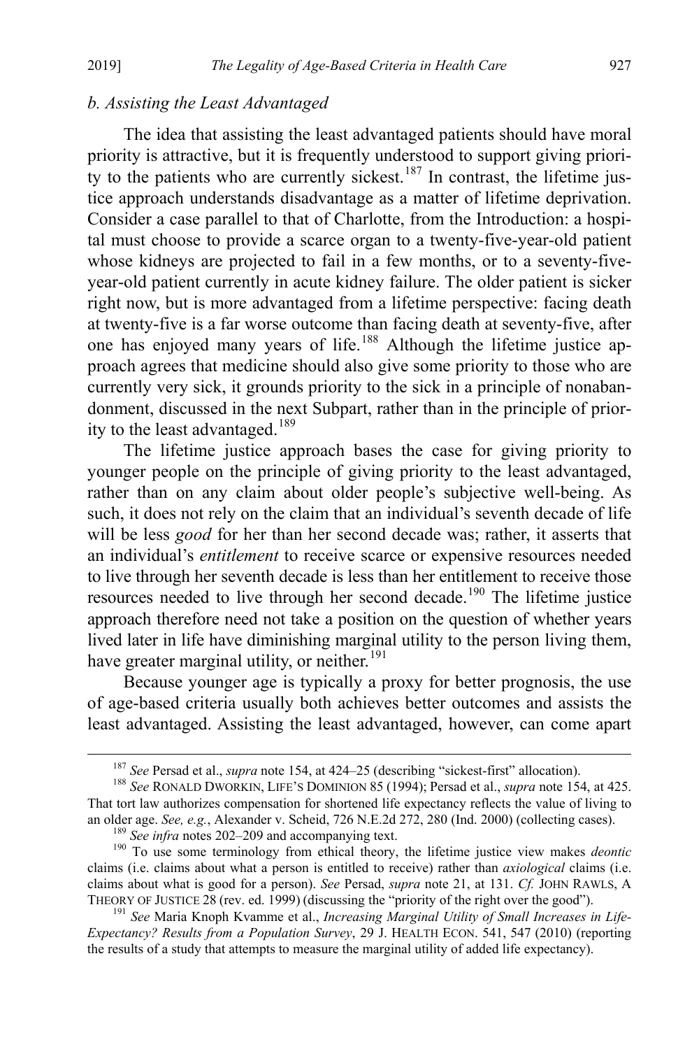### *b. Assisting the Least Advantaged*

The idea that assisting the least advantaged patients should have moral priority is attractive, but it is frequently understood to support giving priority to the patients who are currently sickest.[187] In contrast, the lifetime justice approach understands disadvantage as a matter of lifetime deprivation. Consider a case parallel to that of Charlotte, from the Introduction: a hospital must choose to provide a scarce organ to a twenty-five-year-old patient whose kidneys are projected to fail in a few months, or to a seventy-five-year-old patient currently in acute kidney failure. The older patient is sicker right now, but is more advantaged from a lifetime perspective: facing death at twenty-five is a far worse outcome than facing death at seventy-five, after one has enjoyed many years of life.[188] Although the lifetime justice approach agrees that medicine should also give some priority to those who are currently very sick, it grounds priority to the sick in a principle of nonabandonment, discussed in the next Subpart, rather than in the principle of priority to the least advantaged.[189]

The lifetime justice approach bases the case for giving priority to younger people on the principle of giving priority to the least advantaged, rather than on any claim about older people's subjective well-being. As such, it does not rely on the claim that an individual's seventh decade of life will be less *good* for her than her second decade was; rather, it asserts that an individual's *entitlement* to receive scarce or expensive resources needed to live through her seventh decade is less than her entitlement to receive those resources needed to live through her second decade.[190] The lifetime justice approach therefore need not take a position on the question of whether years lived later in life have diminishing marginal utility to the person living them, have greater marginal utility, or neither.[191]

Because younger age is typically a proxy for better prognosis, the use of age-based criteria usually both achieves better outcomes and assists the least advantaged. Assisting the least advantaged, however, can come apart

---

[187] *See* Persad et al., *supra* note 154, at 424–25 (describing "sickest-first" allocation).

[188] *See* RONALD DWORKIN, LIFE'S DOMINION 85 (1994); Persad et al., *supra* note 154, at 425. That tort law authorizes compensation for shortened life expectancy reflects the value of living to an older age. *See, e.g.*, Alexander v. Scheid, 726 N.E.2d 272, 280 (Ind. 2000) (collecting cases).

[189] *See infra* notes 202–209 and accompanying text.

[190] To use some terminology from ethical theory, the lifetime justice view makes *deontic* claims (i.e. claims about what a person is entitled to receive) rather than *axiological* claims (i.e. claims about what is good for a person). *See* Persad, *supra* note 21, at 131. *Cf.* JOHN RAWLS, A THEORY OF JUSTICE 28 (rev. ed. 1999) (discussing the "priority of the right over the good").

[191] *See* Maria Knoph Kvamme et al., *Increasing Marginal Utility of Small Increases in Life-Expectancy? Results from a Population Survey*, 29 J. HEALTH ECON. 541, 547 (2010) (reporting the results of a study that attempts to measure the marginal utility of added life expectancy).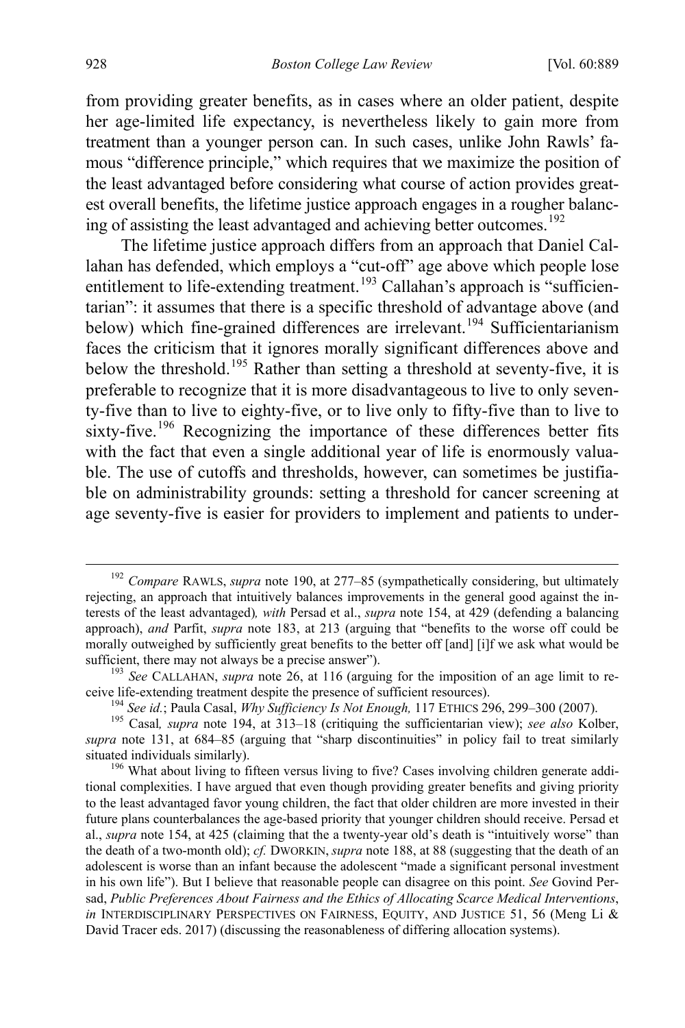from providing greater benefits, as in cases where an older patient, despite her age-limited life expectancy, is nevertheless likely to gain more from treatment than a younger person can. In such cases, unlike John Rawls' famous "difference principle," which requires that we maximize the position of the least advantaged before considering what course of action provides greatest overall benefits, the lifetime justice approach engages in a rougher balancing of assisting the least advantaged and achieving better outcomes.[192]

The lifetime justice approach differs from an approach that Daniel Callahan has defended, which employs a "cut-off" age above which people lose entitlement to life-extending treatment.[193] Callahan's approach is "sufficientarian": it assumes that there is a specific threshold of advantage above (and below) which fine-grained differences are irrelevant.[194] Sufficientarianism faces the criticism that it ignores morally significant differences above and below the threshold.[195] Rather than setting a threshold at seventy-five, it is preferable to recognize that it is more disadvantageous to live to only seventy-five than to live to eighty-five, or to live only to fifty-five than to live to sixty-five.[196] Recognizing the importance of these differences better fits with the fact that even a single additional year of life is enormously valuable. The use of cutoffs and thresholds, however, can sometimes be justifiable on administrability grounds: setting a threshold for cancer screening at age seventy-five is easier for providers to implement and patients to under-

---

[192] *Compare* RAWLS, *supra* note 190, at 277–85 (sympathetically considering, but ultimately rejecting, an approach that intuitively balances improvements in the general good against the interests of the least advantaged)*, with* Persad et al., *supra* note 154, at 429 (defending a balancing approach), *and* Parfit, *supra* note 183, at 213 (arguing that "benefits to the worse off could be morally outweighed by sufficiently great benefits to the better off [and] [i]f we ask what would be sufficient, there may not always be a precise answer").

[193] *See* CALLAHAN, *supra* note 26, at 116 (arguing for the imposition of an age limit to receive life-extending treatment despite the presence of sufficient resources).

[194] *See id.*; Paula Casal, *Why Sufficiency Is Not Enough,* 117 ETHICS 296, 299–300 (2007).

[195] Casal*, supra* note 194, at 313–18 (critiquing the sufficientarian view); *see also* Kolber, *supra* note 131, at 684–85 (arguing that "sharp discontinuities" in policy fail to treat similarly situated individuals similarly).

[196] What about living to fifteen versus living to five? Cases involving children generate additional complexities. I have argued that even though providing greater benefits and giving priority to the least advantaged favor young children, the fact that older children are more invested in their future plans counterbalances the age-based priority that younger children should receive. Persad et al., *supra* note 154, at 425 (claiming that the a twenty-year old's death is "intuitively worse" than the death of a two-month old); *cf.* DWORKIN, *supra* note 188, at 88 (suggesting that the death of an adolescent is worse than an infant because the adolescent "made a significant personal investment in his own life"). But I believe that reasonable people can disagree on this point. *See* Govind Persad, *Public Preferences About Fairness and the Ethics of Allocating Scarce Medical Interventions*, *in* INTERDISCIPLINARY PERSPECTIVES ON FAIRNESS, EQUITY, AND JUSTICE 51, 56 (Meng Li & David Tracer eds. 2017) (discussing the reasonableness of differing allocation systems).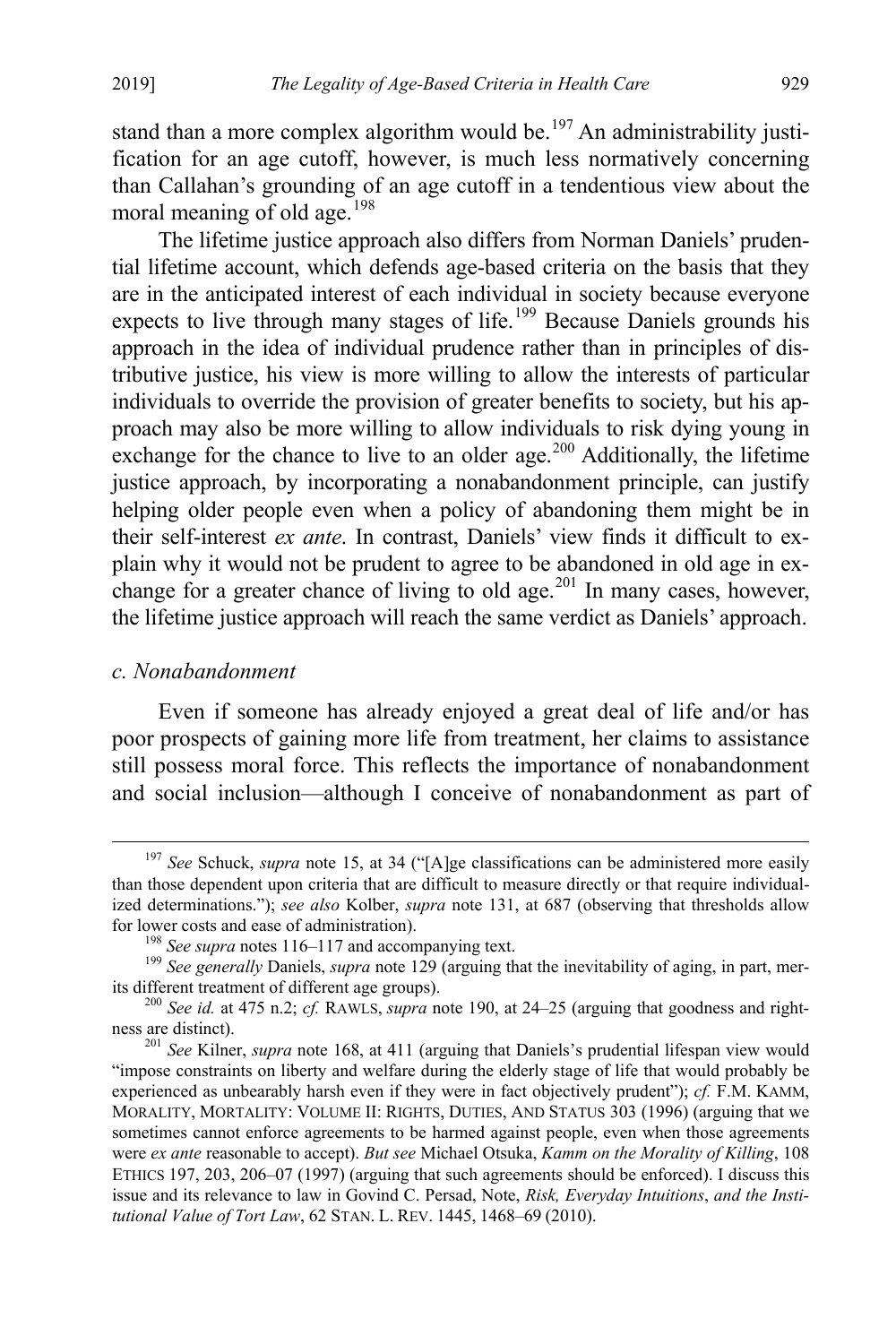stand than a more complex algorithm would be.[197] An administrability justification for an age cutoff, however, is much less normatively concerning than Callahan's grounding of an age cutoff in a tendentious view about the moral meaning of old age.[198]

The lifetime justice approach also differs from Norman Daniels' prudential lifetime account, which defends age-based criteria on the basis that they are in the anticipated interest of each individual in society because everyone expects to live through many stages of life.[199] Because Daniels grounds his approach in the idea of individual prudence rather than in principles of distributive justice, his view is more willing to allow the interests of particular individuals to override the provision of greater benefits to society, but his approach may also be more willing to allow individuals to risk dying young in exchange for the chance to live to an older age.[200] Additionally, the lifetime justice approach, by incorporating a nonabandonment principle, can justify helping older people even when a policy of abandoning them might be in their self-interest *ex ante*. In contrast, Daniels' view finds it difficult to explain why it would not be prudent to agree to be abandoned in old age in exchange for a greater chance of living to old age.[201] In many cases, however, the lifetime justice approach will reach the same verdict as Daniels' approach.

*c. Nonabandonment*

Even if someone has already enjoyed a great deal of life and/or has poor prospects of gaining more life from treatment, her claims to assistance still possess moral force. This reflects the importance of nonabandonment and social inclusion—although I conceive of nonabandonment as part of

---

[197] *See* Schuck, *supra* note 15, at 34 ("[A]ge classifications can be administered more easily than those dependent upon criteria that are difficult to measure directly or that require individualized determinations."); *see also* Kolber, *supra* note 131, at 687 (observing that thresholds allow for lower costs and ease of administration).

[198] *See supra* notes 116–117 and accompanying text.

[199] *See generally* Daniels, *supra* note 129 (arguing that the inevitability of aging, in part, merits different treatment of different age groups).

[200] *See id.* at 475 n.2; *cf.* RAWLS, *supra* note 190, at 24–25 (arguing that goodness and rightness are distinct).

[201] *See* Kilner, *supra* note 168, at 411 (arguing that Daniels's prudential lifespan view would "impose constraints on liberty and welfare during the elderly stage of life that would probably be experienced as unbearably harsh even if they were in fact objectively prudent"); *cf.* F.M. KAMM, MORALITY, MORTALITY: VOLUME II: RIGHTS, DUTIES, AND STATUS 303 (1996) (arguing that we sometimes cannot enforce agreements to be harmed against people, even when those agreements were *ex ante* reasonable to accept). *But see* Michael Otsuka, *Kamm on the Morality of Killing*, 108 ETHICS 197, 203, 206–07 (1997) (arguing that such agreements should be enforced). I discuss this issue and its relevance to law in Govind C. Persad, Note, *Risk, Everyday Intuitions*, *and the Institutional Value of Tort Law*, 62 STAN. L. REV. 1445, 1468–69 (2010).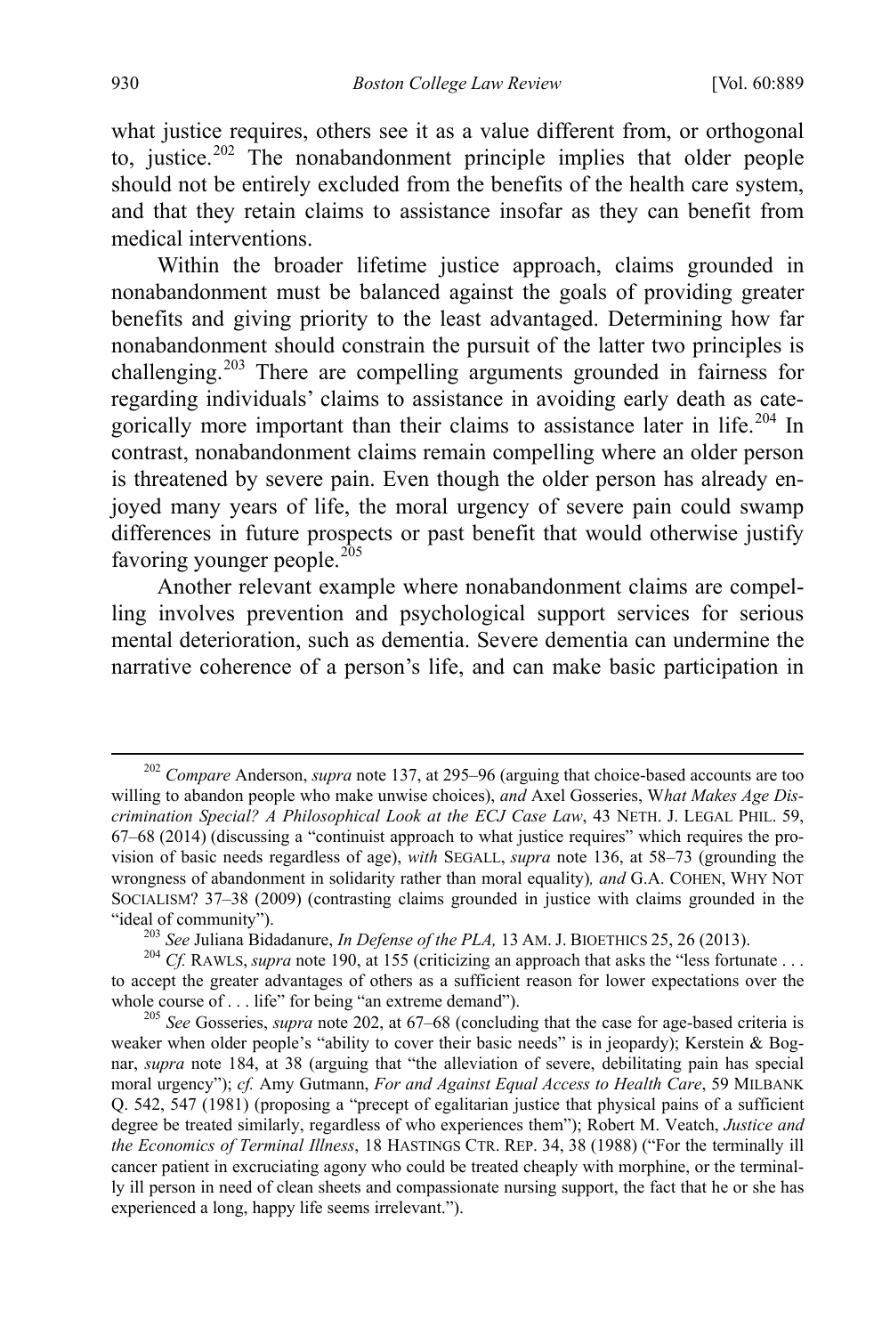what justice requires, others see it as a value different from, or orthogonal to, justice.[202] The nonabandonment principle implies that older people should not be entirely excluded from the benefits of the health care system, and that they retain claims to assistance insofar as they can benefit from medical interventions.

Within the broader lifetime justice approach, claims grounded in nonabandonment must be balanced against the goals of providing greater benefits and giving priority to the least advantaged. Determining how far nonabandonment should constrain the pursuit of the latter two principles is challenging.[203] There are compelling arguments grounded in fairness for regarding individuals' claims to assistance in avoiding early death as categorically more important than their claims to assistance later in life.[204] In contrast, nonabandonment claims remain compelling where an older person is threatened by severe pain. Even though the older person has already enjoyed many years of life, the moral urgency of severe pain could swamp differences in future prospects or past benefit that would otherwise justify favoring younger people.[205]

Another relevant example where nonabandonment claims are compelling involves prevention and psychological support services for serious mental deterioration, such as dementia. Severe dementia can undermine the narrative coherence of a person's life, and can make basic participation in

---

[202] *Compare* Anderson, *supra* note 137, at 295–96 (arguing that choice-based accounts are too willing to abandon people who make unwise choices), *and* Axel Gosseries, *What Makes Age Discrimination Special? A Philosophical Look at the ECJ Case Law*, 43 NETH. J. LEGAL PHIL. 59, 67–68 (2014) (discussing a "continuist approach to what justice requires" which requires the provision of basic needs regardless of age), *with* SEGALL, *supra* note 136, at 58–73 (grounding the wrongness of abandonment in solidarity rather than moral equality)*, and* G.A. COHEN, WHY NOT SOCIALISM? 37–38 (2009) (contrasting claims grounded in justice with claims grounded in the "ideal of community").

[203] *See* Juliana Bidadanure, *In Defense of the PLA,* 13 AM. J. BIOETHICS 25, 26 (2013).

[204] *Cf.* RAWLS, *supra* note 190, at 155 (criticizing an approach that asks the "less fortunate . . . to accept the greater advantages of others as a sufficient reason for lower expectations over the whole course of . . . life" for being "an extreme demand").

[205] *See* Gosseries, *supra* note 202, at 67–68 (concluding that the case for age-based criteria is weaker when older people's "ability to cover their basic needs" is in jeopardy); Kerstein & Bognar, *supra* note 184, at 38 (arguing that "the alleviation of severe, debilitating pain has special moral urgency"); *cf.* Amy Gutmann, *For and Against Equal Access to Health Care*, 59 MILBANK Q. 542, 547 (1981) (proposing a "precept of egalitarian justice that physical pains of a sufficient degree be treated similarly, regardless of who experiences them"); Robert M. Veatch, *Justice and the Economics of Terminal Illness*, 18 HASTINGS CTR. REP. 34, 38 (1988) ("For the terminally ill cancer patient in excruciating agony who could be treated cheaply with morphine, or the terminally ill person in need of clean sheets and compassionate nursing support, the fact that he or she has experienced a long, happy life seems irrelevant.").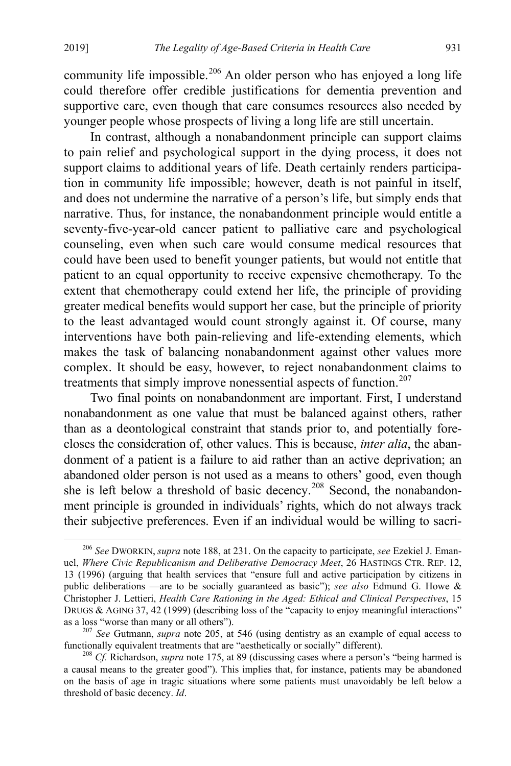community life impossible.[206] An older person who has enjoyed a long life could therefore offer credible justifications for dementia prevention and supportive care, even though that care consumes resources also needed by younger people whose prospects of living a long life are still uncertain.

In contrast, although a nonabandonment principle can support claims to pain relief and psychological support in the dying process, it does not support claims to additional years of life. Death certainly renders participation in community life impossible; however, death is not painful in itself, and does not undermine the narrative of a person's life, but simply ends that narrative. Thus, for instance, the nonabandonment principle would entitle a seventy-five-year-old cancer patient to palliative care and psychological counseling, even when such care would consume medical resources that could have been used to benefit younger patients, but would not entitle that patient to an equal opportunity to receive expensive chemotherapy. To the extent that chemotherapy could extend her life, the principle of providing greater medical benefits would support her case, but the principle of priority to the least advantaged would count strongly against it. Of course, many interventions have both pain-relieving and life-extending elements, which makes the task of balancing nonabandonment against other values more complex. It should be easy, however, to reject nonabandonment claims to treatments that simply improve nonessential aspects of function.[207]

Two final points on nonabandonment are important. First, I understand nonabandonment as one value that must be balanced against others, rather than as a deontological constraint that stands prior to, and potentially forecloses the consideration of, other values. This is because, *inter alia*, the abandonment of a patient is a failure to aid rather than an active deprivation; an abandoned older person is not used as a means to others' good, even though she is left below a threshold of basic decency.[208] Second, the nonabandonment principle is grounded in individuals' rights, which do not always track their subjective preferences. Even if an individual would be willing to sacri-

---

[206] *See* DWORKIN, *supra* note 188, at 231. On the capacity to participate, *see* Ezekiel J. Emanuel, *Where Civic Republicanism and Deliberative Democracy Meet*, 26 HASTINGS CTR. REP. 12, 13 (1996) (arguing that health services that "ensure full and active participation by citizens in public deliberations —are to be socially guaranteed as basic"); *see also* Edmund G. Howe & Christopher J. Lettieri, *Health Care Rationing in the Aged: Ethical and Clinical Perspectives*, 15 DRUGS & AGING 37, 42 (1999) (describing loss of the "capacity to enjoy meaningful interactions" as a loss "worse than many or all others").

[207] *See* Gutmann, *supra* note 205, at 546 (using dentistry as an example of equal access to functionally equivalent treatments that are "aesthetically or socially" different).

[208] *Cf.* Richardson, *supra* note 175, at 89 (discussing cases where a person's "being harmed is a causal means to the greater good"). This implies that, for instance, patients may be abandoned on the basis of age in tragic situations where some patients must unavoidably be left below a threshold of basic decency. *Id*.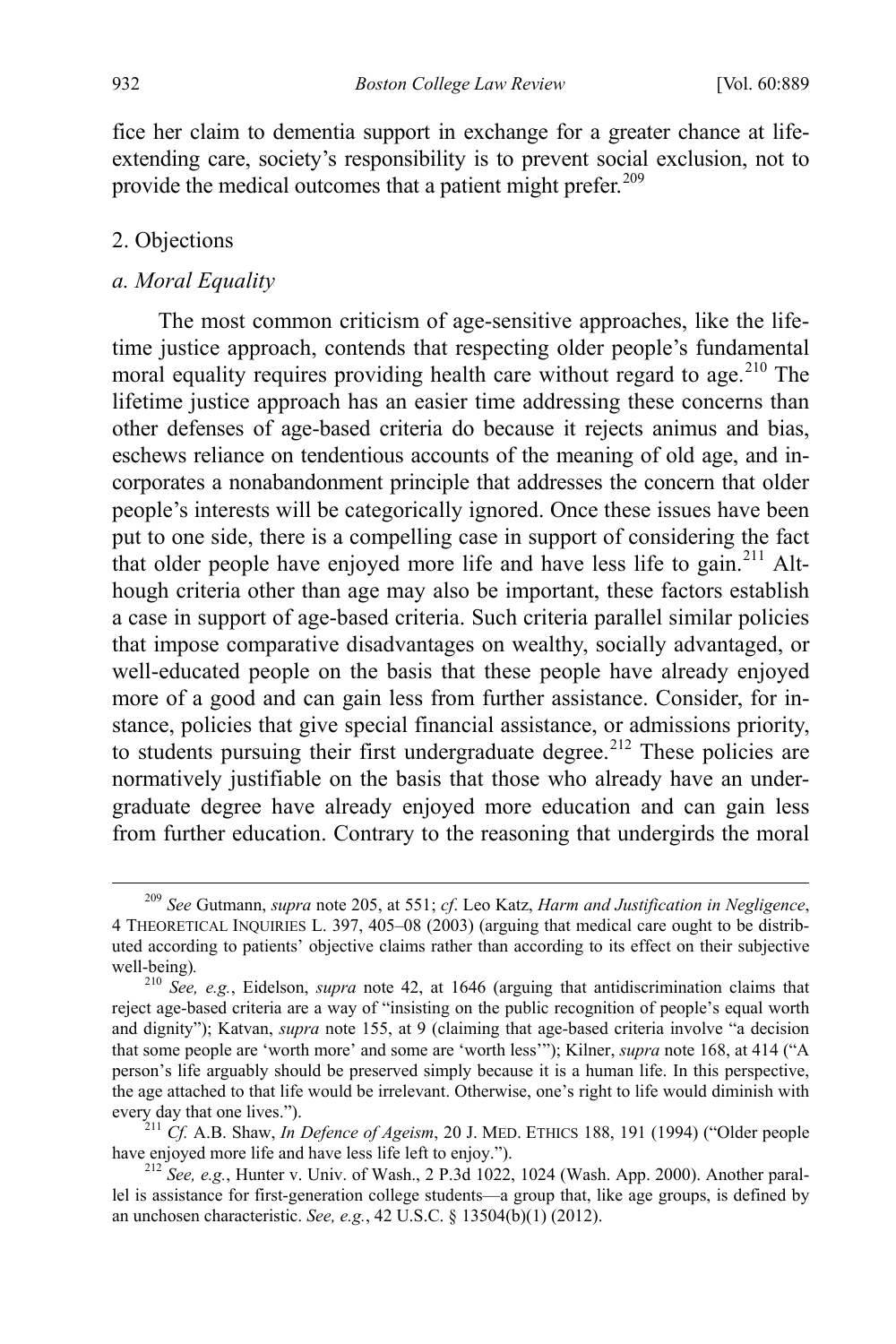fice her claim to dementia support in exchange for a greater chance at life-extending care, society's responsibility is to prevent social exclusion, not to provide the medical outcomes that a patient might prefer.[209]

## 2. Objections

### *a. Moral Equality*

The most common criticism of age-sensitive approaches, like the lifetime justice approach, contends that respecting older people's fundamental moral equality requires providing health care without regard to age.[210] The lifetime justice approach has an easier time addressing these concerns than other defenses of age-based criteria do because it rejects animus and bias, eschews reliance on tendentious accounts of the meaning of old age, and incorporates a nonabandonment principle that addresses the concern that older people's interests will be categorically ignored. Once these issues have been put to one side, there is a compelling case in support of considering the fact that older people have enjoyed more life and have less life to gain.[211] Although criteria other than age may also be important, these factors establish a case in support of age-based criteria. Such criteria parallel similar policies that impose comparative disadvantages on wealthy, socially advantaged, or well-educated people on the basis that these people have already enjoyed more of a good and can gain less from further assistance. Consider, for instance, policies that give special financial assistance, or admissions priority, to students pursuing their first undergraduate degree.[212] These policies are normatively justifiable on the basis that those who already have an undergraduate degree have already enjoyed more education and can gain less from further education. Contrary to the reasoning that undergirds the moral

---

[209] *See* Gutmann, *supra* note 205, at 551; *cf*. Leo Katz, *Harm and Justification in Negligence*, 4 THEORETICAL INQUIRIES L. 397, 405–08 (2003) (arguing that medical care ought to be distributed according to patients' objective claims rather than according to its effect on their subjective well-being)*.*

[210] *See, e.g.*, Eidelson, *supra* note 42, at 1646 (arguing that antidiscrimination claims that reject age-based criteria are a way of "insisting on the public recognition of people's equal worth and dignity"); Katvan, *supra* note 155, at 9 (claiming that age-based criteria involve "a decision that some people are 'worth more' and some are 'worth less'"); Kilner, *supra* note 168, at 414 ("A person's life arguably should be preserved simply because it is a human life. In this perspective, the age attached to that life would be irrelevant. Otherwise, one's right to life would diminish with every day that one lives.").

[211] *Cf.* A.B. Shaw, *In Defence of Ageism*, 20 J. MED. ETHICS 188, 191 (1994) ("Older people have enjoyed more life and have less life left to enjoy.").

[212] *See, e.g.*, Hunter v. Univ. of Wash., 2 P.3d 1022, 1024 (Wash. App. 2000). Another parallel is assistance for first-generation college students—a group that, like age groups, is defined by an unchosen characteristic. *See, e.g.*, 42 U.S.C. § 13504(b)(1) (2012).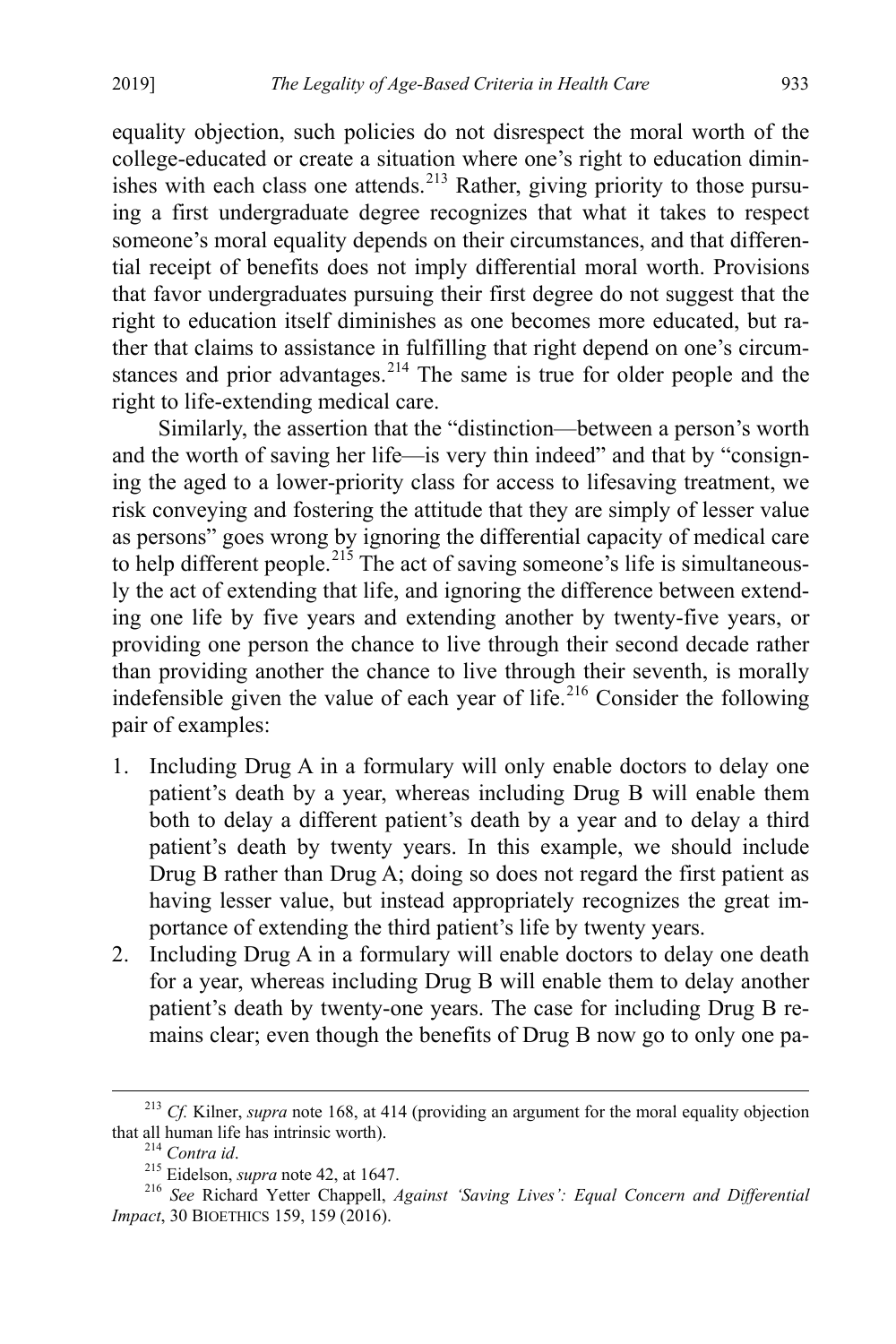equality objection, such policies do not disrespect the moral worth of the college-educated or create a situation where one's right to education diminishes with each class one attends.[213] Rather, giving priority to those pursuing a first undergraduate degree recognizes that what it takes to respect someone's moral equality depends on their circumstances, and that differential receipt of benefits does not imply differential moral worth. Provisions that favor undergraduates pursuing their first degree do not suggest that the right to education itself diminishes as one becomes more educated, but rather that claims to assistance in fulfilling that right depend on one's circumstances and prior advantages.[214] The same is true for older people and the right to life-extending medical care.

Similarly, the assertion that the "distinction—between a person's worth and the worth of saving her life—is very thin indeed" and that by "consigning the aged to a lower-priority class for access to lifesaving treatment, we risk conveying and fostering the attitude that they are simply of lesser value as persons" goes wrong by ignoring the differential capacity of medical care to help different people.[215] The act of saving someone's life is simultaneously the act of extending that life, and ignoring the difference between extending one life by five years and extending another by twenty-five years, or providing one person the chance to live through their second decade rather than providing another the chance to live through their seventh, is morally indefensible given the value of each year of life.[216] Consider the following pair of examples:

1. Including Drug A in a formulary will only enable doctors to delay one patient's death by a year, whereas including Drug B will enable them both to delay a different patient's death by a year and to delay a third patient's death by twenty years. In this example, we should include Drug B rather than Drug A; doing so does not regard the first patient as having lesser value, but instead appropriately recognizes the great importance of extending the third patient's life by twenty years.
2. Including Drug A in a formulary will enable doctors to delay one death for a year, whereas including Drug B will enable them to delay another patient's death by twenty-one years. The case for including Drug B remains clear; even though the benefits of Drug B now go to only one pa-

---

[213] *Cf.* Kilner, *supra* note 168, at 414 (providing an argument for the moral equality objection that all human life has intrinsic worth).

[214] *Contra id*.

[215] Eidelson, *supra* note 42, at 1647.

[216] *See* Richard Yetter Chappell, *Against 'Saving Lives': Equal Concern and Differential Impact*, 30 BIOETHICS 159, 159 (2016).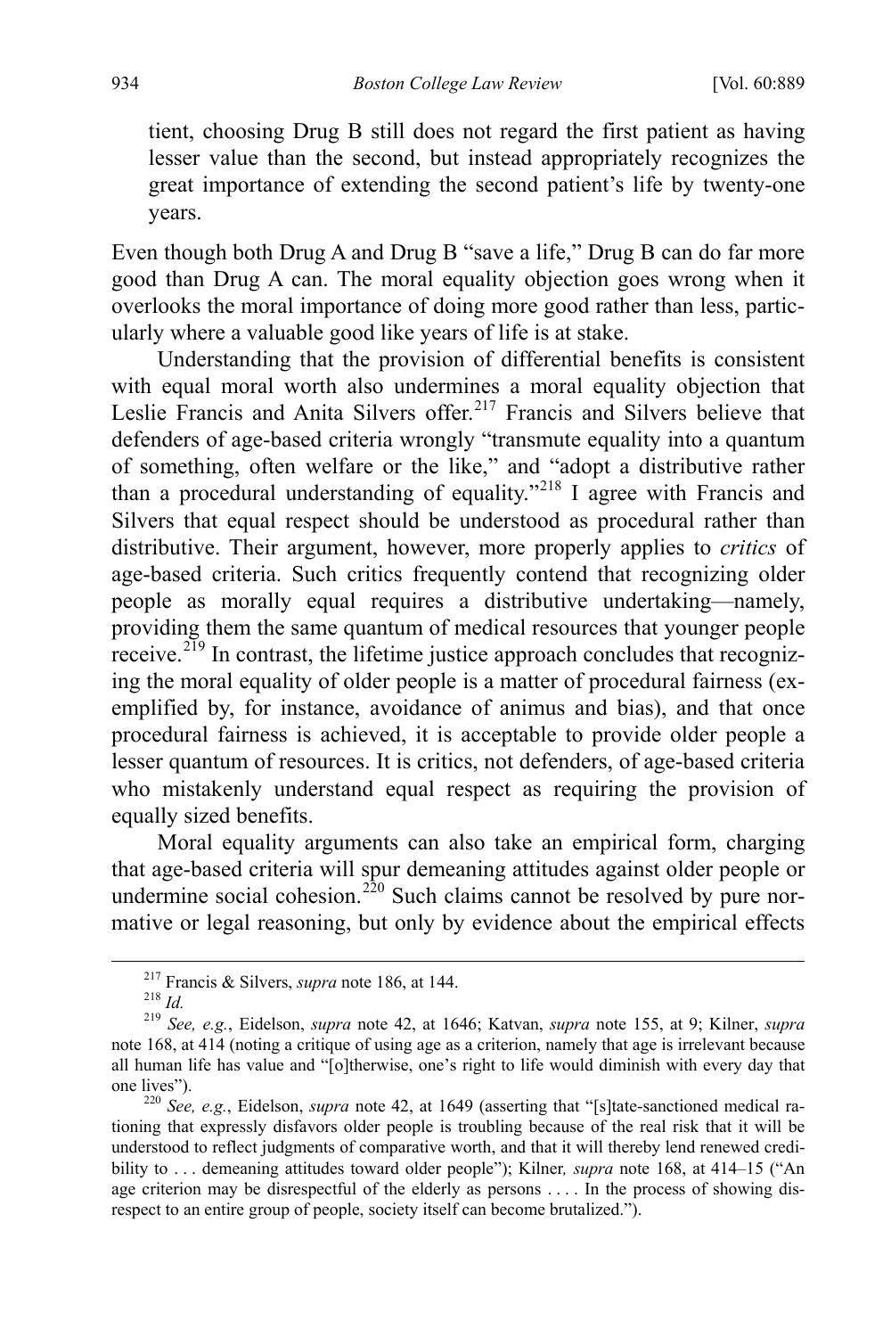tient, choosing Drug B still does not regard the first patient as having lesser value than the second, but instead appropriately recognizes the great importance of extending the second patient's life by twenty-one years.

Even though both Drug A and Drug B "save a life," Drug B can do far more good than Drug A can. The moral equality objection goes wrong when it overlooks the moral importance of doing more good rather than less, particularly where a valuable good like years of life is at stake.

Understanding that the provision of differential benefits is consistent with equal moral worth also undermines a moral equality objection that Leslie Francis and Anita Silvers offer.[217] Francis and Silvers believe that defenders of age-based criteria wrongly "transmute equality into a quantum of something, often welfare or the like," and "adopt a distributive rather than a procedural understanding of equality."[218] I agree with Francis and Silvers that equal respect should be understood as procedural rather than distributive. Their argument, however, more properly applies to *critics* of age-based criteria. Such critics frequently contend that recognizing older people as morally equal requires a distributive undertaking—namely, providing them the same quantum of medical resources that younger people receive.[219] In contrast, the lifetime justice approach concludes that recognizing the moral equality of older people is a matter of procedural fairness (exemplified by, for instance, avoidance of animus and bias), and that once procedural fairness is achieved, it is acceptable to provide older people a lesser quantum of resources. It is critics, not defenders, of age-based criteria who mistakenly understand equal respect as requiring the provision of equally sized benefits.

Moral equality arguments can also take an empirical form, charging that age-based criteria will spur demeaning attitudes against older people or undermine social cohesion.[220] Such claims cannot be resolved by pure normative or legal reasoning, but only by evidence about the empirical effects

---

[217] Francis & Silvers, *supra* note 186, at 144.

[218] *Id.*

[219] *See, e.g.*, Eidelson, *supra* note 42, at 1646; Katvan, *supra* note 155, at 9; Kilner, *supra* note 168, at 414 (noting a critique of using age as a criterion, namely that age is irrelevant because all human life has value and "[o]therwise, one's right to life would diminish with every day that one lives").

[220] *See, e.g.*, Eidelson, *supra* note 42, at 1649 (asserting that "[s]tate-sanctioned medical rationing that expressly disfavors older people is troubling because of the real risk that it will be understood to reflect judgments of comparative worth, and that it will thereby lend renewed credibility to . . . demeaning attitudes toward older people"); Kilner*, supra* note 168, at 414–15 ("An age criterion may be disrespectful of the elderly as persons . . . . In the process of showing disrespect to an entire group of people, society itself can become brutalized.").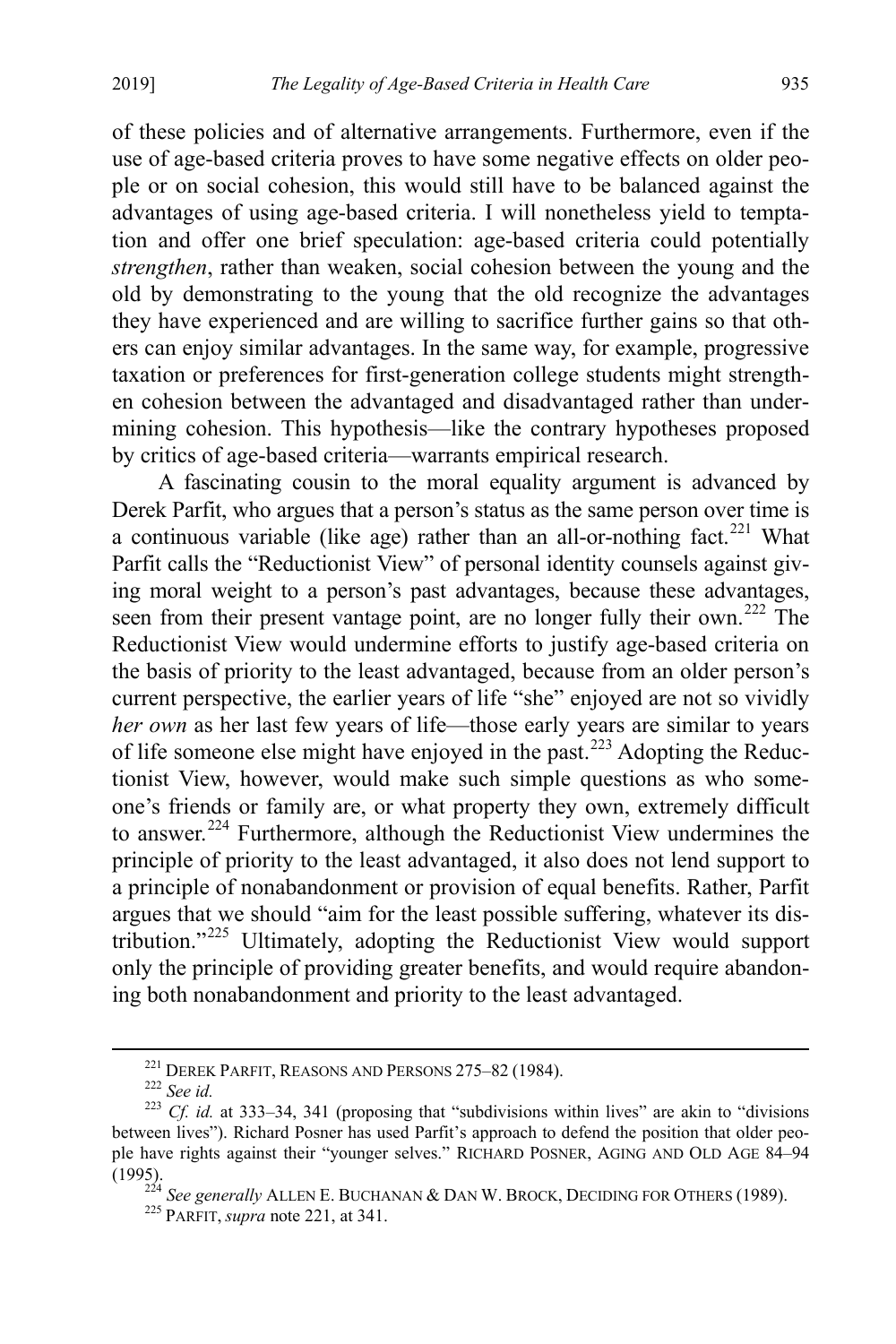of these policies and of alternative arrangements. Furthermore, even if the use of age-based criteria proves to have some negative effects on older people or on social cohesion, this would still have to be balanced against the advantages of using age-based criteria. I will nonetheless yield to temptation and offer one brief speculation: age-based criteria could potentially *strengthen*, rather than weaken, social cohesion between the young and the old by demonstrating to the young that the old recognize the advantages they have experienced and are willing to sacrifice further gains so that others can enjoy similar advantages. In the same way, for example, progressive taxation or preferences for first-generation college students might strengthen cohesion between the advantaged and disadvantaged rather than undermining cohesion. This hypothesis—like the contrary hypotheses proposed by critics of age-based criteria—warrants empirical research.

A fascinating cousin to the moral equality argument is advanced by Derek Parfit, who argues that a person's status as the same person over time is a continuous variable (like age) rather than an all-or-nothing fact.[221] What Parfit calls the "Reductionist View" of personal identity counsels against giving moral weight to a person's past advantages, because these advantages, seen from their present vantage point, are no longer fully their own.[222] The Reductionist View would undermine efforts to justify age-based criteria on the basis of priority to the least advantaged, because from an older person's current perspective, the earlier years of life "she" enjoyed are not so vividly *her own* as her last few years of life—those early years are similar to years of life someone else might have enjoyed in the past.[223] Adopting the Reductionist View, however, would make such simple questions as who someone's friends or family are, or what property they own, extremely difficult to answer.[224] Furthermore, although the Reductionist View undermines the principle of priority to the least advantaged, it also does not lend support to a principle of nonabandonment or provision of equal benefits. Rather, Parfit argues that we should "aim for the least possible suffering, whatever its distribution."[225] Ultimately, adopting the Reductionist View would support only the principle of providing greater benefits, and would require abandoning both nonabandonment and priority to the least advantaged.

---

[221] DEREK PARFIT, REASONS AND PERSONS 275–82 (1984).

[222] *See id.*

[223] *Cf. id.* at 333–34, 341 (proposing that "subdivisions within lives" are akin to "divisions between lives"). Richard Posner has used Parfit's approach to defend the position that older people have rights against their "younger selves." RICHARD POSNER, AGING AND OLD AGE 84–94 (1995).

[224] *See generally* ALLEN E. BUCHANAN & DAN W. BROCK, DECIDING FOR OTHERS (1989).

[225] PARFIT, *supra* note 221, at 341.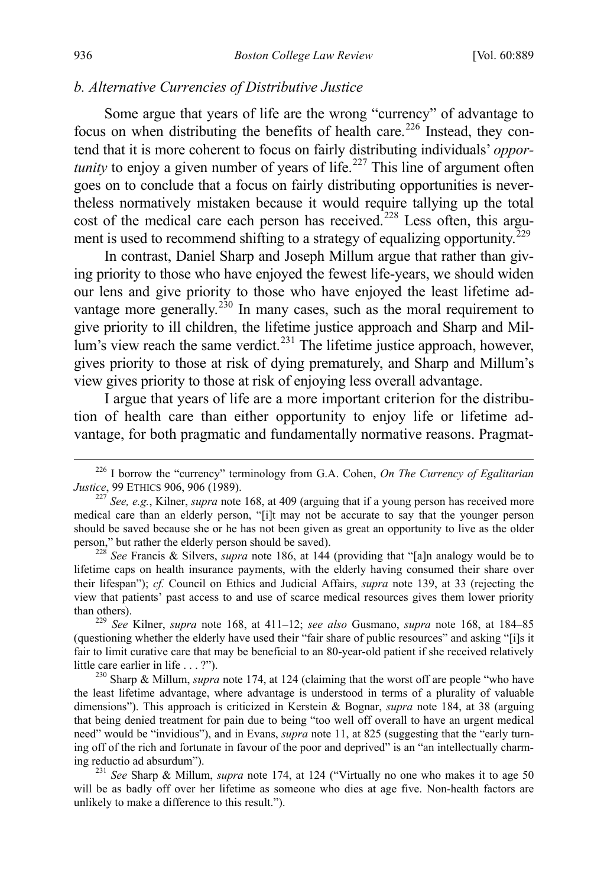### *b. Alternative Currencies of Distributive Justice*

Some argue that years of life are the wrong "currency" of advantage to focus on when distributing the benefits of health care.[226] Instead, they contend that it is more coherent to focus on fairly distributing individuals' *opportunity* to enjoy a given number of years of life.[227] This line of argument often goes on to conclude that a focus on fairly distributing opportunities is nevertheless normatively mistaken because it would require tallying up the total cost of the medical care each person has received.[228] Less often, this argument is used to recommend shifting to a strategy of equalizing opportunity.[229]

In contrast, Daniel Sharp and Joseph Millum argue that rather than giving priority to those who have enjoyed the fewest life-years, we should widen our lens and give priority to those who have enjoyed the least lifetime advantage more generally.[230] In many cases, such as the moral requirement to give priority to ill children, the lifetime justice approach and Sharp and Millum's view reach the same verdict.[231] The lifetime justice approach, however, gives priority to those at risk of dying prematurely, and Sharp and Millum's view gives priority to those at risk of enjoying less overall advantage.

I argue that years of life are a more important criterion for the distribution of health care than either opportunity to enjoy life or lifetime advantage, for both pragmatic and fundamentally normative reasons. Pragmat-

---

[226] I borrow the "currency" terminology from G.A. Cohen, *On The Currency of Egalitarian Justice*, 99 ETHICS 906, 906 (1989).

[227] *See, e.g.*, Kilner, *supra* note 168, at 409 (arguing that if a young person has received more medical care than an elderly person, "[i]t may not be accurate to say that the younger person should be saved because she or he has not been given as great an opportunity to live as the older person," but rather the elderly person should be saved).

[228] *See* Francis & Silvers, *supra* note 186, at 144 (providing that "[a]n analogy would be to lifetime caps on health insurance payments, with the elderly having consumed their share over their lifespan"); *cf.* Council on Ethics and Judicial Affairs, *supra* note 139, at 33 (rejecting the view that patients' past access to and use of scarce medical resources gives them lower priority than others).

[229] *See* Kilner, *supra* note 168, at 411–12; *see also* Gusmano, *supra* note 168, at 184–85 (questioning whether the elderly have used their "fair share of public resources" and asking "[i]s it fair to limit curative care that may be beneficial to an 80-year-old patient if she received relatively little care earlier in life . . . ?").

[230] Sharp & Millum, *supra* note 174, at 124 (claiming that the worst off are people "who have the least lifetime advantage, where advantage is understood in terms of a plurality of valuable dimensions"). This approach is criticized in Kerstein & Bognar, *supra* note 184, at 38 (arguing that being denied treatment for pain due to being "too well off overall to have an urgent medical need" would be "invidious"), and in Evans, *supra* note 11, at 825 (suggesting that the "early turning off of the rich and fortunate in favour of the poor and deprived" is an "an intellectually charming reductio ad absurdum").

[231] *See* Sharp & Millum, *supra* note 174, at 124 ("Virtually no one who makes it to age 50 will be as badly off over her lifetime as someone who dies at age five. Non-health factors are unlikely to make a difference to this result.").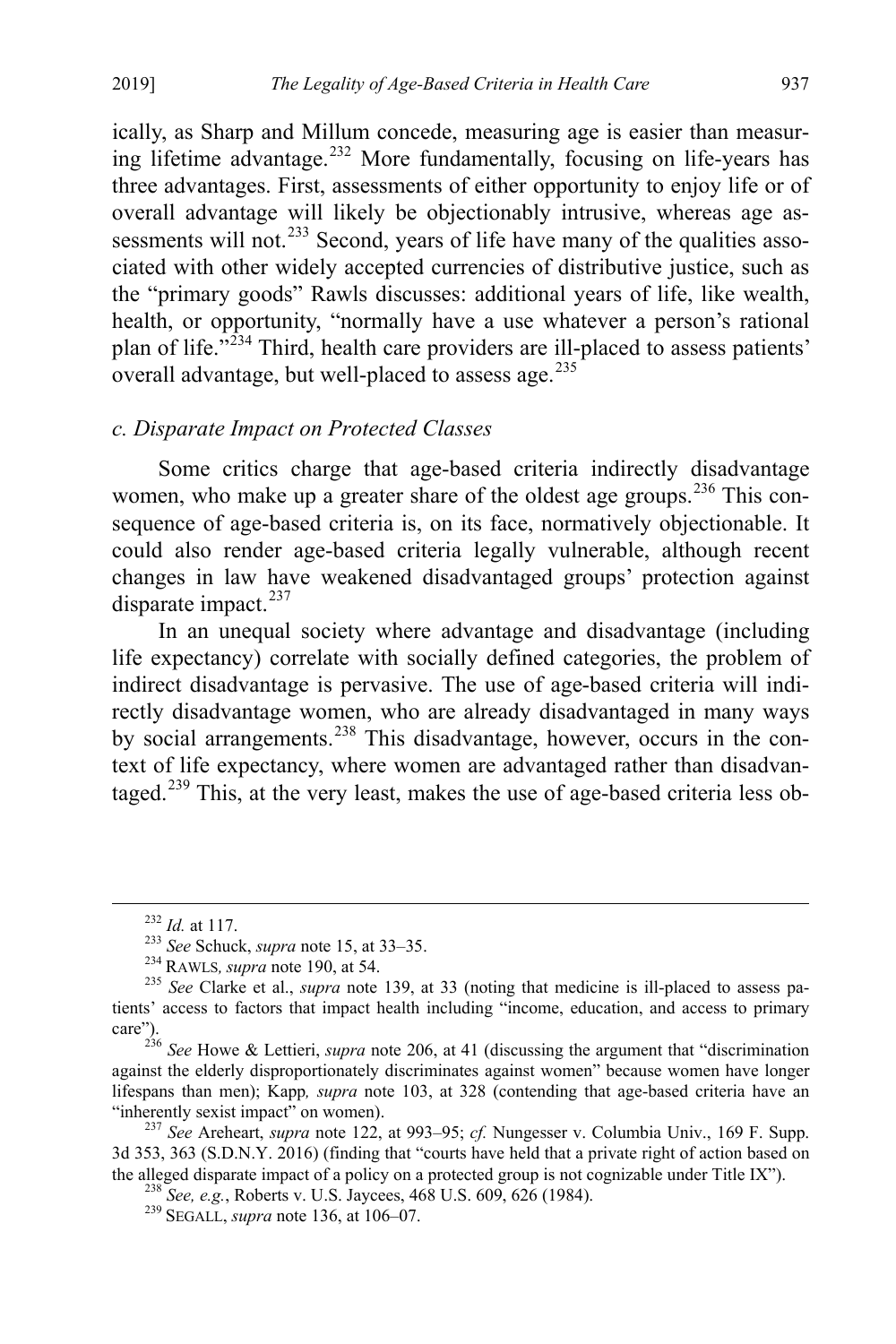ically, as Sharp and Millum concede, measuring age is easier than measuring lifetime advantage.[232] More fundamentally, focusing on life-years has three advantages. First, assessments of either opportunity to enjoy life or of overall advantage will likely be objectionably intrusive, whereas age assessments will not.[233] Second, years of life have many of the qualities associated with other widely accepted currencies of distributive justice, such as the "primary goods" Rawls discusses: additional years of life, like wealth, health, or opportunity, "normally have a use whatever a person's rational plan of life."[234] Third, health care providers are ill-placed to assess patients' overall advantage, but well-placed to assess age.[235]

### *c. Disparate Impact on Protected Classes*

Some critics charge that age-based criteria indirectly disadvantage women, who make up a greater share of the oldest age groups.[236] This consequence of age-based criteria is, on its face, normatively objectionable. It could also render age-based criteria legally vulnerable, although recent changes in law have weakened disadvantaged groups' protection against disparate impact.[237]

In an unequal society where advantage and disadvantage (including life expectancy) correlate with socially defined categories, the problem of indirect disadvantage is pervasive. The use of age-based criteria will indirectly disadvantage women, who are already disadvantaged in many ways by social arrangements.[238] This disadvantage, however, occurs in the context of life expectancy, where women are advantaged rather than disadvantaged.[239] This, at the very least, makes the use of age-based criteria less ob-

---

[232] *Id.* at 117.

[233] *See* Schuck, *supra* note 15, at 33–35.

[234] RAWLS*, supra* note 190, at 54.

[235] *See* Clarke et al., *supra* note 139, at 33 (noting that medicine is ill-placed to assess patients' access to factors that impact health including "income, education, and access to primary care").

[236] *See* Howe & Lettieri, *supra* note 206, at 41 (discussing the argument that "discrimination against the elderly disproportionately discriminates against women" because women have longer lifespans than men); Kapp*, supra* note 103, at 328 (contending that age-based criteria have an "inherently sexist impact" on women).

[237] *See* Areheart, *supra* note 122, at 993–95; *cf.* Nungesser v. Columbia Univ., 169 F. Supp. 3d 353, 363 (S.D.N.Y. 2016) (finding that "courts have held that a private right of action based on the alleged disparate impact of a policy on a protected group is not cognizable under Title IX").

[238] *See, e.g.*, Roberts v. U.S. Jaycees, 468 U.S. 609, 626 (1984).

[239] SEGALL, *supra* note 136, at 106–07.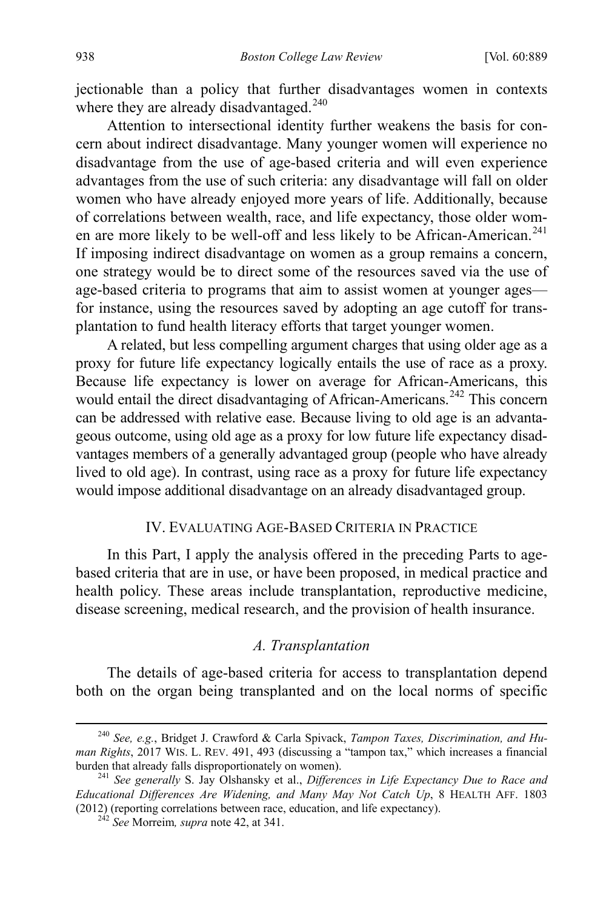jectionable than a policy that further disadvantages women in contexts where they are already disadvantaged.[240]

Attention to intersectional identity further weakens the basis for concern about indirect disadvantage. Many younger women will experience no disadvantage from the use of age-based criteria and will even experience advantages from the use of such criteria: any disadvantage will fall on older women who have already enjoyed more years of life. Additionally, because of correlations between wealth, race, and life expectancy, those older women are more likely to be well-off and less likely to be African-American.[241] If imposing indirect disadvantage on women as a group remains a concern, one strategy would be to direct some of the resources saved via the use of age-based criteria to programs that aim to assist women at younger ages—for instance, using the resources saved by adopting an age cutoff for transplantation to fund health literacy efforts that target younger women.

A related, but less compelling argument charges that using older age as a proxy for future life expectancy logically entails the use of race as a proxy. Because life expectancy is lower on average for African-Americans, this would entail the direct disadvantaging of African-Americans.[242] This concern can be addressed with relative ease. Because living to old age is an advantageous outcome, using old age as a proxy for low future life expectancy disadvantages members of a generally advantaged group (people who have already lived to old age). In contrast, using race as a proxy for future life expectancy would impose additional disadvantage on an already disadvantaged group.

## IV. EVALUATING AGE-BASED CRITERIA IN PRACTICE

In this Part, I apply the analysis offered in the preceding Parts to age-based criteria that are in use, or have been proposed, in medical practice and health policy. These areas include transplantation, reproductive medicine, disease screening, medical research, and the provision of health insurance.

### *A. Transplantation*

The details of age-based criteria for access to transplantation depend both on the organ being transplanted and on the local norms of specific

---

[240] *See, e.g.*, Bridget J. Crawford & Carla Spivack, *Tampon Taxes, Discrimination, and Human Rights*, 2017 WIS. L. REV. 491, 493 (discussing a "tampon tax," which increases a financial burden that already falls disproportionately on women).

[241] *See generally* S. Jay Olshansky et al., *Differences in Life Expectancy Due to Race and Educational Differences Are Widening, and Many May Not Catch Up*, 8 HEALTH AFF. 1803 (2012) (reporting correlations between race, education, and life expectancy).

[242] *See* Morreim*, supra* note 42, at 341.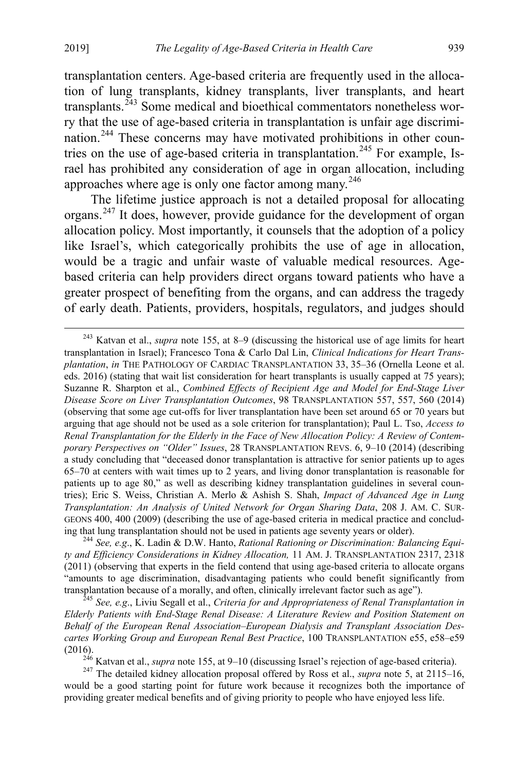transplantation centers. Age-based criteria are frequently used in the allocation of lung transplants, kidney transplants, liver transplants, and heart transplants.[243] Some medical and bioethical commentators nonetheless worry that the use of age-based criteria in transplantation is unfair age discrimination.[244] These concerns may have motivated prohibitions in other countries on the use of age-based criteria in transplantation.[245] For example, Israel has prohibited any consideration of age in organ allocation, including approaches where age is only one factor among many.[246]

The lifetime justice approach is not a detailed proposal for allocating organs.[247] It does, however, provide guidance for the development of organ allocation policy. Most importantly, it counsels that the adoption of a policy like Israel's, which categorically prohibits the use of age in allocation, would be a tragic and unfair waste of valuable medical resources. Age-based criteria can help providers direct organs toward patients who have a greater prospect of benefiting from the organs, and can address the tragedy of early death. Patients, providers, hospitals, regulators, and judges should

---

[243] Katvan et al., *supra* note 155, at 8–9 (discussing the historical use of age limits for heart transplantation in Israel); Francesco Tona & Carlo Dal Lin, *Clinical Indications for Heart Transplantation*, *in* THE PATHOLOGY OF CARDIAC TRANSPLANTATION 33, 35–36 (Ornella Leone et al. eds. 2016) (stating that wait list consideration for heart transplants is usually capped at 75 years); Suzanne R. Sharpton et al., *Combined Effects of Recipient Age and Model for End-Stage Liver Disease Score on Liver Transplantation Outcomes*, 98 TRANSPLANTATION 557, 557, 560 (2014) (observing that some age cut-offs for liver transplantation have been set around 65 or 70 years but arguing that age should not be used as a sole criterion for transplantation); Paul L. Tso, *Access to Renal Transplantation for the Elderly in the Face of New Allocation Policy: A Review of Contemporary Perspectives on "Older" Issues*, 28 TRANSPLANTATION REVS. 6, 9–10 (2014) (describing a study concluding that "deceased donor transplantation is attractive for senior patients up to ages 65–70 at centers with wait times up to 2 years, and living donor transplantation is reasonable for patients up to age 80," as well as describing kidney transplantation guidelines in several countries); Eric S. Weiss, Christian A. Merlo & Ashish S. Shah, *Impact of Advanced Age in Lung Transplantation: An Analysis of United Network for Organ Sharing Data*, 208 J. AM. C. SURGEONS 400, 400 (2009) (describing the use of age-based criteria in medical practice and concluding that lung transplantation should not be used in patients age seventy years or older).

[244] *See, e.g.*, K. Ladin & D.W. Hanto, *Rational Rationing or Discrimination: Balancing Equity and Efficiency Considerations in Kidney Allocation,* 11 AM. J. TRANSPLANTATION 2317, 2318 (2011) (observing that experts in the field contend that using age-based criteria to allocate organs "amounts to age discrimination, disadvantaging patients who could benefit significantly from transplantation because of a morally, and often, clinically irrelevant factor such as age").

[245] *See, e.g.*, Liviu Segall et al., *Criteria for and Appropriateness of Renal Transplantation in Elderly Patients with End-Stage Renal Disease: A Literature Review and Position Statement on Behalf of the European Renal Association–European Dialysis and Transplant Association Descartes Working Group and European Renal Best Practice*, 100 TRANSPLANTATION e55, e58–e59 (2016).

[246] Katvan et al., *supra* note 155, at 9–10 (discussing Israel's rejection of age-based criteria).

[247] The detailed kidney allocation proposal offered by Ross et al., *supra* note 5, at 2115–16, would be a good starting point for future work because it recognizes both the importance of providing greater medical benefits and of giving priority to people who have enjoyed less life.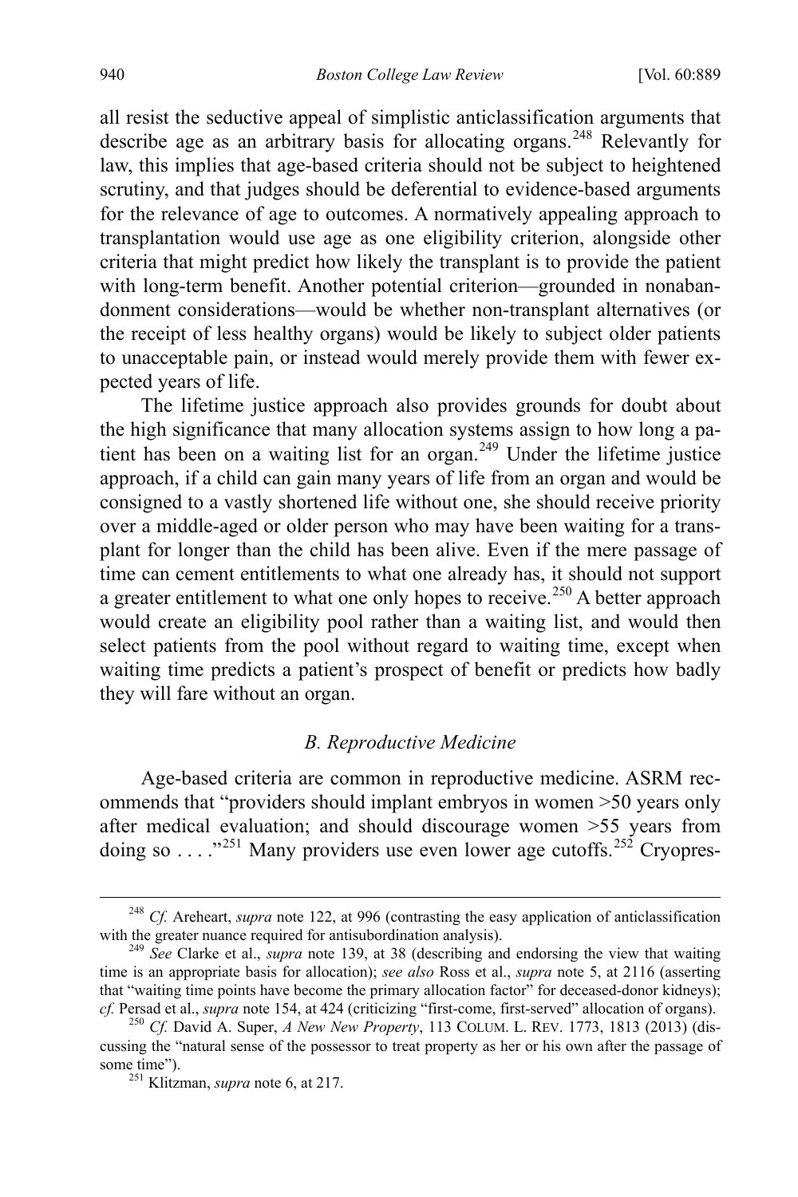all resist the seductive appeal of simplistic anticlassification arguments that describe age as an arbitrary basis for allocating organs.[248] Relevantly for law, this implies that age-based criteria should not be subject to heightened scrutiny, and that judges should be deferential to evidence-based arguments for the relevance of age to outcomes. A normatively appealing approach to transplantation would use age as one eligibility criterion, alongside other criteria that might predict how likely the transplant is to provide the patient with long-term benefit. Another potential criterion—grounded in nonabandonment considerations—would be whether non-transplant alternatives (or the receipt of less healthy organs) would be likely to subject older patients to unacceptable pain, or instead would merely provide them with fewer expected years of life.

The lifetime justice approach also provides grounds for doubt about the high significance that many allocation systems assign to how long a patient has been on a waiting list for an organ.[249] Under the lifetime justice approach, if a child can gain many years of life from an organ and would be consigned to a vastly shortened life without one, she should receive priority over a middle-aged or older person who may have been waiting for a transplant for longer than the child has been alive. Even if the mere passage of time can cement entitlements to what one already has, it should not support a greater entitlement to what one only hopes to receive.[250] A better approach would create an eligibility pool rather than a waiting list, and would then select patients from the pool without regard to waiting time, except when waiting time predicts a patient's prospect of benefit or predicts how badly they will fare without an organ.

### *B. Reproductive Medicine*

Age-based criteria are common in reproductive medicine. ASRM recommends that "providers should implant embryos in women >50 years only after medical evaluation; and should discourage women >55 years from doing so . . . ."[251] Many providers use even lower age cutoffs.[252] Cryopres-

---

[248] *Cf.* Areheart, *supra* note 122, at 996 (contrasting the easy application of anticlassification with the greater nuance required for antisubordination analysis).

[249] *See* Clarke et al., *supra* note 139, at 38 (describing and endorsing the view that waiting time is an appropriate basis for allocation); *see also* Ross et al., *supra* note 5, at 2116 (asserting that "waiting time points have become the primary allocation factor" for deceased-donor kidneys); *cf.* Persad et al., *supra* note 154, at 424 (criticizing "first-come, first-served" allocation of organs).

[250] *Cf.* David A. Super, *A New New Property*, 113 COLUM. L. REV. 1773, 1813 (2013) (discussing the "natural sense of the possessor to treat property as her or his own after the passage of some time").

[251] Klitzman, *supra* note 6, at 217.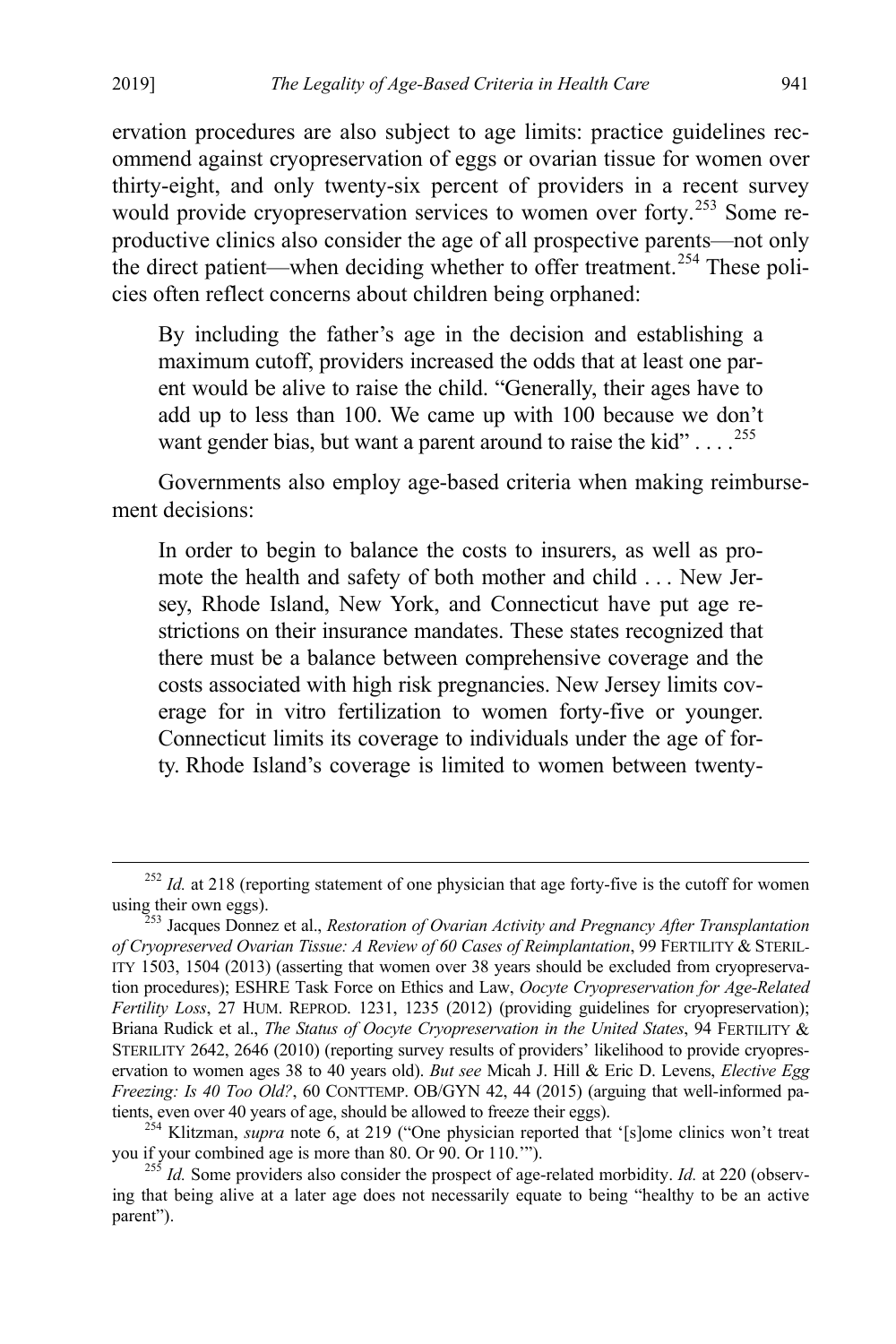ervation procedures are also subject to age limits: practice guidelines recommend against cryopreservation of eggs or ovarian tissue for women over thirty-eight, and only twenty-six percent of providers in a recent survey would provide cryopreservation services to women over forty.[253] Some reproductive clinics also consider the age of all prospective parents—not only the direct patient—when deciding whether to offer treatment.[254] These policies often reflect concerns about children being orphaned:

> By including the father's age in the decision and establishing a maximum cutoff, providers increased the odds that at least one parent would be alive to raise the child. "Generally, their ages have to add up to less than 100. We came up with 100 because we don't want gender bias, but want a parent around to raise the kid" . . . .[255]

Governments also employ age-based criteria when making reimbursement decisions:

> In order to begin to balance the costs to insurers, as well as promote the health and safety of both mother and child . . . New Jersey, Rhode Island, New York, and Connecticut have put age restrictions on their insurance mandates. These states recognized that there must be a balance between comprehensive coverage and the costs associated with high risk pregnancies. New Jersey limits coverage for in vitro fertilization to women forty-five or younger. Connecticut limits its coverage to individuals under the age of forty. Rhode Island's coverage is limited to women between twenty-

---

[252] *Id.* at 218 (reporting statement of one physician that age forty-five is the cutoff for women using their own eggs).

[253] Jacques Donnez et al., *Restoration of Ovarian Activity and Pregnancy After Transplantation of Cryopreserved Ovarian Tissue: A Review of 60 Cases of Reimplantation*, 99 FERTILITY & STERILITY 1503, 1504 (2013) (asserting that women over 38 years should be excluded from cryopreservation procedures); ESHRE Task Force on Ethics and Law, *Oocyte Cryopreservation for Age-Related Fertility Loss*, 27 HUM. REPROD. 1231, 1235 (2012) (providing guidelines for cryopreservation); Briana Rudick et al., *The Status of Oocyte Cryopreservation in the United States*, 94 FERTILITY & STERILITY 2642, 2646 (2010) (reporting survey results of providers' likelihood to provide cryopreservation to women ages 38 to 40 years old). *But see* Micah J. Hill & Eric D. Levens, *Elective Egg Freezing: Is 40 Too Old?*, 60 CONTTEMP. OB/GYN 42, 44 (2015) (arguing that well-informed patients, even over 40 years of age, should be allowed to freeze their eggs).

[254] Klitzman, *supra* note 6, at 219 ("One physician reported that '[s]ome clinics won't treat you if your combined age is more than 80. Or 90. Or 110.'").

[255] *Id.* Some providers also consider the prospect of age-related morbidity. *Id.* at 220 (observing that being alive at a later age does not necessarily equate to being "healthy to be an active parent").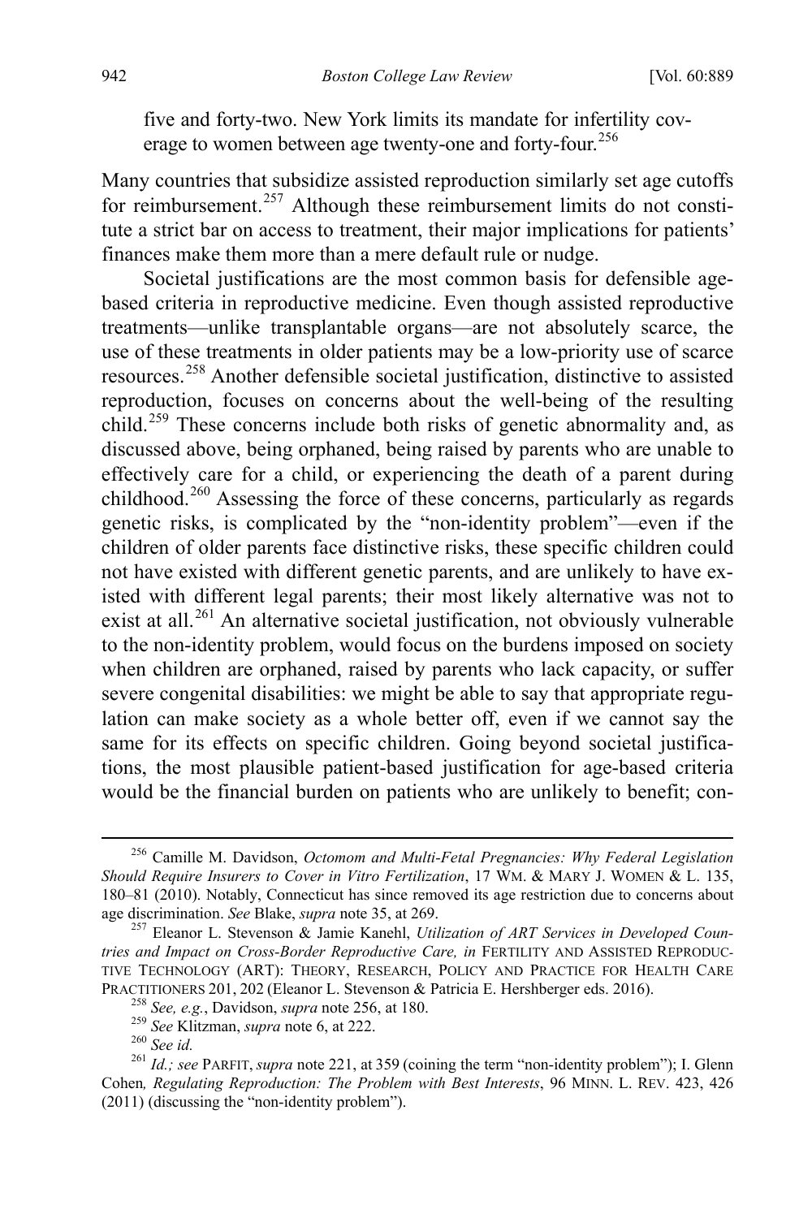> five and forty-two. New York limits its mandate for infertility coverage to women between age twenty-one and forty-four.[256]

Many countries that subsidize assisted reproduction similarly set age cutoffs for reimbursement.[257] Although these reimbursement limits do not constitute a strict bar on access to treatment, their major implications for patients' finances make them more than a mere default rule or nudge.

Societal justifications are the most common basis for defensible age-based criteria in reproductive medicine. Even though assisted reproductive treatments—unlike transplantable organs—are not absolutely scarce, the use of these treatments in older patients may be a low-priority use of scarce resources.[258] Another defensible societal justification, distinctive to assisted reproduction, focuses on concerns about the well-being of the resulting child.[259] These concerns include both risks of genetic abnormality and, as discussed above, being orphaned, being raised by parents who are unable to effectively care for a child, or experiencing the death of a parent during childhood.[260] Assessing the force of these concerns, particularly as regards genetic risks, is complicated by the "non-identity problem"—even if the children of older parents face distinctive risks, these specific children could not have existed with different genetic parents, and are unlikely to have existed with different legal parents; their most likely alternative was not to exist at all.[261] An alternative societal justification, not obviously vulnerable to the non-identity problem, would focus on the burdens imposed on society when children are orphaned, raised by parents who lack capacity, or suffer severe congenital disabilities: we might be able to say that appropriate regulation can make society as a whole better off, even if we cannot say the same for its effects on specific children. Going beyond societal justifications, the most plausible patient-based justification for age-based criteria would be the financial burden on patients who are unlikely to benefit; con-

---

[256] Camille M. Davidson, *Octomom and Multi-Fetal Pregnancies: Why Federal Legislation Should Require Insurers to Cover in Vitro Fertilization*, 17 WM. & MARY J. WOMEN & L. 135, 180–81 (2010). Notably, Connecticut has since removed its age restriction due to concerns about age discrimination. *See* Blake, *supra* note 35, at 269.

[257] Eleanor L. Stevenson & Jamie Kanehl, *Utilization of ART Services in Developed Countries and Impact on Cross-Border Reproductive Care, in* FERTILITY AND ASSISTED REPRODUCTIVE TECHNOLOGY (ART): THEORY, RESEARCH, POLICY AND PRACTICE FOR HEALTH CARE PRACTITIONERS 201, 202 (Eleanor L. Stevenson & Patricia E. Hershberger eds. 2016).

[258] *See, e.g.*, Davidson, *supra* note 256, at 180.

[259] *See* Klitzman, *supra* note 6, at 222.

[260] *See id.*

[261] *Id.; see* PARFIT, *supra* note 221, at 359 (coining the term "non-identity problem"); I. Glenn Cohen*, Regulating Reproduction: The Problem with Best Interests*, 96 MINN. L. REV. 423, 426 (2011) (discussing the "non-identity problem").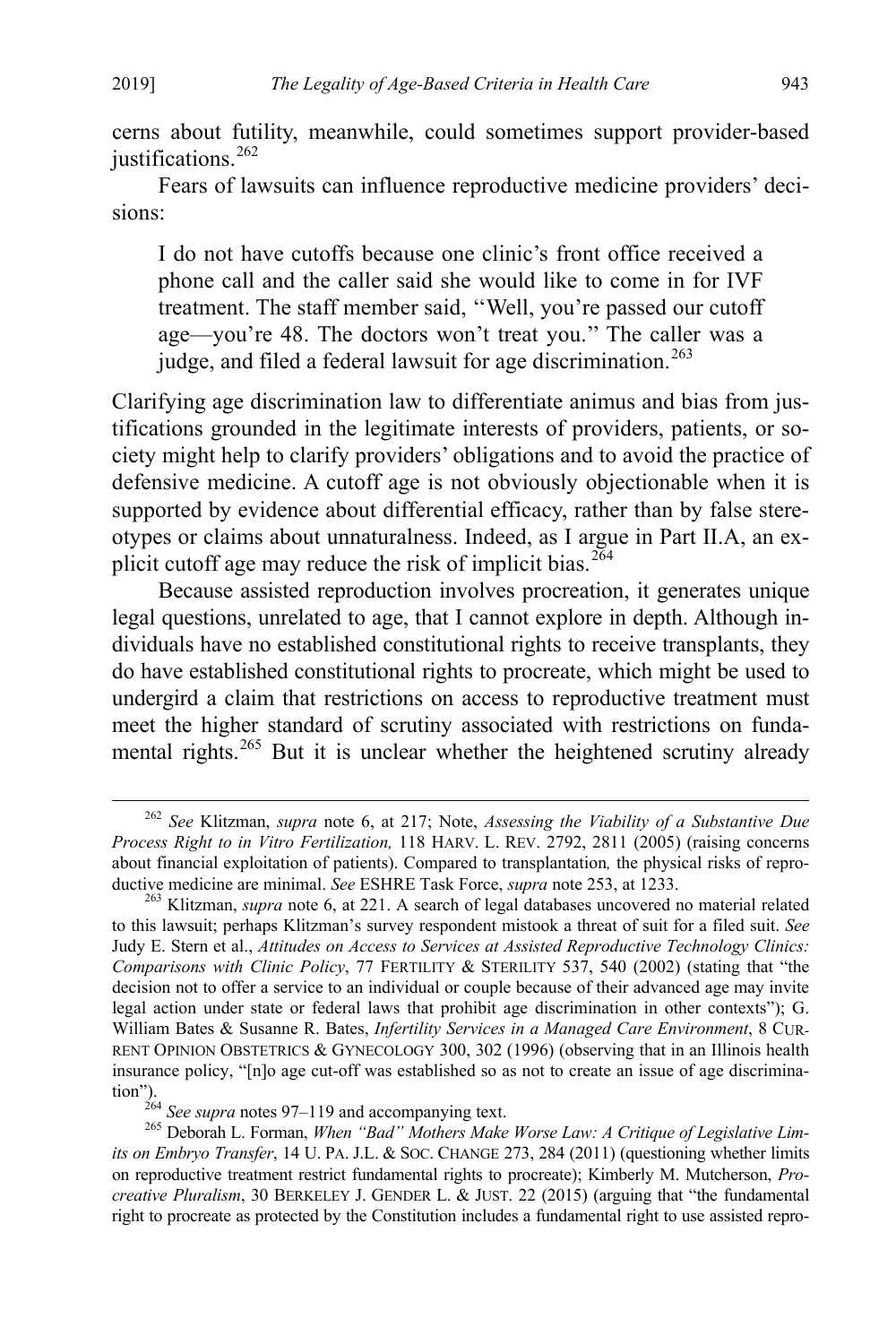cerns about futility, meanwhile, could sometimes support provider-based justifications.[262]

Fears of lawsuits can influence reproductive medicine providers' decisions:

> I do not have cutoffs because one clinic's front office received a phone call and the caller said she would like to come in for IVF treatment. The staff member said, ''Well, you're passed our cutoff age—you're 48. The doctors won't treat you.'' The caller was a judge, and filed a federal lawsuit for age discrimination.[263]

Clarifying age discrimination law to differentiate animus and bias from justifications grounded in the legitimate interests of providers, patients, or society might help to clarify providers' obligations and to avoid the practice of defensive medicine. A cutoff age is not obviously objectionable when it is supported by evidence about differential efficacy, rather than by false stereotypes or claims about unnaturalness. Indeed, as I argue in Part II.A, an explicit cutoff age may reduce the risk of implicit bias.[264]

Because assisted reproduction involves procreation, it generates unique legal questions, unrelated to age, that I cannot explore in depth. Although individuals have no established constitutional rights to receive transplants, they do have established constitutional rights to procreate, which might be used to undergird a claim that restrictions on access to reproductive treatment must meet the higher standard of scrutiny associated with restrictions on fundamental rights.[265] But it is unclear whether the heightened scrutiny already

---

[262] *See* Klitzman, *supra* note 6, at 217; Note, *Assessing the Viability of a Substantive Due Process Right to in Vitro Fertilization,* 118 HARV. L. REV. 2792, 2811 (2005) (raising concerns about financial exploitation of patients). Compared to transplantation*,* the physical risks of reproductive medicine are minimal. *See* ESHRE Task Force, *supra* note 253, at 1233.

[263] Klitzman, *supra* note 6, at 221. A search of legal databases uncovered no material related to this lawsuit; perhaps Klitzman's survey respondent mistook a threat of suit for a filed suit. *See* Judy E. Stern et al., *Attitudes on Access to Services at Assisted Reproductive Technology Clinics: Comparisons with Clinic Policy*, 77 FERTILITY & STERILITY 537, 540 (2002) (stating that "the decision not to offer a service to an individual or couple because of their advanced age may invite legal action under state or federal laws that prohibit age discrimination in other contexts"); G. William Bates & Susanne R. Bates, *Infertility Services in a Managed Care Environment*, 8 CURRENT OPINION OBSTETRICS & GYNECOLOGY 300, 302 (1996) (observing that in an Illinois health insurance policy, "[n]o age cut-off was established so as not to create an issue of age discrimination").

[264] *See supra* notes 97–119 and accompanying text.

[265] Deborah L. Forman, *When "Bad" Mothers Make Worse Law: A Critique of Legislative Limits on Embryo Transfer*, 14 U. PA. J.L. & SOC. CHANGE 273, 284 (2011) (questioning whether limits on reproductive treatment restrict fundamental rights to procreate); Kimberly M. Mutcherson, *Procreative Pluralism*, 30 BERKELEY J. GENDER L. & JUST. 22 (2015) (arguing that "the fundamental right to procreate as protected by the Constitution includes a fundamental right to use assisted repro-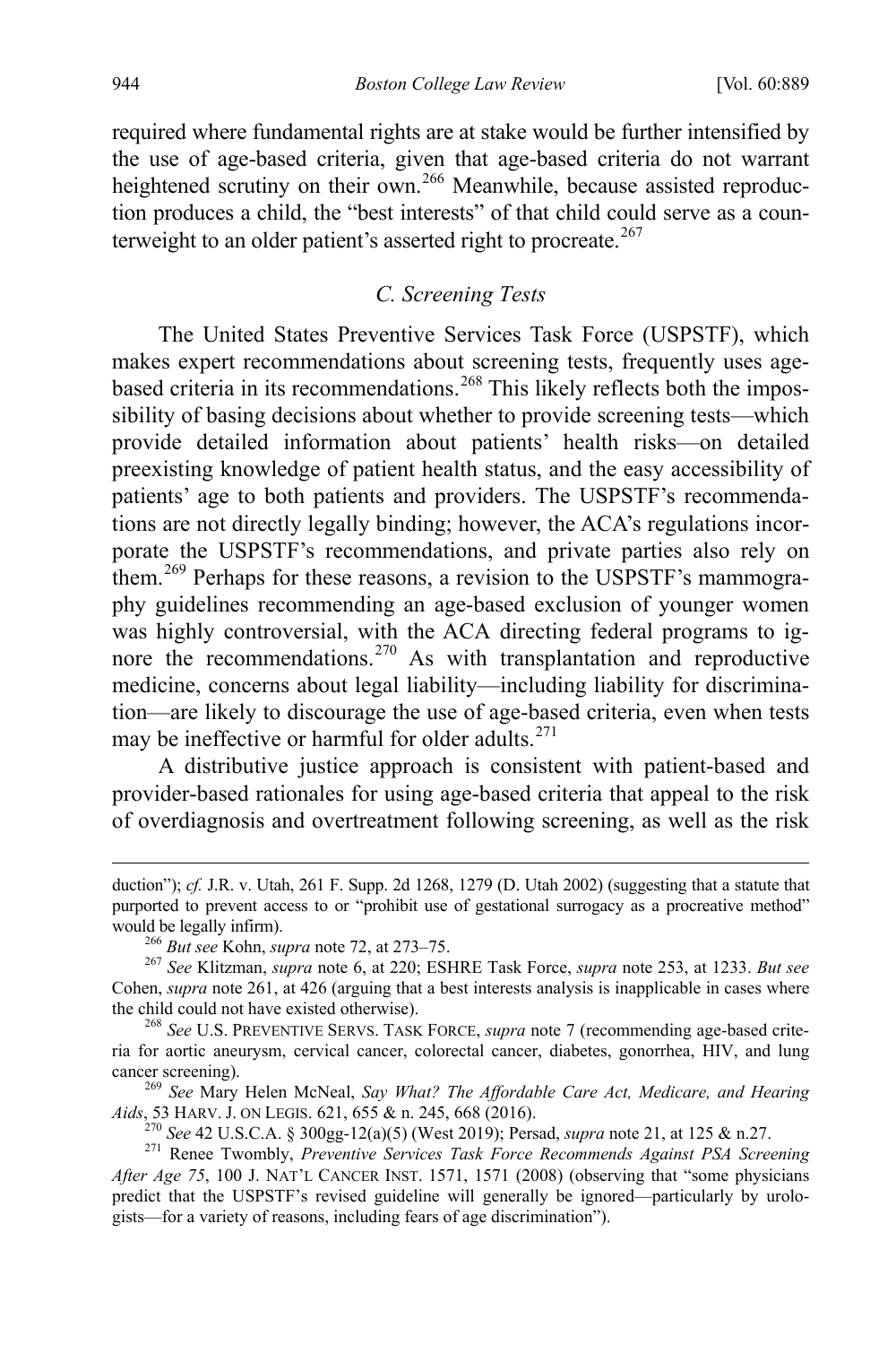required where fundamental rights are at stake would be further intensified by the use of age-based criteria, given that age-based criteria do not warrant heightened scrutiny on their own.[266] Meanwhile, because assisted reproduction produces a child, the "best interests" of that child could serve as a counterweight to an older patient's asserted right to procreate.[267]

### *C. Screening Tests*

The United States Preventive Services Task Force (USPSTF), which makes expert recommendations about screening tests, frequently uses age-based criteria in its recommendations.[268] This likely reflects both the impossibility of basing decisions about whether to provide screening tests—which provide detailed information about patients' health risks—on detailed preexisting knowledge of patient health status, and the easy accessibility of patients' age to both patients and providers. The USPSTF's recommendations are not directly legally binding; however, the ACA's regulations incorporate the USPSTF's recommendations, and private parties also rely on them.[269] Perhaps for these reasons, a revision to the USPSTF's mammography guidelines recommending an age-based exclusion of younger women was highly controversial, with the ACA directing federal programs to ignore the recommendations.[270] As with transplantation and reproductive medicine, concerns about legal liability—including liability for discrimination—are likely to discourage the use of age-based criteria, even when tests may be ineffective or harmful for older adults.[271]

A distributive justice approach is consistent with patient-based and provider-based rationales for using age-based criteria that appeal to the risk of overdiagnosis and overtreatment following screening, as well as the risk

---

duction"); *cf.* J.R. v. Utah, 261 F. Supp. 2d 1268, 1279 (D. Utah 2002) (suggesting that a statute that purported to prevent access to or "prohibit use of gestational surrogacy as a procreative method" would be legally infirm).

[266] *But see* Kohn, *supra* note 72, at 273–75.

[267] *See* Klitzman, *supra* note 6, at 220; ESHRE Task Force, *supra* note 253, at 1233. *But see* Cohen, *supra* note 261, at 426 (arguing that a best interests analysis is inapplicable in cases where the child could not have existed otherwise).

[268] *See* U.S. PREVENTIVE SERVS. TASK FORCE, *supra* note 7 (recommending age-based criteria for aortic aneurysm, cervical cancer, colorectal cancer, diabetes, gonorrhea, HIV, and lung cancer screening).

[269] *See* Mary Helen McNeal, *Say What? The Affordable Care Act, Medicare, and Hearing Aids*, 53 HARV. J. ON LEGIS. 621, 655 & n. 245, 668 (2016).

[270] *See* 42 U.S.C.A. § 300gg-12(a)(5) (West 2019); Persad, *supra* note 21, at 125 & n.27.

[271] Renee Twombly, *Preventive Services Task Force Recommends Against PSA Screening After Age 75*, 100 J. NAT'L CANCER INST. 1571, 1571 (2008) (observing that "some physicians predict that the USPSTF's revised guideline will generally be ignored—particularly by urologists—for a variety of reasons, including fears of age discrimination").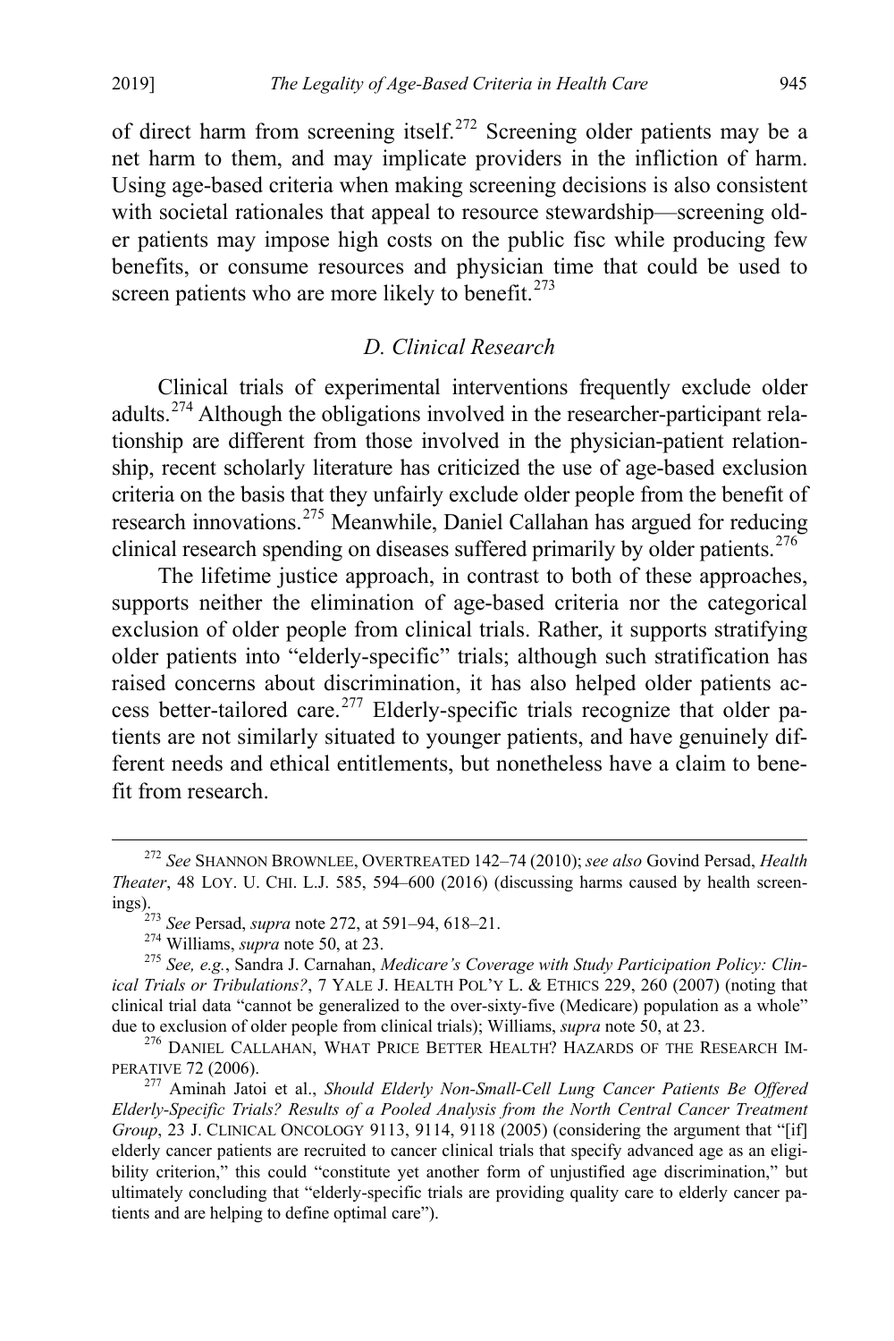of direct harm from screening itself.[272] Screening older patients may be a net harm to them, and may implicate providers in the infliction of harm. Using age-based criteria when making screening decisions is also consistent with societal rationales that appeal to resource stewardship—screening older patients may impose high costs on the public fisc while producing few benefits, or consume resources and physician time that could be used to screen patients who are more likely to benefit.[273]

### *D. Clinical Research*

Clinical trials of experimental interventions frequently exclude older adults.[274] Although the obligations involved in the researcher-participant relationship are different from those involved in the physician-patient relationship, recent scholarly literature has criticized the use of age-based exclusion criteria on the basis that they unfairly exclude older people from the benefit of research innovations.[275] Meanwhile, Daniel Callahan has argued for reducing clinical research spending on diseases suffered primarily by older patients.[276]

The lifetime justice approach, in contrast to both of these approaches, supports neither the elimination of age-based criteria nor the categorical exclusion of older people from clinical trials. Rather, it supports stratifying older patients into "elderly-specific" trials; although such stratification has raised concerns about discrimination, it has also helped older patients access better-tailored care.[277] Elderly-specific trials recognize that older patients are not similarly situated to younger patients, and have genuinely different needs and ethical entitlements, but nonetheless have a claim to benefit from research.

---

[272] *See* SHANNON BROWNLEE, OVERTREATED 142–74 (2010); *see also* Govind Persad, *Health Theater*, 48 LOY. U. CHI. L.J. 585, 594–600 (2016) (discussing harms caused by health screenings).

[273] *See* Persad, *supra* note 272, at 591–94, 618–21.

[274] Williams, *supra* note 50, at 23.

[275] *See, e.g.*, Sandra J. Carnahan, *Medicare's Coverage with Study Participation Policy: Clinical Trials or Tribulations?*, 7 YALE J. HEALTH POL'Y L. & ETHICS 229, 260 (2007) (noting that clinical trial data "cannot be generalized to the over-sixty-five (Medicare) population as a whole" due to exclusion of older people from clinical trials); Williams, *supra* note 50, at 23.

[276] DANIEL CALLAHAN, WHAT PRICE BETTER HEALTH? HAZARDS OF THE RESEARCH IMPERATIVE 72 (2006).

[277] Aminah Jatoi et al., *Should Elderly Non-Small-Cell Lung Cancer Patients Be Offered Elderly-Specific Trials? Results of a Pooled Analysis from the North Central Cancer Treatment Group*, 23 J. CLINICAL ONCOLOGY 9113, 9114, 9118 (2005) (considering the argument that "[if] elderly cancer patients are recruited to cancer clinical trials that specify advanced age as an eligibility criterion," this could "constitute yet another form of unjustified age discrimination," but ultimately concluding that "elderly-specific trials are providing quality care to elderly cancer patients and are helping to define optimal care").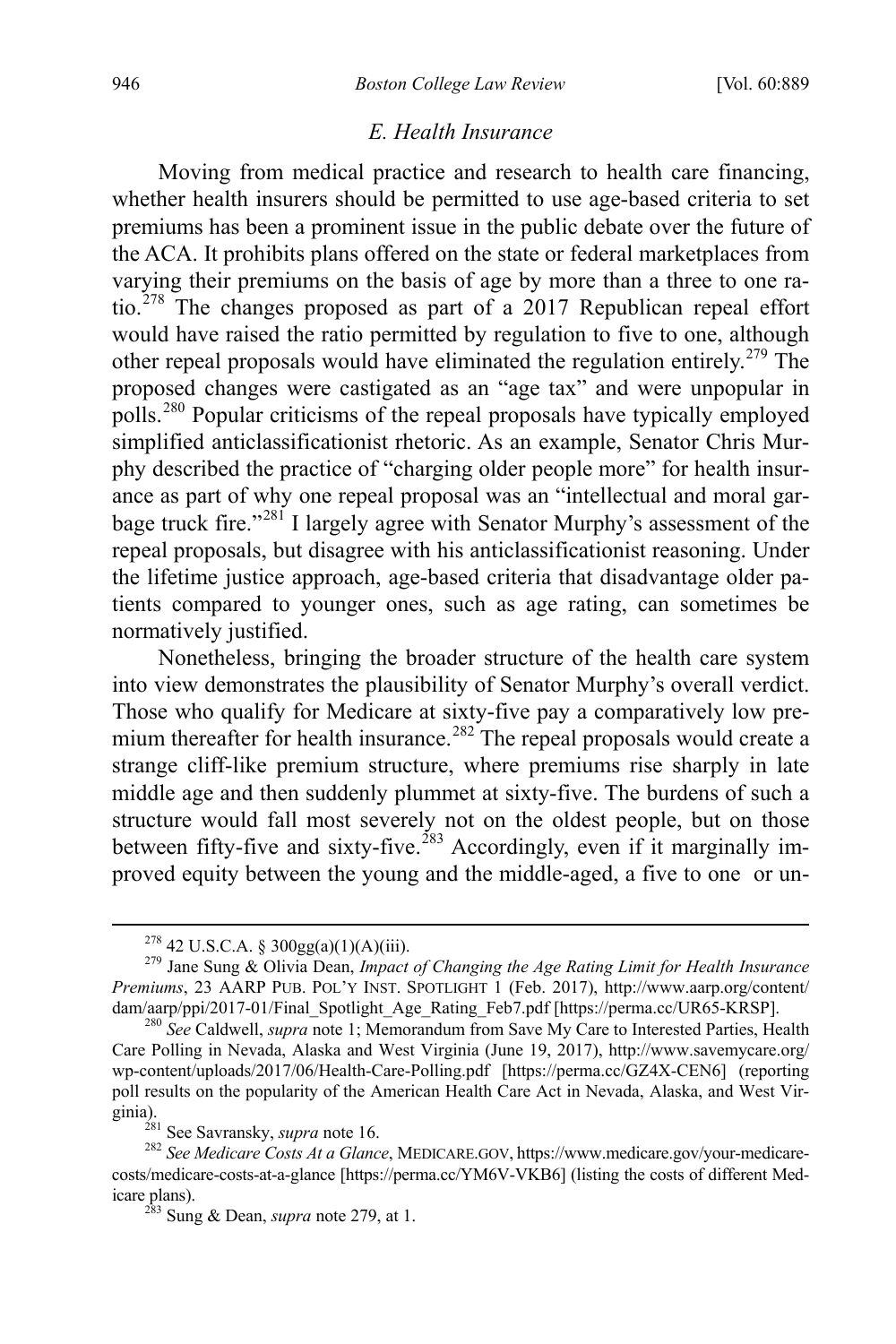### *E. Health Insurance*

Moving from medical practice and research to health care financing, whether health insurers should be permitted to use age-based criteria to set premiums has been a prominent issue in the public debate over the future of the ACA. It prohibits plans offered on the state or federal marketplaces from varying their premiums on the basis of age by more than a three to one ratio.[278] The changes proposed as part of a 2017 Republican repeal effort would have raised the ratio permitted by regulation to five to one, although other repeal proposals would have eliminated the regulation entirely.[279] The proposed changes were castigated as an "age tax" and were unpopular in polls.[280] Popular criticisms of the repeal proposals have typically employed simplified anticlassificationist rhetoric. As an example, Senator Chris Murphy described the practice of "charging older people more" for health insurance as part of why one repeal proposal was an "intellectual and moral garbage truck fire."[281] I largely agree with Senator Murphy's assessment of the repeal proposals, but disagree with his anticlassificationist reasoning. Under the lifetime justice approach, age-based criteria that disadvantage older patients compared to younger ones, such as age rating, can sometimes be normatively justified.

Nonetheless, bringing the broader structure of the health care system into view demonstrates the plausibility of Senator Murphy's overall verdict. Those who qualify for Medicare at sixty-five pay a comparatively low premium thereafter for health insurance.[282] The repeal proposals would create a strange cliff-like premium structure, where premiums rise sharply in late middle age and then suddenly plummet at sixty-five. The burdens of such a structure would fall most severely not on the oldest people, but on those between fifty-five and sixty-five.[283] Accordingly, even if it marginally improved equity between the young and the middle-aged, a five to one or un-

---

[278] 42 U.S.C.A. § 300gg(a)(1)(A)(iii).

[279] Jane Sung & Olivia Dean, *Impact of Changing the Age Rating Limit for Health Insurance Premiums*, 23 AARP PUB. POL'Y INST. SPOTLIGHT 1 (Feb. 2017), http://www.aarp.org/content/dam/aarp/ppi/2017-01/Final_Spotlight_Age_Rating_Feb7.pdf [https://perma.cc/UR65-KRSP].

[280] *See* Caldwell, *supra* note 1; Memorandum from Save My Care to Interested Parties, Health Care Polling in Nevada, Alaska and West Virginia (June 19, 2017), http://www.savemycare.org/wp-content/uploads/2017/06/Health-Care-Polling.pdf [https://perma.cc/GZ4X-CEN6] (reporting poll results on the popularity of the American Health Care Act in Nevada, Alaska, and West Virginia).

[281] See Savransky, *supra* note 16.

[282] *See Medicare Costs At a Glance*, MEDICARE.GOV, https://www.medicare.gov/your-medicare-costs/medicare-costs-at-a-glance [https://perma.cc/YM6V-VKB6] (listing the costs of different Medicare plans).

[283] Sung & Dean, *supra* note 279, at 1.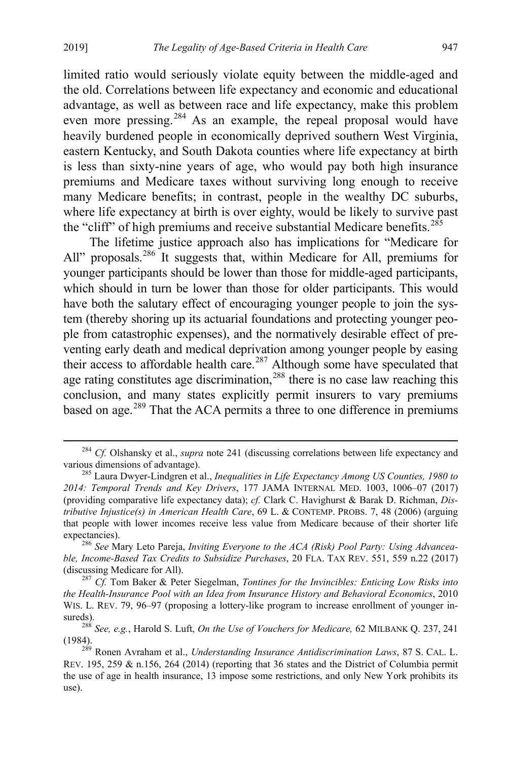limited ratio would seriously violate equity between the middle-aged and the old. Correlations between life expectancy and economic and educational advantage, as well as between race and life expectancy, make this problem even more pressing.[284] As an example, the repeal proposal would have heavily burdened people in economically deprived southern West Virginia, eastern Kentucky, and South Dakota counties where life expectancy at birth is less than sixty-nine years of age, who would pay both high insurance premiums and Medicare taxes without surviving long enough to receive many Medicare benefits; in contrast, people in the wealthy DC suburbs, where life expectancy at birth is over eighty, would be likely to survive past the "cliff" of high premiums and receive substantial Medicare benefits.[285]

The lifetime justice approach also has implications for "Medicare for All" proposals.[286] It suggests that, within Medicare for All, premiums for younger participants should be lower than those for middle-aged participants, which should in turn be lower than those for older participants. This would have both the salutary effect of encouraging younger people to join the system (thereby shoring up its actuarial foundations and protecting younger people from catastrophic expenses), and the normatively desirable effect of preventing early death and medical deprivation among younger people by easing their access to affordable health care.[287] Although some have speculated that age rating constitutes age discrimination,[288] there is no case law reaching this conclusion, and many states explicitly permit insurers to vary premiums based on age.[289] That the ACA permits a three to one difference in premiums

---

[284] *Cf.* Olshansky et al., *supra* note 241 (discussing correlations between life expectancy and various dimensions of advantage).

[285] Laura Dwyer-Lindgren et al., *Inequalities in Life Expectancy Among US Counties, 1980 to 2014: Temporal Trends and Key Drivers*, 177 JAMA INTERNAL MED. 1003, 1006–07 (2017) (providing comparative life expectancy data); *cf.* Clark C. Havighurst & Barak D. Richman, *Distributive Injustice(s) in American Health Care*, 69 L. & CONTEMP. PROBS. 7, 48 (2006) (arguing that people with lower incomes receive less value from Medicare because of their shorter life expectancies).

[286] *See* Mary Leto Pareja, *Inviting Everyone to the ACA (Risk) Pool Party: Using Advanceable, Income-Based Tax Credits to Subsidize Purchases*, 20 FLA. TAX REV. 551, 559 n.22 (2017) (discussing Medicare for All).

[287] *Cf.* Tom Baker & Peter Siegelman, *Tontines for the Invincibles: Enticing Low Risks into the Health-Insurance Pool with an Idea from Insurance History and Behavioral Economics*, 2010 WIS. L. REV. 79, 96–97 (proposing a lottery-like program to increase enrollment of younger insureds).

[288] *See, e.g.*, Harold S. Luft, *On the Use of Vouchers for Medicare,* 62 MILBANK Q. 237, 241 (1984).

[289] Ronen Avraham et al., *Understanding Insurance Antidiscrimination Laws*, 87 S. CAL. L. REV. 195, 259 & n.156, 264 (2014) (reporting that 36 states and the District of Columbia permit the use of age in health insurance, 13 impose some restrictions, and only New York prohibits its use).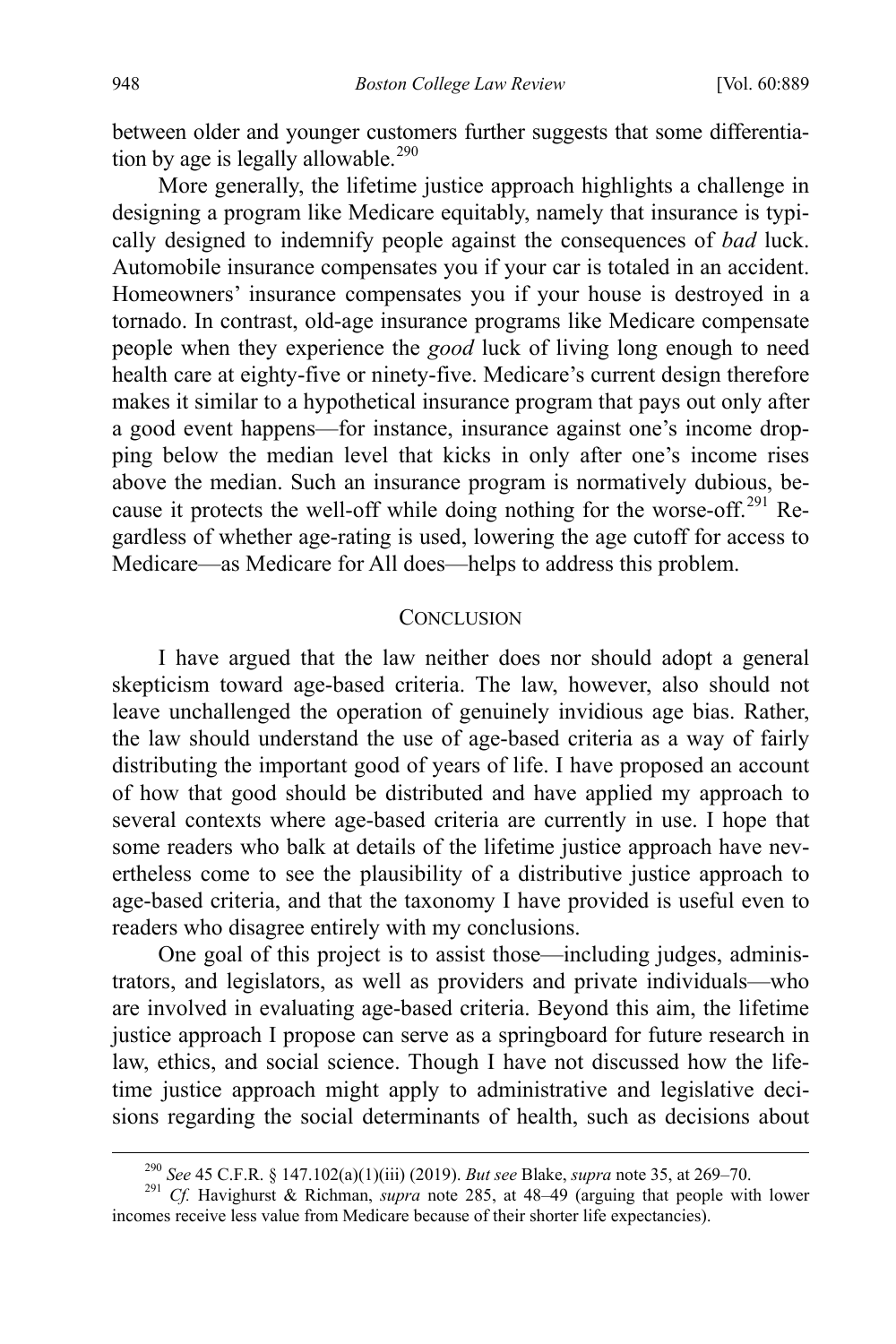between older and younger customers further suggests that some differentiation by age is legally allowable.[290]

More generally, the lifetime justice approach highlights a challenge in designing a program like Medicare equitably, namely that insurance is typically designed to indemnify people against the consequences of *bad* luck. Automobile insurance compensates you if your car is totaled in an accident. Homeowners' insurance compensates you if your house is destroyed in a tornado. In contrast, old-age insurance programs like Medicare compensate people when they experience the *good* luck of living long enough to need health care at eighty-five or ninety-five. Medicare's current design therefore makes it similar to a hypothetical insurance program that pays out only after a good event happens—for instance, insurance against one's income dropping below the median level that kicks in only after one's income rises above the median. Such an insurance program is normatively dubious, because it protects the well-off while doing nothing for the worse-off.[291] Regardless of whether age-rating is used, lowering the age cutoff for access to Medicare—as Medicare for All does—helps to address this problem.

## CONCLUSION

I have argued that the law neither does nor should adopt a general skepticism toward age-based criteria. The law, however, also should not leave unchallenged the operation of genuinely invidious age bias. Rather, the law should understand the use of age-based criteria as a way of fairly distributing the important good of years of life. I have proposed an account of how that good should be distributed and have applied my approach to several contexts where age-based criteria are currently in use. I hope that some readers who balk at details of the lifetime justice approach have nevertheless come to see the plausibility of a distributive justice approach to age-based criteria, and that the taxonomy I have provided is useful even to readers who disagree entirely with my conclusions.

One goal of this project is to assist those—including judges, administrators, and legislators, as well as providers and private individuals—who are involved in evaluating age-based criteria. Beyond this aim, the lifetime justice approach I propose can serve as a springboard for future research in law, ethics, and social science. Though I have not discussed how the lifetime justice approach might apply to administrative and legislative decisions regarding the social determinants of health, such as decisions about

---

[290] *See* 45 C.F.R. § 147.102(a)(1)(iii) (2019). *But see* Blake, *supra* note 35, at 269–70.

[291] *Cf.* Havighurst & Richman, *supra* note 285, at 48–49 (arguing that people with lower incomes receive less value from Medicare because of their shorter life expectancies).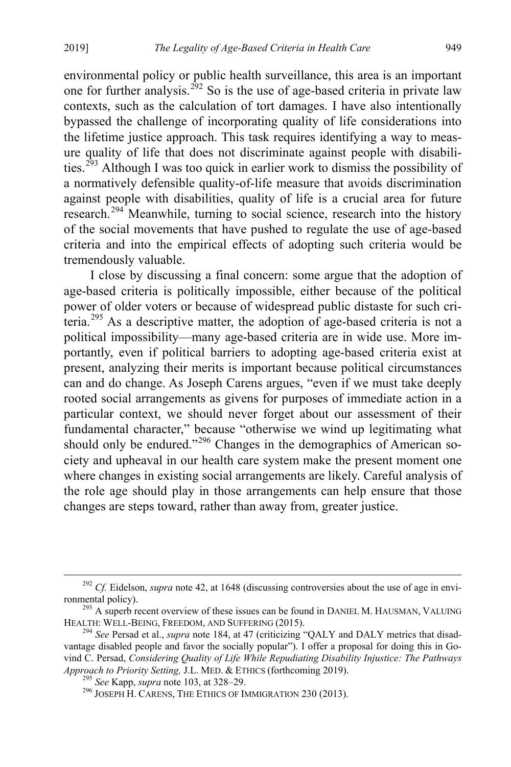environmental policy or public health surveillance, this area is an important one for further analysis.[292] So is the use of age-based criteria in private law contexts, such as the calculation of tort damages. I have also intentionally bypassed the challenge of incorporating quality of life considerations into the lifetime justice approach. This task requires identifying a way to measure quality of life that does not discriminate against people with disabilities.[293] Although I was too quick in earlier work to dismiss the possibility of a normatively defensible quality-of-life measure that avoids discrimination against people with disabilities, quality of life is a crucial area for future research.[294] Meanwhile, turning to social science, research into the history of the social movements that have pushed to regulate the use of age-based criteria and into the empirical effects of adopting such criteria would be tremendously valuable.

I close by discussing a final concern: some argue that the adoption of age-based criteria is politically impossible, either because of the political power of older voters or because of widespread public distaste for such criteria.[295] As a descriptive matter, the adoption of age-based criteria is not a political impossibility—many age-based criteria are in wide use. More importantly, even if political barriers to adopting age-based criteria exist at present, analyzing their merits is important because political circumstances can and do change. As Joseph Carens argues, "even if we must take deeply rooted social arrangements as givens for purposes of immediate action in a particular context, we should never forget about our assessment of their fundamental character," because "otherwise we wind up legitimating what should only be endured."[296] Changes in the demographics of American society and upheaval in our health care system make the present moment one where changes in existing social arrangements are likely. Careful analysis of the role age should play in those arrangements can help ensure that those changes are steps toward, rather than away from, greater justice.

---

[292] *Cf.* Eidelson, *supra* note 42, at 1648 (discussing controversies about the use of age in environmental policy).

[293] A superb recent overview of these issues can be found in DANIEL M. HAUSMAN, VALUING HEALTH: WELL-BEING, FREEDOM, AND SUFFERING (2015).

[294] *See* Persad et al., *supra* note 184, at 47 (criticizing "QALY and DALY metrics that disadvantage disabled people and favor the socially popular"). I offer a proposal for doing this in Govind C. Persad, *Considering Quality of Life While Repudiating Disability Injustice: The Pathways Approach to Priority Setting,* J.L. MED. & ETHICS (forthcoming 2019).

[295] *See* Kapp, *supra* note 103, at 328–29.

[296] JOSEPH H. CARENS, THE ETHICS OF IMMIGRATION 230 (2013).